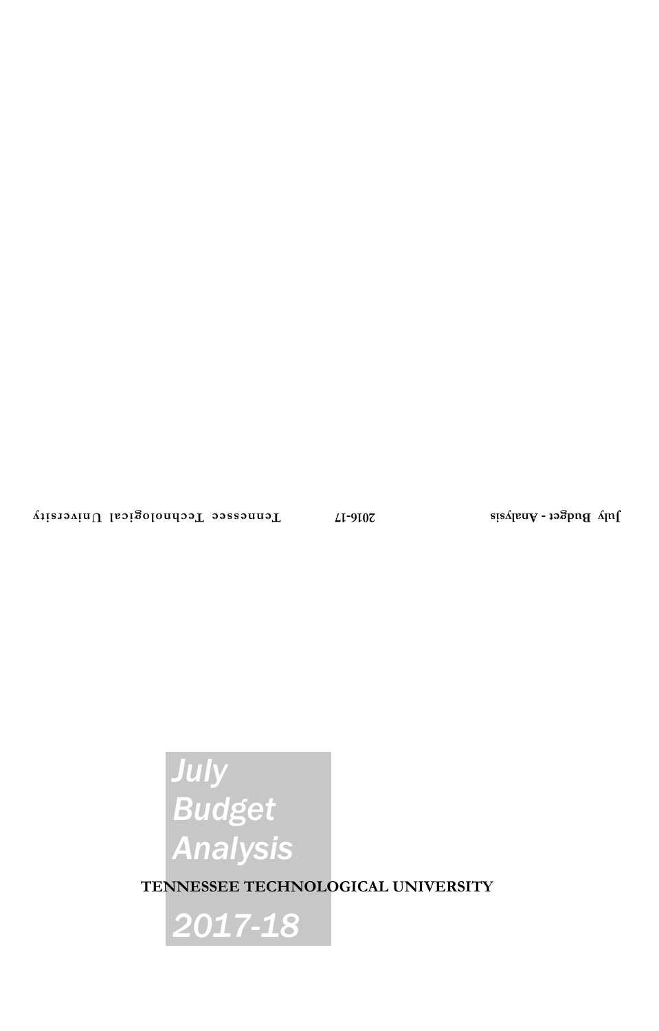July Budget - Analysis 2016-17 Tennessee Technological University

# July Budget Analysis

**TENNESSEE TECHNOLOGICAL UNIVERSITY**

# 2017-18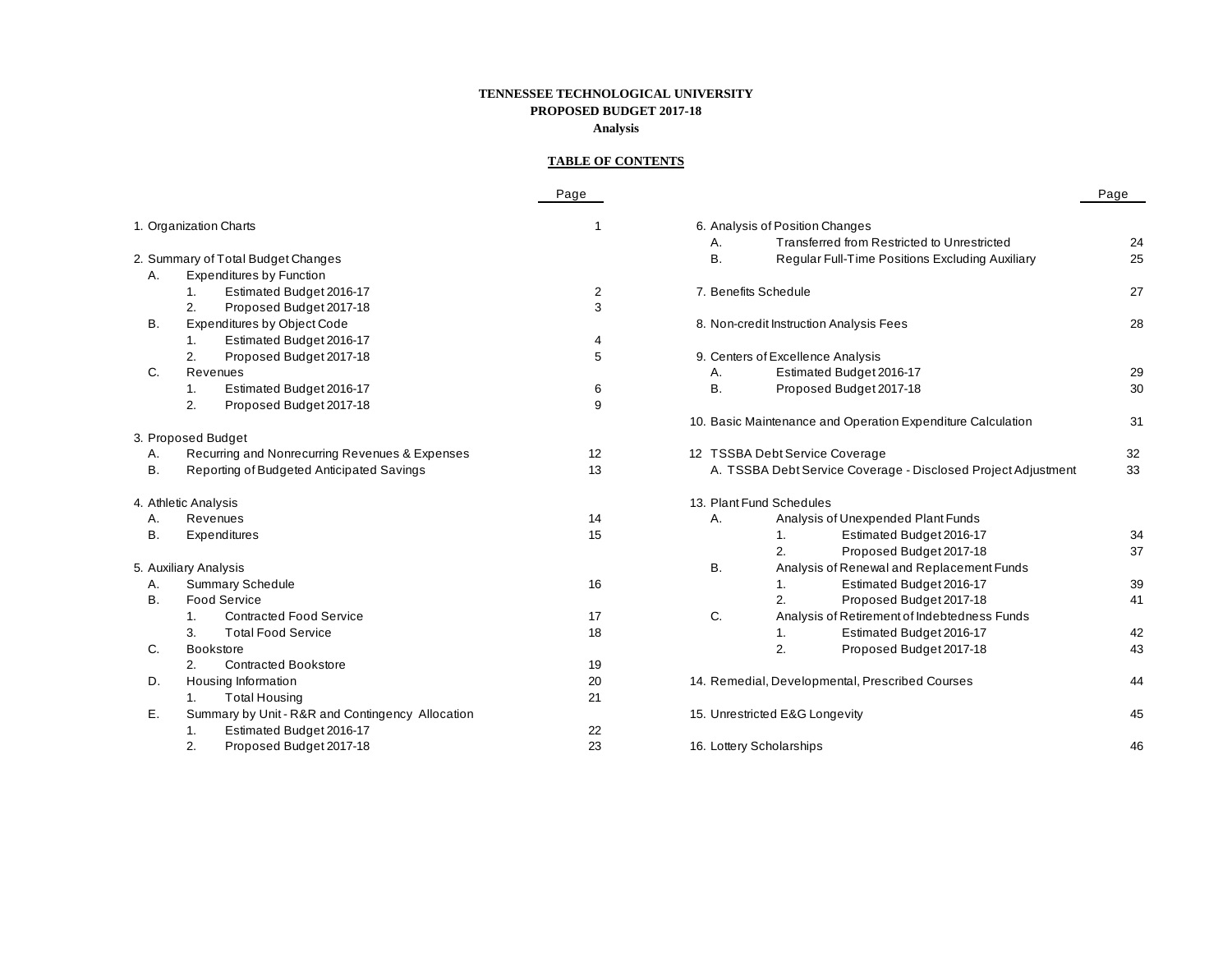**TENNESSEE TECHNOLOGICAL UNIVERSITY**
**PROPOSED BUDGET 2017-18**
**Analysis**

**TABLE OF CONTENTS**

| | Page |
|---|---|
| 1. Organization Charts | 1 |
| 2. Summary of Total Budget Changes | |
| A. Expenditures by Function | |
| 1. Estimated Budget 2016-17 | 2 |
| 2. Proposed Budget 2017-18 | 3 |
| B. Expenditures by Object Code | |
| 1. Estimated Budget 2016-17 | 4 |
| 2. Proposed Budget 2017-18 | 5 |
| C. Revenues | |
| 1. Estimated Budget 2016-17 | 6 |
| 2. Proposed Budget 2017-18 | 9 |
| 3. Proposed Budget | |
| A. Recurring and Nonrecurring Revenues & Expenses | 12 |
| B. Reporting of Budgeted Anticipated Savings | 13 |
| 4. Athletic Analysis | |
| A. Revenues | 14 |
| B. Expenditures | 15 |
| 5. Auxiliary Analysis | |
| A. Summary Schedule | 16 |
| B. Food Service | |
| 1. Contracted Food Service | 17 |
| 3. Total Food Service | 18 |
| C. Bookstore | |
| 2. Contracted Bookstore | 19 |
| D. Housing Information | 20 |
| 1. Total Housing | 21 |
| E. Summary by Unit - R&R and Contingency Allocation | |
| 1. Estimated Budget 2016-17 | 22 |
| 2. Proposed Budget 2017-18 | 23 |
| 6. Analysis of Position Changes | |
| A. Transferred from Restricted to Unrestricted | 24 |
| B. Regular Full-Time Positions Excluding Auxiliary | 25 |
| 7. Benefits Schedule | 27 |
| 8. Non-credit Instruction Analysis Fees | 28 |
| 9. Centers of Excellence Analysis | |
| A. Estimated Budget 2016-17 | 29 |
| B. Proposed Budget 2017-18 | 30 |
| 10. Basic Maintenance and Operation Expenditure Calculation | 31 |
| 12 TSSBA Debt Service Coverage | 32 |
| A. TSSBA Debt Service Coverage - Disclosed Project Adjustment | 33 |
| 13. Plant Fund Schedules | |
| A. Analysis of Unexpended Plant Funds | |
| 1. Estimated Budget 2016-17 | 34 |
| 2. Proposed Budget 2017-18 | 37 |
| B. Analysis of Renewal and Replacement Funds | |
| 1. Estimated Budget 2016-17 | 39 |
| 2. Proposed Budget 2017-18 | 41 |
| C. Analysis of Retirement of Indebtedness Funds | |
| 1. Estimated Budget 2016-17 | 42 |
| 2. Proposed Budget 2017-18 | 43 |
| 14. Remedial, Developmental, Prescribed Courses | 44 |
| 15. Unrestricted E&G Longevity | 45 |
| 16. Lottery Scholarships | 46 |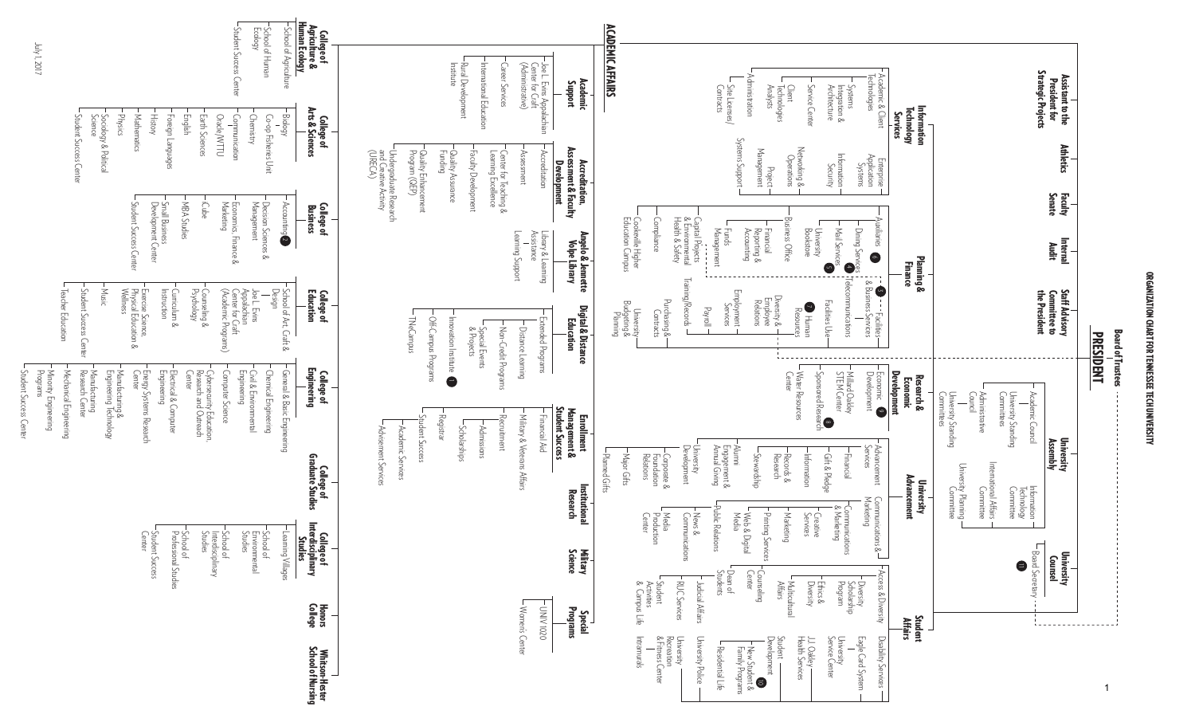# ORGANIZATION CHART FOR TENNESSEE TECH UNIVERSITY

## PRESIDENT

- Board of Trustees

### Assistant to the President for Strategic Projects

### Athletics

### Faculty Senate

### Internal Audit

### Staff Advisory Committee to the President

### University Assembly
- Academic Council
- University Standing Committees
- Administrative Council
- University Standing Committees
- International Affairs Committee
- Information Technology Committee
- University Planning Committee

### University Counsel
- Board Secretary (11)

### Information Technology Services
- Academic & Client Technologies
- Systems Integration & Architecture
- Service Center
- Client Technologies Analysts
- Administration
- Site Licenses/Contracts
- Enterprise Application Systems
- Information Security
- Networking & Operations
- Project Management
- Systems Support

### Planning & Finance
- Auxiliaries (6)
  - Dining Services (4)
  - Mail Services (5)
  - University Bookstore
- Business Office
  - Financial Reporting & Accounting
  - Funds Management
- Capital Projects & Environmental Health & Safety
- Compliance
- Cookeville Higher Education Campus
- Facilities & Business Services (3)
  - Facilities
  - Telecommunications
  - Facilities Use
- Human Resources (7)
  - Diversity & Employee Relations
  - Employment Services
  - Payroll
  - Training/Records
- Purchasing & Contracts
- University Budgeting & Planning

### Research & Economic Development
- Economic Development (9)
- Millard Oakley STEM Center
- Sponsored Research (8)
- Water Resources Center

### University Advancement
- Advancement Services
  - Financial
  - Gift & Pledge
  - Information
  - Records & Research
  - Stewardship
- Alumni Engagement & Annual Giving
- University Development
  - Corporate & Foundation Relations
  - Major Gifts
  - Planned Gifts
- Communications & Marketing
  - Communications & Marketing
  - Creative Services
  - Marketing
  - Printing Services
  - Web & Digital Media
- Public Relations
  - News & Communications
  - Media Production Center

### Student Affairs
- Access & Diversity
  - Diversity Scholarship Program
  - Ethics & Diversity
  - Multicultural Affairs
- Counseling Center
- Dean of Students
  - Judicial Affairs
  - RUC Services
  - Student Activities & Campus Life
- Disability Services
- Eagle Card System
- University Service Center
- J.J. Oakley Health Services
- Student Development (10)
  - New Student & Family Programs
  - Residential Life
- University Police
- University Recreation & Fitness Center
- Intramurals

## ACADEMIC AFFAIRS

### Academic Support
- Joe L. Evins Appalachian Center for Craft (Administrative)
- Career Services
- International Education
- Rural Development Institute

### Accreditation, Assessment & Faculty Development
- Accreditation
- Assessment
- Center for Teaching & Learning Excellence
- Faculty Development
- Quality Assurance Funding
- Quality Enhancement Program (QEP)
- Undergraduate Research and Creative Activity (URECA)

### Angelo & Jennette Volpe Library
- Library & Learning Assistance
- Learning Support

### Digital & Distance Education
- Extended Programs
- Distance Learning
- Non-Credit Programs
- Special Events & Projects
- Innovation Institute (1)
- Off-Campus Programs
- TNeCampus

### Enrollment Management & Student Success
- Financial Aid
- Military & Veterans Affairs
- Recruitment
- Admissions
- Scholarships
- Registrar
- Student Success
- Academic Services
- Advisement Services

### Institutional Research

### Military Science

### Special Programs
- UNIV 1020
- Women's Center

### College of Agriculture & Human Ecology
- School of Agriculture
- School of Human Ecology
- Student Success Center

### College of Arts & Sciences
- Biology
- Co-op Fisheries Unit
- Chemistry
- Communication
- Oracle/WTTU
- Earth Sciences
- English
- Foreign Languages
- History
- Mathematics
- Physics
- Sociology & Political Science
- Student Success Center

### College of Business
- Accounting (2)
- Decision Sciences & Management
- Economics, Finance & Marketing
- iCube
- MBA Studies
- Small Business Development Center
- Student Success Center

### College of Education
- School of Art, Craft & Design
- Joe L. Evins Appalachian Center for Craft (Academic Programs)
- Counseling & Psychology
- Curriculum & Instruction
- Exercise Science, Physical Education & Wellness
- Music
- Student Success Center
- Teacher Education

### College of Engineering
- General & Basic Engineering
- Chemical Engineering
- Civil & Environmental Engineering
- Computer Science
- Cybersecurity Education, Research and Outreach Center
- Electrical & Computer Engineering
- Energy Systems Research Center
- Manufacturing & Engineering Technology
- Manufacturing Research Center
- Mechanical Engineering
- Minority Engineering Programs
- Student Success Center

### College of Graduate Studies

### College of Interdisciplinary Studies
- Learning Villages
- School of Environmental Studies
- School of Interdisciplinary Studies
- School of Professional Studies
- Student Success Center

### Honors College

### Whitson-Hester School of Nursing

July 1, 2017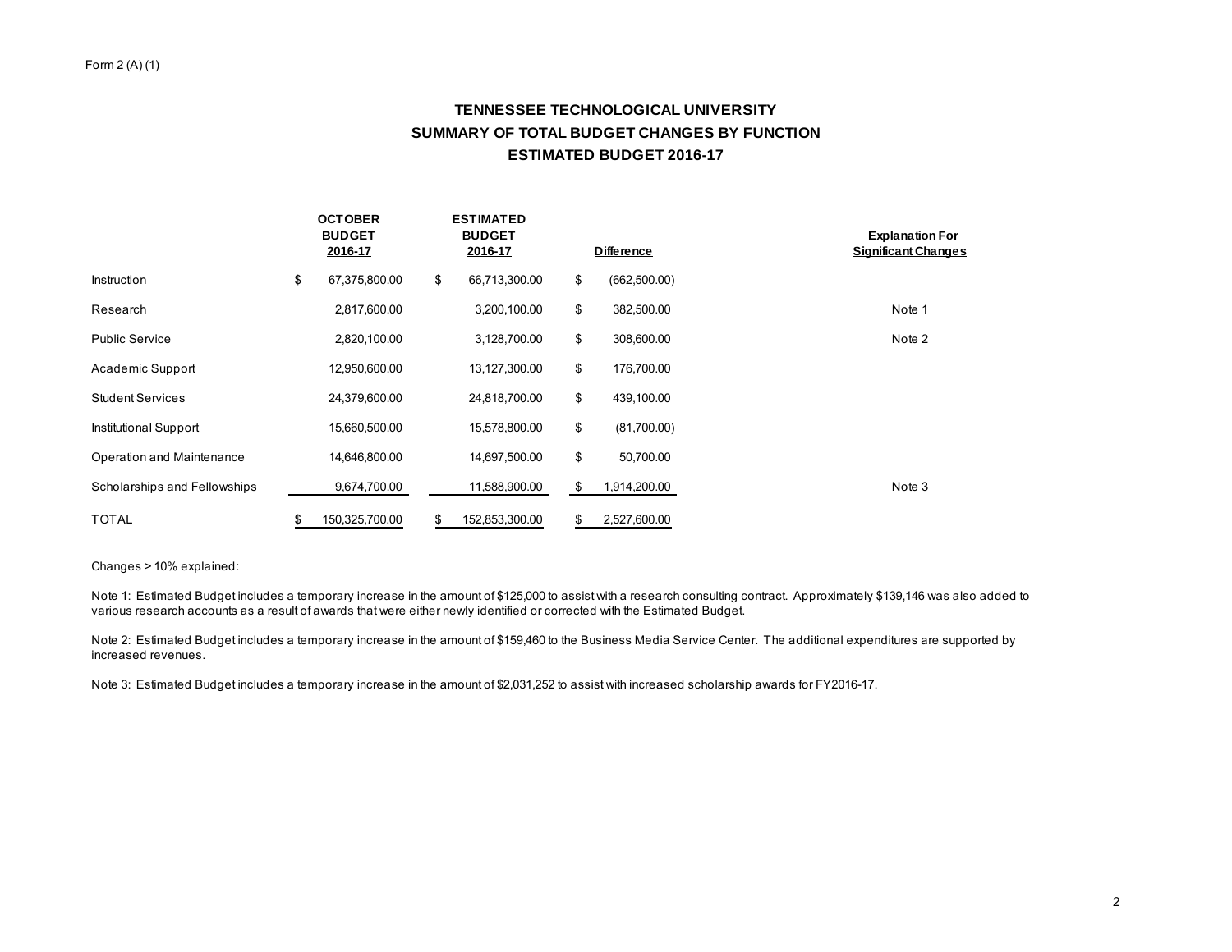Form 2 (A) (1)

# TENNESSEE TECHNOLOGICAL UNIVERSITY
## SUMMARY OF TOTAL BUDGET CHANGES BY FUNCTION
## ESTIMATED BUDGET 2016-17

| | OCTOBER BUDGET 2016-17 | ESTIMATED BUDGET 2016-17 | Difference | Explanation For Significant Changes |
|---|---|---|---|---|
| Instruction | $ 67,375,800.00 | $ 66,713,300.00 | $ (662,500.00) | |
| Research | 2,817,600.00 | 3,200,100.00 | $ 382,500.00 | Note 1 |
| Public Service | 2,820,100.00 | 3,128,700.00 | $ 308,600.00 | Note 2 |
| Academic Support | 12,950,600.00 | 13,127,300.00 | $ 176,700.00 | |
| Student Services | 24,379,600.00 | 24,818,700.00 | $ 439,100.00 | |
| Institutional Support | 15,660,500.00 | 15,578,800.00 | $ (81,700.00) | |
| Operation and Maintenance | 14,646,800.00 | 14,697,500.00 | $ 50,700.00 | |
| Scholarships and Fellowships | 9,674,700.00 | 11,588,900.00 | $ 1,914,200.00 | Note 3 |
| TOTAL | $ 150,325,700.00 | $ 152,853,300.00 | $ 2,527,600.00 | |

Changes > 10% explained:

Note 1: Estimated Budget includes a temporary increase in the amount of $125,000 to assist with a research consulting contract. Approximately $139,146 was also added to various research accounts as a result of awards that were either newly identified or corrected with the Estimated Budget.

Note 2: Estimated Budget includes a temporary increase in the amount of $159,460 to the Business Media Service Center. The additional expenditures are supported by increased revenues.

Note 3: Estimated Budget includes a temporary increase in the amount of $2,031,252 to assist with increased scholarship awards for FY2016-17.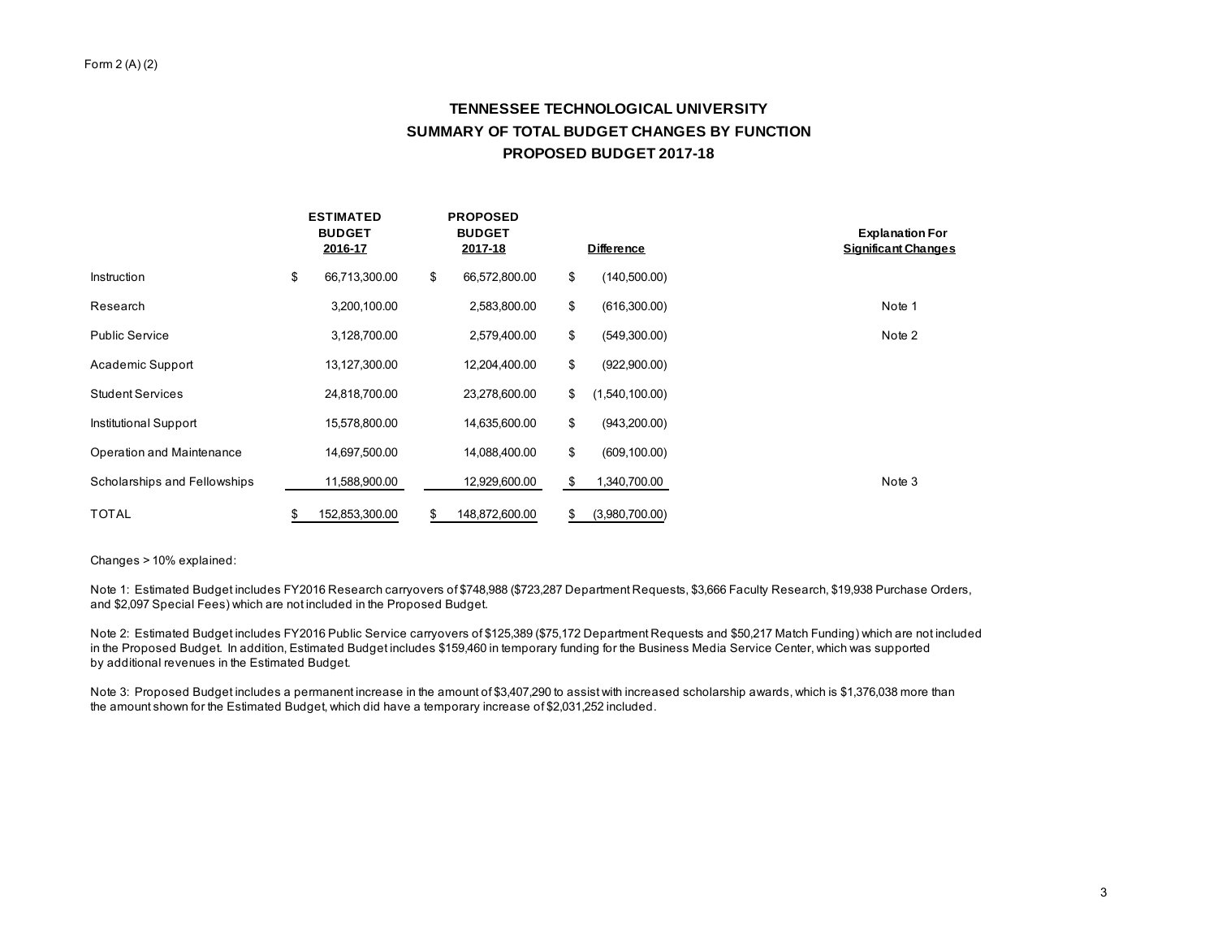Form 2 (A) (2)

# TENNESSEE TECHNOLOGICAL UNIVERSITY
## SUMMARY OF TOTAL BUDGET CHANGES BY FUNCTION
## PROPOSED BUDGET 2017-18

| | ESTIMATED BUDGET 2016-17 | PROPOSED BUDGET 2017-18 | Difference | Explanation For Significant Changes |
|---|---|---|---|---|
| Instruction | $ 66,713,300.00 | $ 66,572,800.00 | $ (140,500.00) | |
| Research | 3,200,100.00 | 2,583,800.00 | $ (616,300.00) | Note 1 |
| Public Service | 3,128,700.00 | 2,579,400.00 | $ (549,300.00) | Note 2 |
| Academic Support | 13,127,300.00 | 12,204,400.00 | $ (922,900.00) | |
| Student Services | 24,818,700.00 | 23,278,600.00 | $ (1,540,100.00) | |
| Institutional Support | 15,578,800.00 | 14,635,600.00 | $ (943,200.00) | |
| Operation and Maintenance | 14,697,500.00 | 14,088,400.00 | $ (609,100.00) | |
| Scholarships and Fellowships | 11,588,900.00 | 12,929,600.00 | $ 1,340,700.00 | Note 3 |
| TOTAL | $ 152,853,300.00 | $ 148,872,600.00 | $ (3,980,700.00) | |

Changes > 10% explained:

Note 1: Estimated Budget includes FY2016 Research carryovers of $748,988 ($723,287 Department Requests, $3,666 Faculty Research, $19,938 Purchase Orders, and $2,097 Special Fees) which are not included in the Proposed Budget.

Note 2: Estimated Budget includes FY2016 Public Service carryovers of $125,389 ($75,172 Department Requests and $50,217 Match Funding) which are not included in the Proposed Budget. In addition, Estimated Budget includes $159,460 in temporary funding for the Business Media Service Center, which was supported by additional revenues in the Estimated Budget.

Note 3: Proposed Budget includes a permanent increase in the amount of $3,407,290 to assist with increased scholarship awards, which is $1,376,038 more than the amount shown for the Estimated Budget, which did have a temporary increase of $2,031,252 included.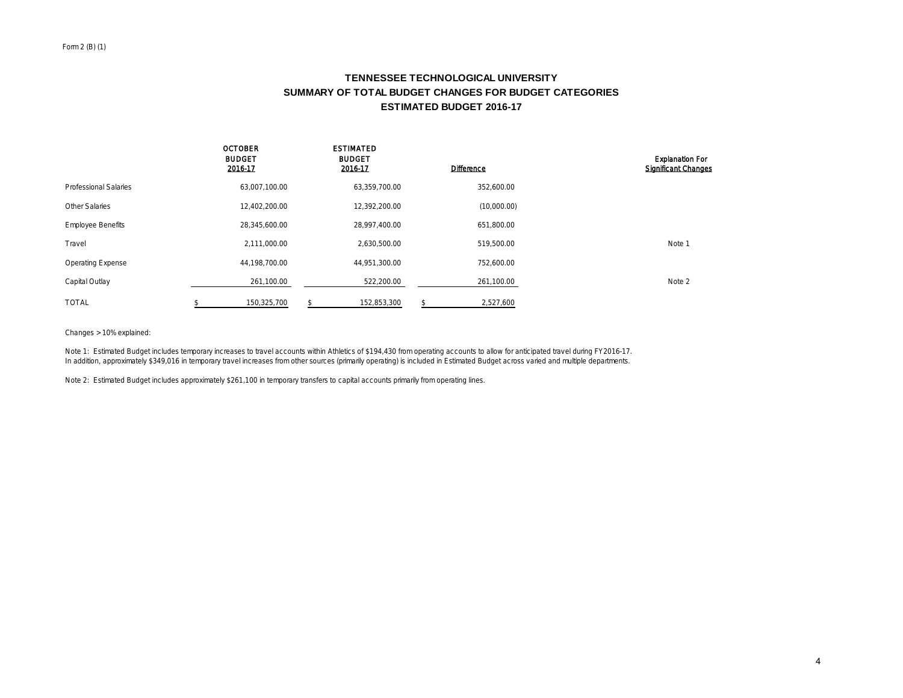Form 2 (B) (1)

# TENNESSEE TECHNOLOGICAL UNIVERSITY
## SUMMARY OF TOTAL BUDGET CHANGES FOR BUDGET CATEGORIES
## ESTIMATED BUDGET 2016-17

| | OCTOBER BUDGET 2016-17 | ESTIMATED BUDGET 2016-17 | Difference | Explanation For Significant Changes |
|---|---|---|---|---|
| Professional Salaries | 63,007,100.00 | 63,359,700.00 | 352,600.00 | |
| Other Salaries | 12,402,200.00 | 12,392,200.00 | (10,000.00) | |
| Employee Benefits | 28,345,600.00 | 28,997,400.00 | 651,800.00 | |
| Travel | 2,111,000.00 | 2,630,500.00 | 519,500.00 | Note 1 |
| Operating Expense | 44,198,700.00 | 44,951,300.00 | 752,600.00 | |
| Capital Outlay | 261,100.00 | 522,200.00 | 261,100.00 | Note 2 |
| TOTAL | $ 150,325,700 | $ 152,853,300 | $ 2,527,600 | |

Changes > 10% explained:

Note 1: Estimated Budget includes temporary increases to travel accounts within Athletics of $194,430 from operating accounts to allow for anticipated travel during FY2016-17. In addition, approximately $349,016 in temporary travel increases from other sources (primarily operating) is included in Estimated Budget across varied and multiple departments.

Note 2: Estimated Budget includes approximately $261,100 in temporary transfers to capital accounts primarily from operating lines.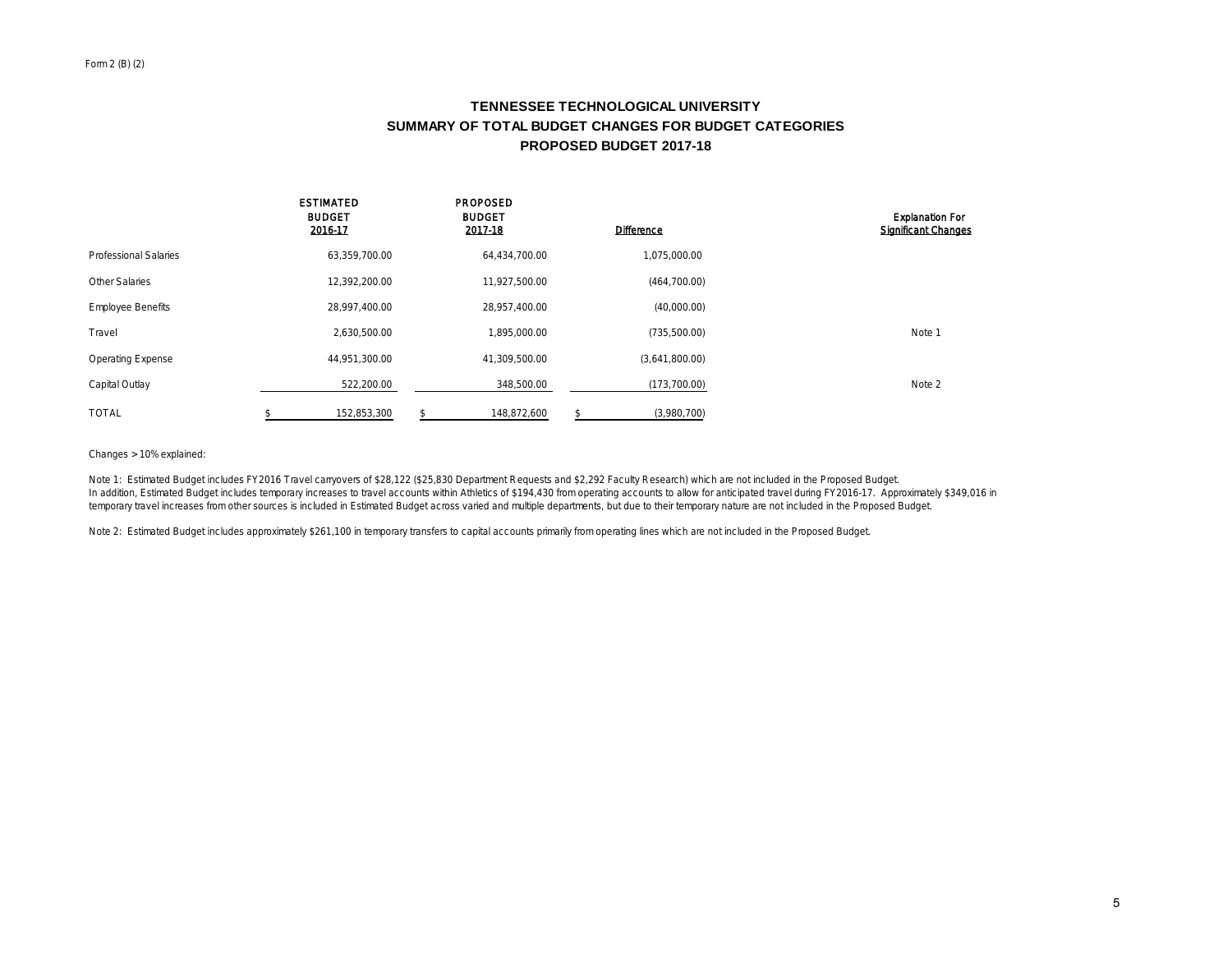Form 2 (B) (2)

# TENNESSEE TECHNOLOGICAL UNIVERSITY
## SUMMARY OF TOTAL BUDGET CHANGES FOR BUDGET CATEGORIES
## PROPOSED BUDGET 2017-18

| | ESTIMATED BUDGET 2016-17 | PROPOSED BUDGET 2017-18 | Difference | Explanation For Significant Changes |
|---|---|---|---|---|
| Professional Salaries | 63,359,700.00 | 64,434,700.00 | 1,075,000.00 | |
| Other Salaries | 12,392,200.00 | 11,927,500.00 | (464,700.00) | |
| Employee Benefits | 28,997,400.00 | 28,957,400.00 | (40,000.00) | |
| Travel | 2,630,500.00 | 1,895,000.00 | (735,500.00) | Note 1 |
| Operating Expense | 44,951,300.00 | 41,309,500.00 | (3,641,800.00) | |
| Capital Outlay | 522,200.00 | 348,500.00 | (173,700.00) | Note 2 |
| TOTAL | $ 152,853,300 | $ 148,872,600 | $ (3,980,700) | |

Changes > 10% explained:

Note 1: Estimated Budget includes FY2016 Travel carryovers of $28,122 ($25,830 Department Requests and $2,292 Faculty Research) which are not included in the Proposed Budget. In addition, Estimated Budget includes temporary increases to travel accounts within Athletics of $194,430 from operating accounts to allow for anticipated travel during FY2016-17. Approximately $349,016 in temporary travel increases from other sources is included in Estimated Budget across varied and multiple departments, but due to their temporary nature are not included in the Proposed Budget.

Note 2: Estimated Budget includes approximately $261,100 in temporary transfers to capital accounts primarily from operating lines which are not included in the Proposed Budget.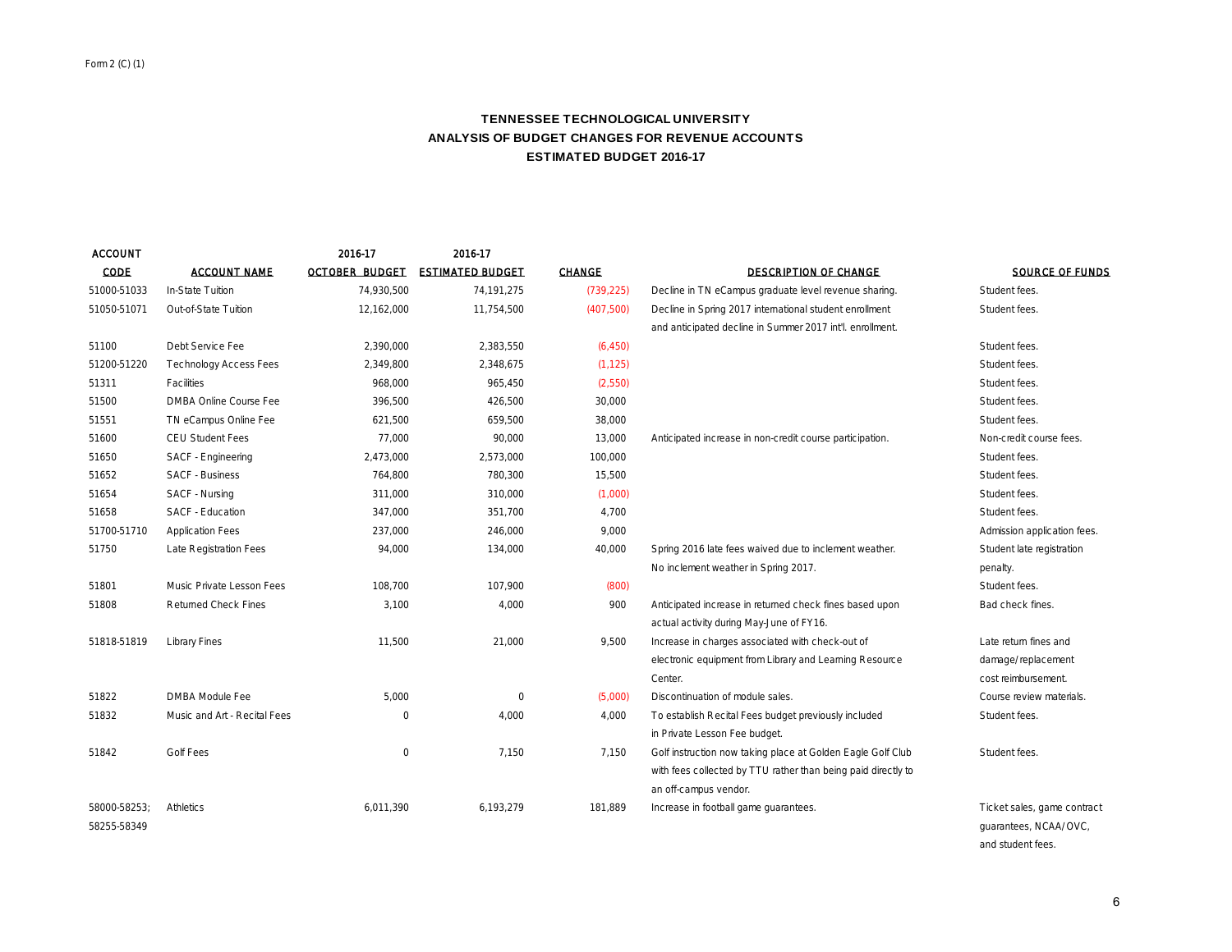Form 2 (C) (1)

# TENNESSEE TECHNOLOGICAL UNIVERSITY
## ANALYSIS OF BUDGET CHANGES FOR REVENUE ACCOUNTS
## ESTIMATED BUDGET 2016-17

| ACCOUNT CODE | ACCOUNT NAME | 2016-17 OCTOBER BUDGET | 2016-17 ESTIMATED BUDGET | CHANGE | DESCRIPTION OF CHANGE | SOURCE OF FUNDS |
|---|---|---|---|---|---|---|
| 51000-51033 | In-State Tuition | 74,930,500 | 74,191,275 | (739,225) | Decline in TN eCampus graduate level revenue sharing. | Student fees. |
| 51050-51071 | Out-of-State Tuition | 12,162,000 | 11,754,500 | (407,500) | Decline in Spring 2017 international student enrollment and anticipated decline in Summer 2017 int'l. enrollment. | Student fees. |
| 51100 | Debt Service Fee | 2,390,000 | 2,383,550 | (6,450) | | Student fees. |
| 51200-51220 | Technology Access Fees | 2,349,800 | 2,348,675 | (1,125) | | Student fees. |
| 51311 | Facilities | 968,000 | 965,450 | (2,550) | | Student fees. |
| 51500 | DMBA Online Course Fee | 396,500 | 426,500 | 30,000 | | Student fees. |
| 51551 | TN eCampus Online Fee | 621,500 | 659,500 | 38,000 | | Student fees. |
| 51600 | CEU Student Fees | 77,000 | 90,000 | 13,000 | Anticipated increase in non-credit course participation. | Non-credit course fees. |
| 51650 | SACF - Engineering | 2,473,000 | 2,573,000 | 100,000 | | Student fees. |
| 51652 | SACF - Business | 764,800 | 780,300 | 15,500 | | Student fees. |
| 51654 | SACF - Nursing | 311,000 | 310,000 | (1,000) | | Student fees. |
| 51658 | SACF - Education | 347,000 | 351,700 | 4,700 | | Student fees. |
| 51700-51710 | Application Fees | 237,000 | 246,000 | 9,000 | | Admission application fees. |
| 51750 | Late Registration Fees | 94,000 | 134,000 | 40,000 | Spring 2016 late fees waived due to inclement weather. No inclement weather in Spring 2017. | Student late registration penalty. |
| 51801 | Music Private Lesson Fees | 108,700 | 107,900 | (800) | | Student fees. |
| 51808 | Returned Check Fines | 3,100 | 4,000 | 900 | Anticipated increase in returned check fines based upon actual activity during May-June of FY16. | Bad check fines. |
| 51818-51819 | Library Fines | 11,500 | 21,000 | 9,500 | Increase in charges associated with check-out of electronic equipment from Library and Learning Resource Center. | Late return fines and damage/replacement cost reimbursement. |
| 51822 | DMBA Module Fee | 5,000 | 0 | (5,000) | Discontinuation of module sales. | Course review materials. |
| 51832 | Music and Art - Recital Fees | 0 | 4,000 | 4,000 | To establish Recital Fees budget previously included in Private Lesson Fee budget. | Student fees. |
| 51842 | Golf Fees | 0 | 7,150 | 7,150 | Golf instruction now taking place at Golden Eagle Golf Club with fees collected by TTU rather than being paid directly to an off-campus vendor. | Student fees. |
| 58000-58253; 58255-58349 | Athletics | 6,011,390 | 6,193,279 | 181,889 | Increase in football game guarantees. | Ticket sales, game contract guarantees, NCAA/OVC, and student fees. |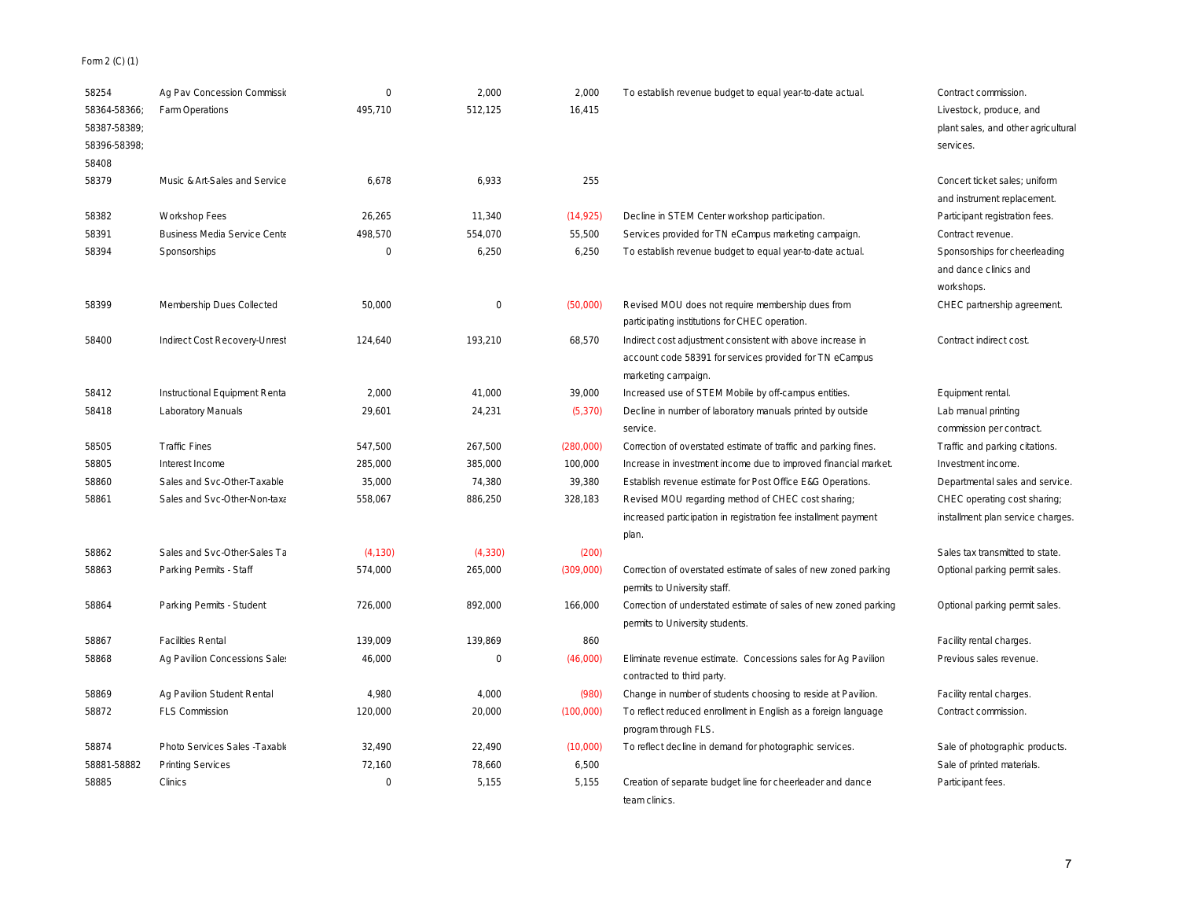Form 2 (C) (1)

| | | | | | | |
|---|---|---|---|---|---|---|
| 58254 | Ag Pav Concession Commissio | 0 | 2,000 | 2,000 | To establish revenue budget to equal year-to-date actual. | Contract commission. |
| 58364-58366; 58387-58389; 58396-58398; 58408 | Farm Operations | 495,710 | 512,125 | 16,415 | | Livestock, produce, and plant sales, and other agricultural services. |
| 58379 | Music & Art-Sales and Service | 6,678 | 6,933 | 255 | | Concert ticket sales; uniform and instrument replacement. |
| 58382 | Workshop Fees | 26,265 | 11,340 | (14,925) | Decline in STEM Center workshop participation. | Participant registration fees. |
| 58391 | Business Media Service Cente | 498,570 | 554,070 | 55,500 | Services provided for TN eCampus marketing campaign. | Contract revenue. |
| 58394 | Sponsorships | 0 | 6,250 | 6,250 | To establish revenue budget to equal year-to-date actual. | Sponsorships for cheerleading and dance clinics and workshops. |
| 58399 | Membership Dues Collected | 50,000 | 0 | (50,000) | Revised MOU does not require membership dues from participating institutions for CHEC operation. | CHEC partnership agreement. |
| 58400 | Indirect Cost Recovery-Unrest | 124,640 | 193,210 | 68,570 | Indirect cost adjustment consistent with above increase in account code 58391 for services provided for TN eCampus marketing campaign. | Contract indirect cost. |
| 58412 | Instructional Equipment Renta | 2,000 | 41,000 | 39,000 | Increased use of STEM Mobile by off-campus entities. | Equipment rental. |
| 58418 | Laboratory Manuals | 29,601 | 24,231 | (5,370) | Decline in number of laboratory manuals printed by outside service. | Lab manual printing commission per contract. |
| 58505 | Traffic Fines | 547,500 | 267,500 | (280,000) | Correction of overstated estimate of traffic and parking fines. | Traffic and parking citations. |
| 58805 | Interest Income | 285,000 | 385,000 | 100,000 | Increase in investment income due to improved financial market. | Investment income. |
| 58860 | Sales and Svc-Other-Taxable | 35,000 | 74,380 | 39,380 | Establish revenue estimate for Post Office E&G Operations. | Departmental sales and service. |
| 58861 | Sales and Svc-Other-Non-taxa | 558,067 | 886,250 | 328,183 | Revised MOU regarding method of CHEC cost sharing; increased participation in registration fee installment payment plan. | CHEC operating cost sharing; installment plan service charges. |
| 58862 | Sales and Svc-Other-Sales Ta | (4,130) | (4,330) | (200) | | Sales tax transmitted to state. |
| 58863 | Parking Permits - Staff | 574,000 | 265,000 | (309,000) | Correction of overstated estimate of sales of new zoned parking permits to University staff. | Optional parking permit sales. |
| 58864 | Parking Permits - Student | 726,000 | 892,000 | 166,000 | Correction of understated estimate of sales of new zoned parking permits to University students. | Optional parking permit sales. |
| 58867 | Facilities Rental | 139,009 | 139,869 | 860 | | Facility rental charges. |
| 58868 | Ag Pavilion Concessions Sales | 46,000 | 0 | (46,000) | Eliminate revenue estimate. Concessions sales for Ag Pavilion contracted to third party. | Previous sales revenue. |
| 58869 | Ag Pavilion Student Rental | 4,980 | 4,000 | (980) | Change in number of students choosing to reside at Pavilion. | Facility rental charges. |
| 58872 | FLS Commission | 120,000 | 20,000 | (100,000) | To reflect reduced enrollment in English as a foreign language program through FLS. | Contract commission. |
| 58874 | Photo Services Sales -Taxable | 32,490 | 22,490 | (10,000) | To reflect decline in demand for photographic services. | Sale of photographic products. |
| 58881-58882 | Printing Services | 72,160 | 78,660 | 6,500 | | Sale of printed materials. |
| 58885 | Clinics | 0 | 5,155 | 5,155 | Creation of separate budget line for cheerleader and dance team clinics. | Participant fees. |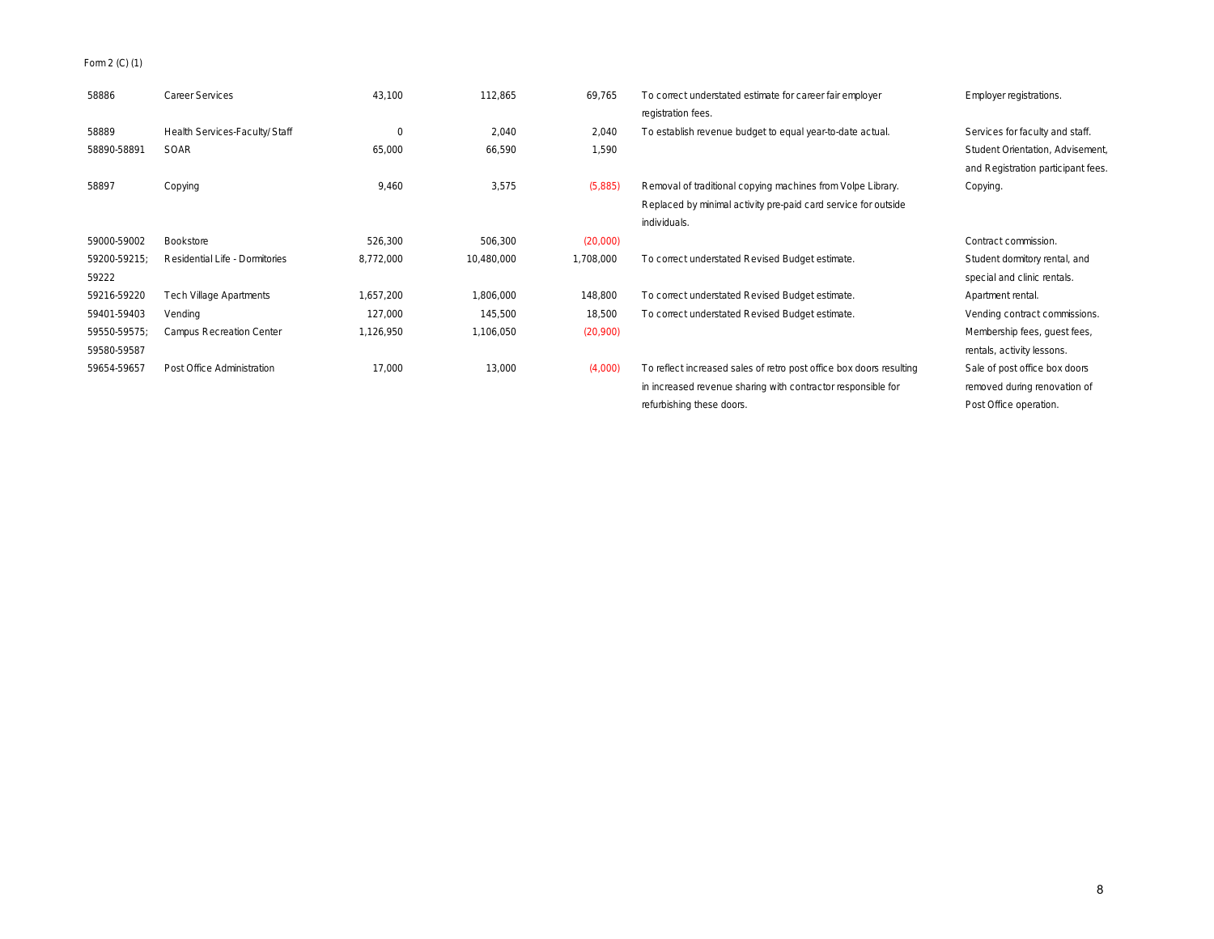Form 2 (C) (1)

| | | | | | | |
|---|---|---|---|---|---|---|
| 58886 | Career Services | 43,100 | 112,865 | 69,765 | To correct understated estimate for career fair employer registration fees. | Employer registrations. |
| 58889 | Health Services-Faculty/Staff | 0 | 2,040 | 2,040 | To establish revenue budget to equal year-to-date actual. | Services for faculty and staff. |
| 58890-58891 | SOAR | 65,000 | 66,590 | 1,590 | | Student Orientation, Advisement, and Registration participant fees. |
| 58897 | Copying | 9,460 | 3,575 | (5,885) | Removal of traditional copying machines from Volpe Library. Replaced by minimal activity pre-paid card service for outside individuals. | Copying. |
| 59000-59002 | Bookstore | 526,300 | 506,300 | (20,000) | | Contract commission. |
| 59200-59215; 59222 | Residential Life - Dormitories | 8,772,000 | 10,480,000 | 1,708,000 | To correct understated Revised Budget estimate. | Student dormitory rental, and special and clinic rentals. |
| 59216-59220 | Tech Village Apartments | 1,657,200 | 1,806,000 | 148,800 | To correct understated Revised Budget estimate. | Apartment rental. |
| 59401-59403 | Vending | 127,000 | 145,500 | 18,500 | To correct understated Revised Budget estimate. | Vending contract commissions. |
| 59550-59575; 59580-59587 | Campus Recreation Center | 1,126,950 | 1,106,050 | (20,900) | | Membership fees, guest fees, rentals, activity lessons. |
| 59654-59657 | Post Office Administration | 17,000 | 13,000 | (4,000) | To reflect increased sales of retro post office box doors resulting in increased revenue sharing with contractor responsible for refurbishing these doors. | Sale of post office box doors removed during renovation of Post Office operation. |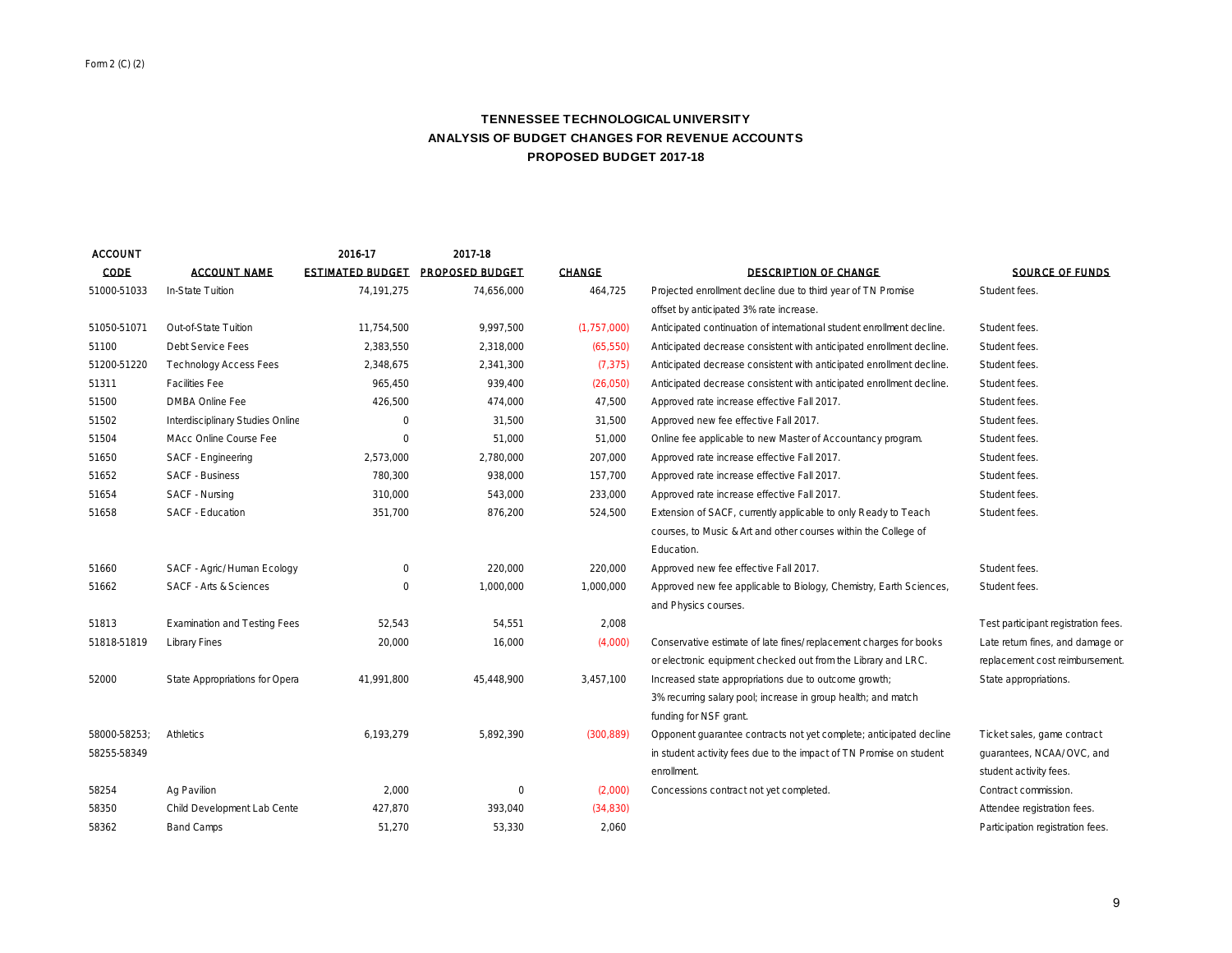Form 2 (C) (2)

# TENNESSEE TECHNOLOGICAL UNIVERSITY
## ANALYSIS OF BUDGET CHANGES FOR REVENUE ACCOUNTS
## PROPOSED BUDGET 2017-18

| ACCOUNT CODE | ACCOUNT NAME | 2016-17 ESTIMATED BUDGET | 2017-18 PROPOSED BUDGET | CHANGE | DESCRIPTION OF CHANGE | SOURCE OF FUNDS |
|---|---|---|---|---|---|---|
| 51000-51033 | In-State Tuition | 74,191,275 | 74,656,000 | 464,725 | Projected enrollment decline due to third year of TN Promise offset by anticipated 3% rate increase. | Student fees. |
| 51050-51071 | Out-of-State Tuition | 11,754,500 | 9,997,500 | (1,757,000) | Anticipated continuation of international student enrollment decline. | Student fees. |
| 51100 | Debt Service Fees | 2,383,550 | 2,318,000 | (65,550) | Anticipated decrease consistent with anticipated enrollment decline. | Student fees. |
| 51200-51220 | Technology Access Fees | 2,348,675 | 2,341,300 | (7,375) | Anticipated decrease consistent with anticipated enrollment decline. | Student fees. |
| 51311 | Facilities Fee | 965,450 | 939,400 | (26,050) | Anticipated decrease consistent with anticipated enrollment decline. | Student fees. |
| 51500 | DMBA Online Fee | 426,500 | 474,000 | 47,500 | Approved rate increase effective Fall 2017. | Student fees. |
| 51502 | Interdisciplinary Studies Online | 0 | 31,500 | 31,500 | Approved new fee effective Fall 2017. | Student fees. |
| 51504 | MAcc Online Course Fee | 0 | 51,000 | 51,000 | Online fee applicable to new Master of Accountancy program. | Student fees. |
| 51650 | SACF - Engineering | 2,573,000 | 2,780,000 | 207,000 | Approved rate increase effective Fall 2017. | Student fees. |
| 51652 | SACF - Business | 780,300 | 938,000 | 157,700 | Approved rate increase effective Fall 2017. | Student fees. |
| 51654 | SACF - Nursing | 310,000 | 543,000 | 233,000 | Approved rate increase effective Fall 2017. | Student fees. |
| 51658 | SACF - Education | 351,700 | 876,200 | 524,500 | Extension of SACF, currently applicable to only Ready to Teach courses, to Music & Art and other courses within the College of Education. | Student fees. |
| 51660 | SACF - Agric/Human Ecology | 0 | 220,000 | 220,000 | Approved new fee effective Fall 2017. | Student fees. |
| 51662 | SACF - Arts & Sciences | 0 | 1,000,000 | 1,000,000 | Approved new fee applicable to Biology, Chemistry, Earth Sciences, and Physics courses. | Student fees. |
| 51813 | Examination and Testing Fees | 52,543 | 54,551 | 2,008 | | Test participant registration fees. |
| 51818-51819 | Library Fines | 20,000 | 16,000 | (4,000) | Conservative estimate of late fines/replacement charges for books or electronic equipment checked out from the Library and LRC. | Late return fines, and damage or replacement cost reimbursement. |
| 52000 | State Appropriations for Opera | 41,991,800 | 45,448,900 | 3,457,100 | Increased state appropriations due to outcome growth; 3% recurring salary pool; increase in group health; and match funding for NSF grant. | State appropriations. |
| 58000-58253; 58255-58349 | Athletics | 6,193,279 | 5,892,390 | (300,889) | Opponent guarantee contracts not yet complete; anticipated decline in student activity fees due to the impact of TN Promise on student enrollment. | Ticket sales, game contract guarantees, NCAA/OVC, and student activity fees. |
| 58254 | Ag Pavilion | 2,000 | 0 | (2,000) | Concessions contract not yet completed. | Contract commission. |
| 58350 | Child Development Lab Cente | 427,870 | 393,040 | (34,830) | | Attendee registration fees. |
| 58362 | Band Camps | 51,270 | 53,330 | 2,060 | | Participation registration fees. |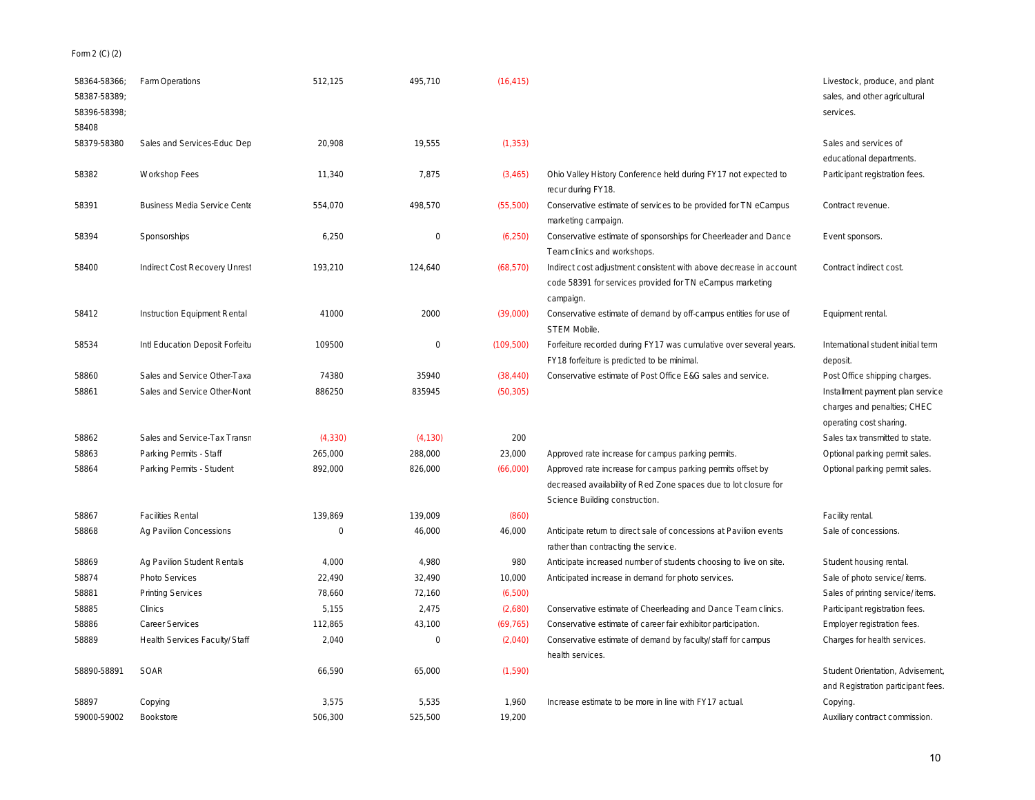Form 2 (C) (2)

| | | | | | | |
|---|---|---|---|---|---|---|
| 58364-58366; 58387-58389; 58396-58398; 58408 | Farm Operations | 512,125 | 495,710 | (16,415) | | Livestock, produce, and plant sales, and other agricultural services. |
| 58379-58380 | Sales and Services-Educ Dep | 20,908 | 19,555 | (1,353) | | Sales and services of educational departments. |
| 58382 | Workshop Fees | 11,340 | 7,875 | (3,465) | Ohio Valley History Conference held during FY17 not expected to recur during FY18. | Participant registration fees. |
| 58391 | Business Media Service Cente | 554,070 | 498,570 | (55,500) | Conservative estimate of services to be provided for TN eCampus marketing campaign. | Contract revenue. |
| 58394 | Sponsorships | 6,250 | 0 | (6,250) | Conservative estimate of sponsorships for Cheerleader and Dance Team clinics and workshops. | Event sponsors. |
| 58400 | Indirect Cost Recovery Unrest | 193,210 | 124,640 | (68,570) | Indirect cost adjustment consistent with above decrease in account code 58391 for services provided for TN eCampus marketing campaign. | Contract indirect cost. |
| 58412 | Instruction Equipment Rental | 41000 | 2000 | (39,000) | Conservative estimate of demand by off-campus entities for use of STEM Mobile. | Equipment rental. |
| 58534 | Intl Education Deposit Forfeitu | 109500 | 0 | (109,500) | Forfeiture recorded during FY17 was cumulative over several years. FY18 forfeiture is predicted to be minimal. | International student initial term deposit. |
| 58860 | Sales and Service Other-Taxa | 74380 | 35940 | (38,440) | Conservative estimate of Post Office E&G sales and service. | Post Office shipping charges. |
| 58861 | Sales and Service Other-Nont | 886250 | 835945 | (50,305) | | Installment payment plan service charges and penalties; CHEC operating cost sharing. |
| 58862 | Sales and Service-Tax Transn | (4,330) | (4,130) | 200 | | Sales tax transmitted to state. |
| 58863 | Parking Permits - Staff | 265,000 | 288,000 | 23,000 | Approved rate increase for campus parking permits. | Optional parking permit sales. |
| 58864 | Parking Permits - Student | 892,000 | 826,000 | (66,000) | Approved rate increase for campus parking permits offset by decreased availability of Red Zone spaces due to lot closure for Science Building construction. | Optional parking permit sales. |
| 58867 | Facilities Rental | 139,869 | 139,009 | (860) | | Facility rental. |
| 58868 | Ag Pavilion Concessions | 0 | 46,000 | 46,000 | Anticipate return to direct sale of concessions at Pavilion events rather than contracting the service. | Sale of concessions. |
| 58869 | Ag Pavilion Student Rentals | 4,000 | 4,980 | 980 | Anticipate increased number of students choosing to live on site. | Student housing rental. |
| 58874 | Photo Services | 22,490 | 32,490 | 10,000 | Anticipated increase in demand for photo services. | Sale of photo service/items. |
| 58881 | Printing Services | 78,660 | 72,160 | (6,500) | | Sales of printing service/items. |
| 58885 | Clinics | 5,155 | 2,475 | (2,680) | Conservative estimate of Cheerleading and Dance Team clinics. | Participant registration fees. |
| 58886 | Career Services | 112,865 | 43,100 | (69,765) | Conservative estimate of career fair exhibitor participation. | Employer registration fees. |
| 58889 | Health Services Faculty/Staff | 2,040 | 0 | (2,040) | Conservative estimate of demand by faculty/staff for campus health services. | Charges for health services. |
| 58890-58891 | SOAR | 66,590 | 65,000 | (1,590) | | Student Orientation, Advisement, and Registration participant fees. |
| 58897 | Copying | 3,575 | 5,535 | 1,960 | Increase estimate to be more in line with FY17 actual. | Copying. |
| 59000-59002 | Bookstore | 506,300 | 525,500 | 19,200 | | Auxiliary contract commission. |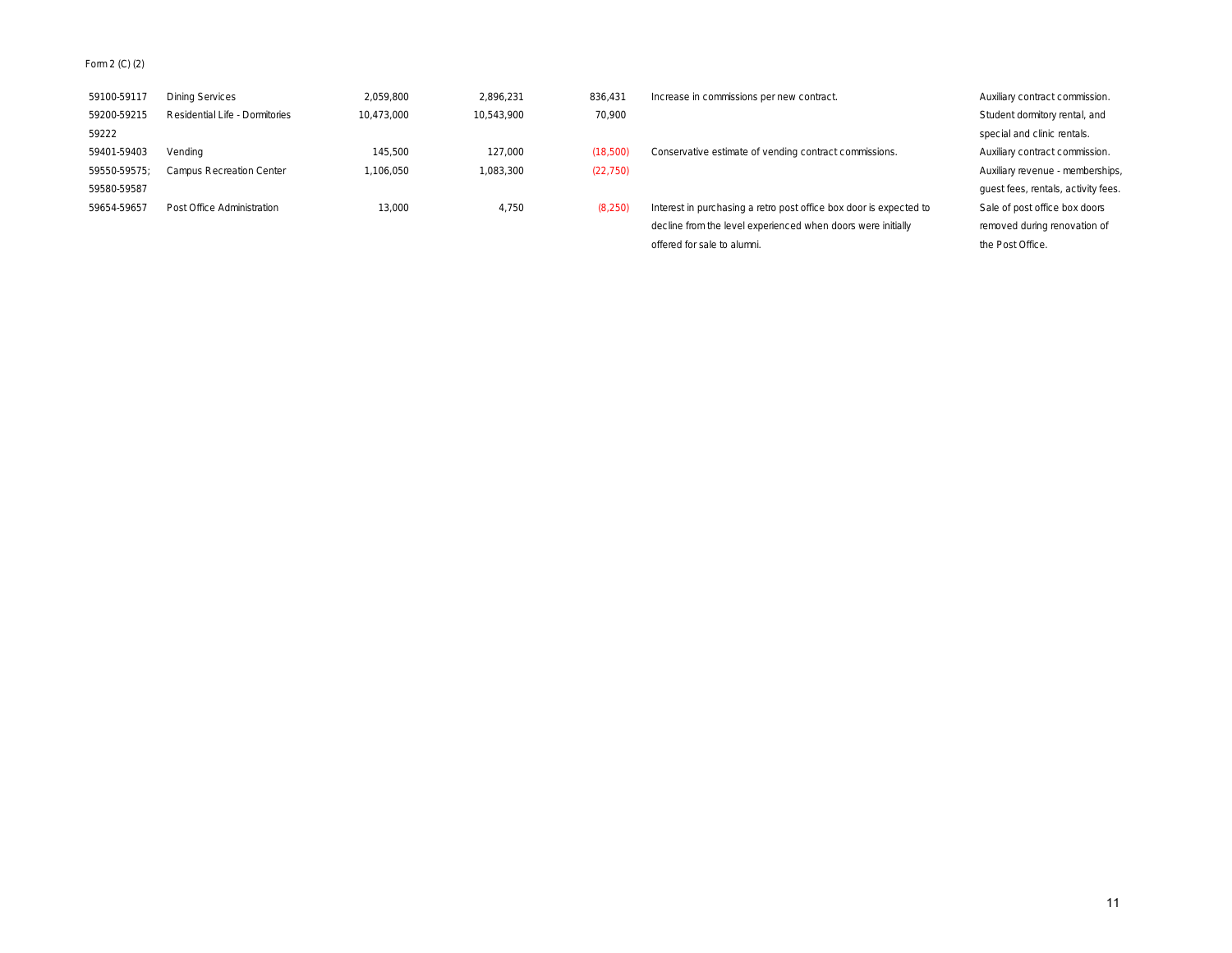Form 2 (C) (2)

| | | | | | | |
|---|---|---|---|---|---|---|
| 59100-59117 | Dining Services | 2,059,800 | 2,896,231 | 836,431 | Increase in commissions per new contract. | Auxiliary contract commission. |
| 59200-59215 59222 | Residential Life - Dormitories | 10,473,000 | 10,543,900 | 70,900 | | Student dormitory rental, and special and clinic rentals. |
| 59401-59403 | Vending | 145,500 | 127,000 | (18,500) | Conservative estimate of vending contract commissions. | Auxiliary contract commission. |
| 59550-59575; 59580-59587 | Campus Recreation Center | 1,106,050 | 1,083,300 | (22,750) | | Auxiliary revenue - memberships, guest fees, rentals, activity fees. |
| 59654-59657 | Post Office Administration | 13,000 | 4,750 | (8,250) | Interest in purchasing a retro post office box door is expected to decline from the level experienced when doors were initially offered for sale to alumni. | Sale of post office box doors removed during renovation of the Post Office. |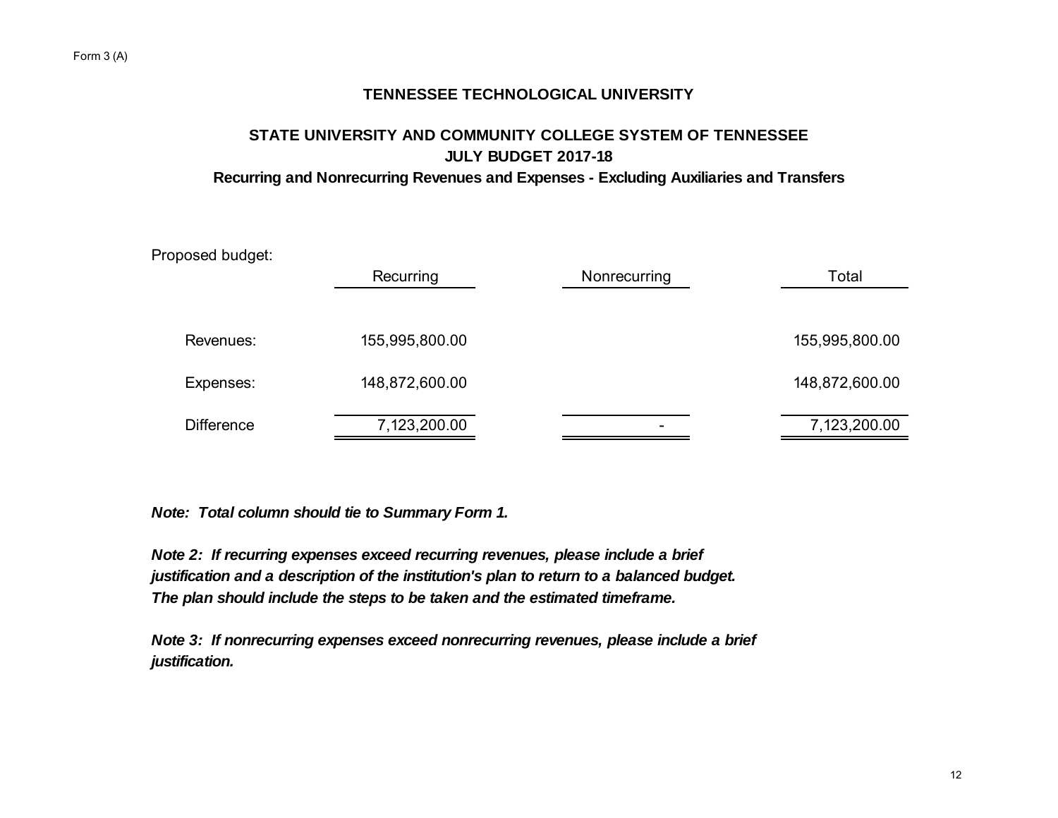Form 3 (A)

# TENNESSEE TECHNOLOGICAL UNIVERSITY

## STATE UNIVERSITY AND COMMUNITY COLLEGE SYSTEM OF TENNESSEE
## JULY BUDGET 2017-18
### Recurring and Nonrecurring Revenues and Expenses - Excluding Auxiliaries and Transfers

Proposed budget:

| | Recurring | Nonrecurring | Total |
|---|---|---|---|
| Revenues: | 155,995,800.00 | | 155,995,800.00 |
| Expenses: | 148,872,600.00 | | 148,872,600.00 |
| Difference | 7,123,200.00 | - | 7,123,200.00 |

***Note: Total column should tie to Summary Form 1.***

***Note 2: If recurring expenses exceed recurring revenues, please include a brief justification and a description of the institution's plan to return to a balanced budget. The plan should include the steps to be taken and the estimated timeframe.***

***Note 3: If nonrecurring expenses exceed nonrecurring revenues, please include a brief justification.***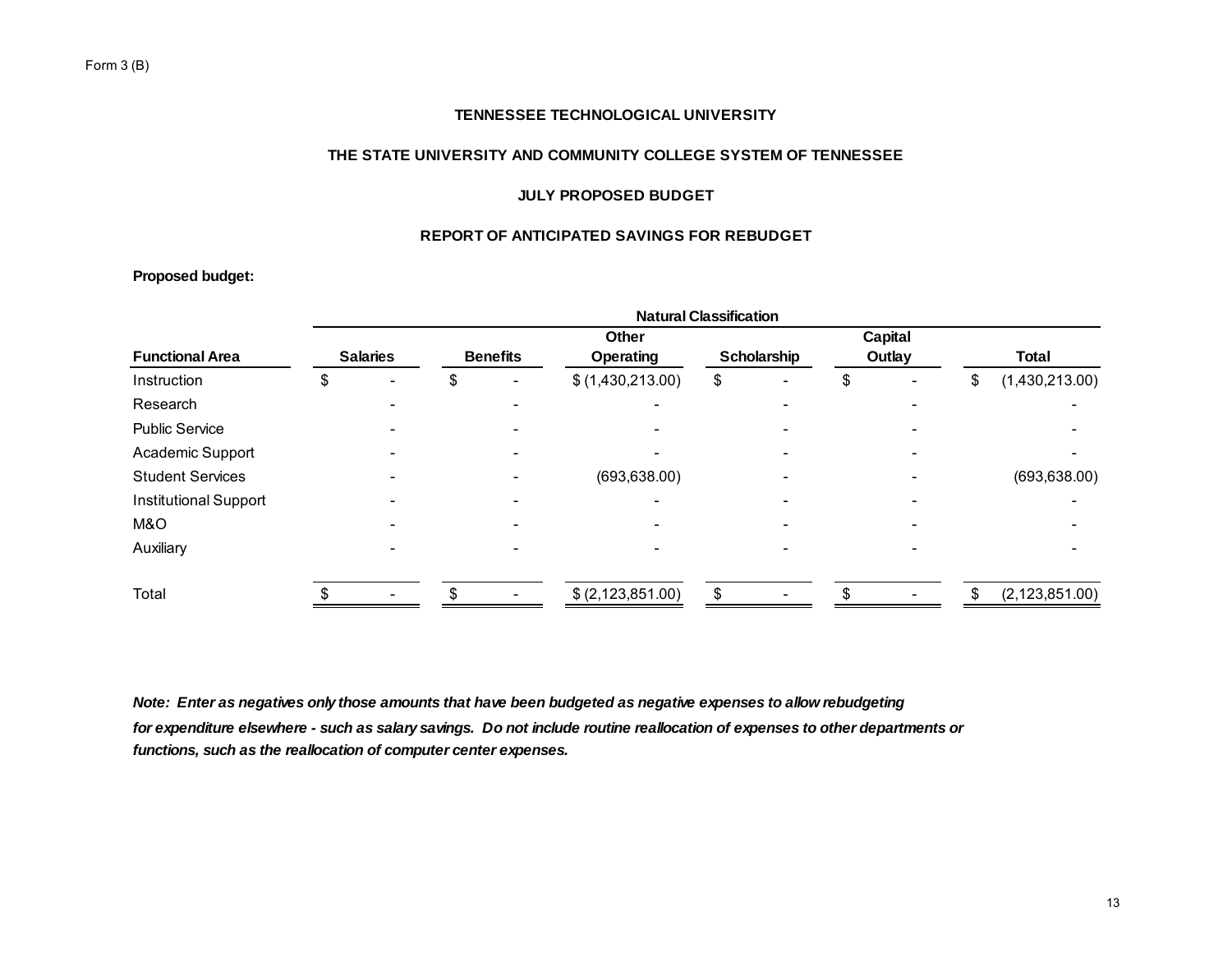Form 3 (B)

**TENNESSEE TECHNOLOGICAL UNIVERSITY**

**THE STATE UNIVERSITY AND COMMUNITY COLLEGE SYSTEM OF TENNESSEE**

**JULY PROPOSED BUDGET**

**REPORT OF ANTICIPATED SAVINGS FOR REBUDGET**

**Proposed budget:**

| | Natural Classification | | | | | |
|---|---|---|---|---|---|---|
| **Functional Area** | **Salaries** | **Benefits** | **Other Operating** | **Scholarship** | **Capital Outlay** | **Total** |
| Instruction | $ - | $ - | $ (1,430,213.00) | $ - | $ - | $ (1,430,213.00) |
| Research | - | - | - | - | - | - |
| Public Service | - | - | - | - | - | - |
| Academic Support | - | - | - | - | - | - |
| Student Services | - | - | (693,638.00) | - | - | (693,638.00) |
| Institutional Support | - | - | - | - | - | - |
| M&O | - | - | - | - | - | - |
| Auxiliary | - | - | - | - | - | - |
| Total | $ - | $ - | $ (2,123,851.00) | $ - | $ - | $ (2,123,851.00) |

***Note: Enter as negatives only those amounts that have been budgeted as negative expenses to allow rebudgeting for expenditure elsewhere - such as salary savings. Do not include routine reallocation of expenses to other departments or functions, such as the reallocation of computer center expenses.***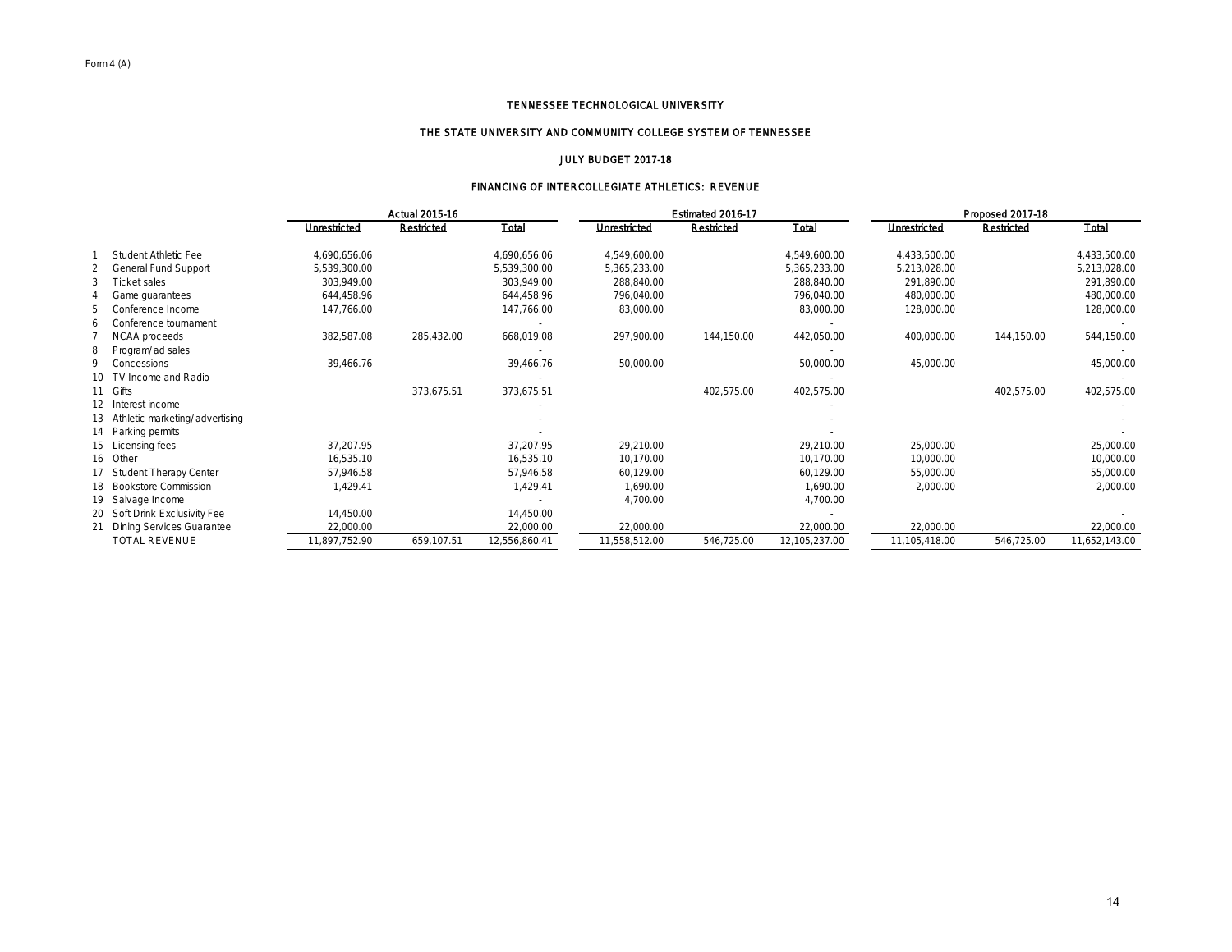Form 4 (A)

TENNESSEE TECHNOLOGICAL UNIVERSITY

THE STATE UNIVERSITY AND COMMUNITY COLLEGE SYSTEM OF TENNESSEE

JULY BUDGET 2017-18

FINANCING OF INTERCOLLEGIATE ATHLETICS: REVENUE

| | | Actual 2015-16 | | | Estimated 2016-17 | | | Proposed 2017-18 | | |
|---|---|---|---|---|---|---|---|---|---|---|
| | | Unrestricted | Restricted | Total | Unrestricted | Restricted | Total | Unrestricted | Restricted | Total |
| 1 | Student Athletic Fee | 4,690,656.06 | | 4,690,656.06 | 4,549,600.00 | | 4,549,600.00 | 4,433,500.00 | | 4,433,500.00 |
| 2 | General Fund Support | 5,539,300.00 | | 5,539,300.00 | 5,365,233.00 | | 5,365,233.00 | 5,213,028.00 | | 5,213,028.00 |
| 3 | Ticket sales | 303,949.00 | | 303,949.00 | 288,840.00 | | 288,840.00 | 291,890.00 | | 291,890.00 |
| 4 | Game guarantees | 644,458.96 | | 644,458.96 | 796,040.00 | | 796,040.00 | 480,000.00 | | 480,000.00 |
| 5 | Conference Income | 147,766.00 | | 147,766.00 | 83,000.00 | | 83,000.00 | 128,000.00 | | 128,000.00 |
| 6 | Conference tournament | | | - | | | - | | | - |
| 7 | NCAA proceeds | 382,587.08 | 285,432.00 | 668,019.08 | 297,900.00 | 144,150.00 | 442,050.00 | 400,000.00 | 144,150.00 | 544,150.00 |
| 8 | Program/ad sales | | | - | | | - | | | - |
| 9 | Concessions | 39,466.76 | | 39,466.76 | 50,000.00 | | 50,000.00 | 45,000.00 | | 45,000.00 |
| 10 | TV Income and Radio | | | - | | | - | | | - |
| 11 | Gifts | | 373,675.51 | 373,675.51 | | 402,575.00 | 402,575.00 | | 402,575.00 | 402,575.00 |
| 12 | Interest income | | | - | | | - | | | - |
| 13 | Athletic marketing/advertising | | | - | | | - | | | - |
| 14 | Parking permits | | | - | | | - | | | - |
| 15 | Licensing fees | 37,207.95 | | 37,207.95 | 29,210.00 | | 29,210.00 | 25,000.00 | | 25,000.00 |
| 16 | Other | 16,535.10 | | 16,535.10 | 10,170.00 | | 10,170.00 | 10,000.00 | | 10,000.00 |
| 17 | Student Therapy Center | 57,946.58 | | 57,946.58 | 60,129.00 | | 60,129.00 | 55,000.00 | | 55,000.00 |
| 18 | Bookstore Commission | 1,429.41 | | 1,429.41 | 1,690.00 | | 1,690.00 | 2,000.00 | | 2,000.00 |
| 19 | Salvage Income | | | - | 4,700.00 | | 4,700.00 | | | |
| 20 | Soft Drink Exclusivity Fee | 14,450.00 | | 14,450.00 | | | - | | | - |
| 21 | Dining Services Guarantee | 22,000.00 | | 22,000.00 | 22,000.00 | | 22,000.00 | 22,000.00 | | 22,000.00 |
| | TOTAL REVENUE | 11,897,752.90 | 659,107.51 | 12,556,860.41 | 11,558,512.00 | 546,725.00 | 12,105,237.00 | 11,105,418.00 | 546,725.00 | 11,652,143.00 |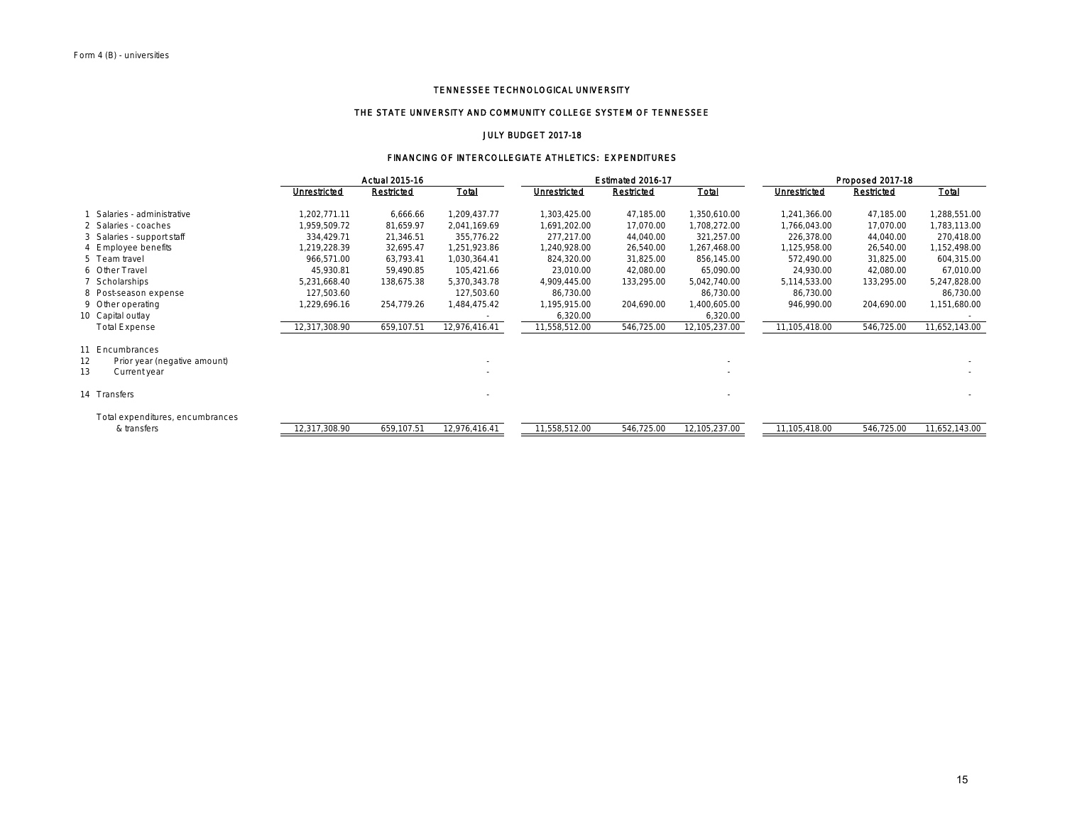Form 4 (B) - universities

TENNESSEE TECHNOLOGICAL UNIVERSITY

THE STATE UNIVERSITY AND COMMUNITY COLLEGE SYSTEM OF TENNESSEE

JULY BUDGET 2017-18

FINANCING OF INTERCOLLEGIATE ATHLETICS: EXPENDITURES

| | | Actual 2015-16 | | | Estimated 2016-17 | | | Proposed 2017-18 | | |
|---|---|---|---|---|---|---|---|---|---|---|
| | | Unrestricted | Restricted | Total | Unrestricted | Restricted | Total | Unrestricted | Restricted | Total |
| 1 | Salaries - administrative | 1,202,771.11 | 6,666.66 | 1,209,437.77 | 1,303,425.00 | 47,185.00 | 1,350,610.00 | 1,241,366.00 | 47,185.00 | 1,288,551.00 |
| 2 | Salaries - coaches | 1,959,509.72 | 81,659.97 | 2,041,169.69 | 1,691,202.00 | 17,070.00 | 1,708,272.00 | 1,766,043.00 | 17,070.00 | 1,783,113.00 |
| 3 | Salaries - support staff | 334,429.71 | 21,346.51 | 355,776.22 | 277,217.00 | 44,040.00 | 321,257.00 | 226,378.00 | 44,040.00 | 270,418.00 |
| 4 | Employee benefits | 1,219,228.39 | 32,695.47 | 1,251,923.86 | 1,240,928.00 | 26,540.00 | 1,267,468.00 | 1,125,958.00 | 26,540.00 | 1,152,498.00 |
| 5 | Team travel | 966,571.00 | 63,793.41 | 1,030,364.41 | 824,320.00 | 31,825.00 | 856,145.00 | 572,490.00 | 31,825.00 | 604,315.00 |
| 6 | Other Travel | 45,930.81 | 59,490.85 | 105,421.66 | 23,010.00 | 42,080.00 | 65,090.00 | 24,930.00 | 42,080.00 | 67,010.00 |
| 7 | Scholarships | 5,231,668.40 | 138,675.38 | 5,370,343.78 | 4,909,445.00 | 133,295.00 | 5,042,740.00 | 5,114,533.00 | 133,295.00 | 5,247,828.00 |
| 8 | Post-season expense | 127,503.60 | | 127,503.60 | 86,730.00 | | 86,730.00 | 86,730.00 | | 86,730.00 |
| 9 | Other operating | 1,229,696.16 | 254,779.26 | 1,484,475.42 | 1,195,915.00 | 204,690.00 | 1,400,605.00 | 946,990.00 | 204,690.00 | 1,151,680.00 |
| 10 | Capital outlay | | | - | 6,320.00 | | 6,320.00 | | | - |
| | Total Expense | 12,317,308.90 | 659,107.51 | 12,976,416.41 | 11,558,512.00 | 546,725.00 | 12,105,237.00 | 11,105,418.00 | 546,725.00 | 11,652,143.00 |
| 11 | Encumbrances | | | | | | | | | |
| 12 | Prior year (negative amount) | | | - | | | - | | | - |
| 13 | Current year | | | - | | | - | | | - |
| 14 | Transfers | | | - | | | - | | | - |
| | Total expenditures, encumbrances & transfers | 12,317,308.90 | 659,107.51 | 12,976,416.41 | 11,558,512.00 | 546,725.00 | 12,105,237.00 | 11,105,418.00 | 546,725.00 | 11,652,143.00 |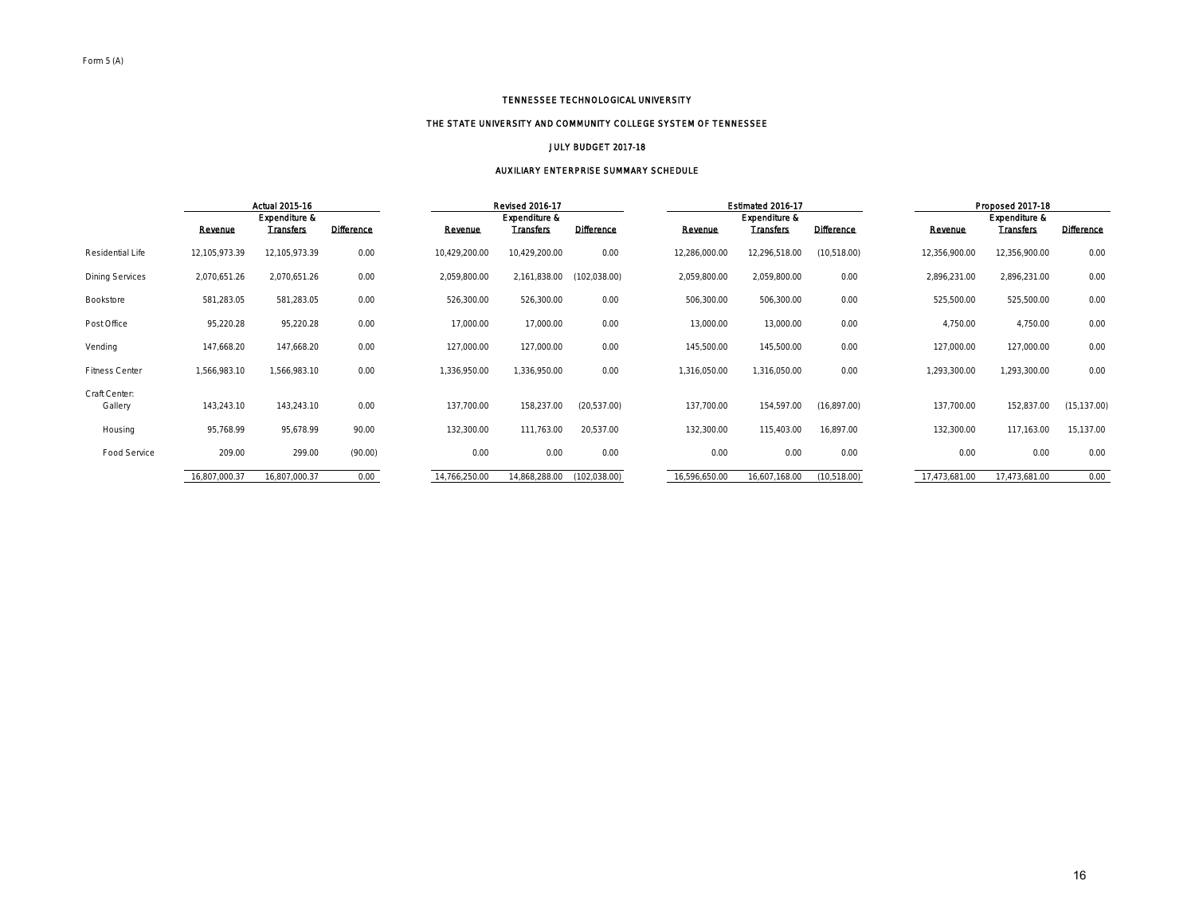Form 5 (A)

# TENNESSEE TECHNOLOGICAL UNIVERSITY

## THE STATE UNIVERSITY AND COMMUNITY COLLEGE SYSTEM OF TENNESSEE

### JULY BUDGET 2017-18

### AUXILIARY ENTERPRISE SUMMARY SCHEDULE

| | Actual 2015-16 | | | Revised 2016-17 | | | Estimated 2016-17 | | | Proposed 2017-18 | | |
|---|---|---|---|---|---|---|---|---|---|---|---|---|
| | Revenue | Expenditure & Transfers | Difference | Revenue | Expenditure & Transfers | Difference | Revenue | Expenditure & Transfers | Difference | Revenue | Expenditure & Transfers | Difference |
| Residential Life | 12,105,973.39 | 12,105,973.39 | 0.00 | 10,429,200.00 | 10,429,200.00 | 0.00 | 12,286,000.00 | 12,296,518.00 | (10,518.00) | 12,356,900.00 | 12,356,900.00 | 0.00 |
| Dining Services | 2,070,651.26 | 2,070,651.26 | 0.00 | 2,059,800.00 | 2,161,838.00 | (102,038.00) | 2,059,800.00 | 2,059,800.00 | 0.00 | 2,896,231.00 | 2,896,231.00 | 0.00 |
| Bookstore | 581,283.05 | 581,283.05 | 0.00 | 526,300.00 | 526,300.00 | 0.00 | 506,300.00 | 506,300.00 | 0.00 | 525,500.00 | 525,500.00 | 0.00 |
| Post Office | 95,220.28 | 95,220.28 | 0.00 | 17,000.00 | 17,000.00 | 0.00 | 13,000.00 | 13,000.00 | 0.00 | 4,750.00 | 4,750.00 | 0.00 |
| Vending | 147,668.20 | 147,668.20 | 0.00 | 127,000.00 | 127,000.00 | 0.00 | 145,500.00 | 145,500.00 | 0.00 | 127,000.00 | 127,000.00 | 0.00 |
| Fitness Center | 1,566,983.10 | 1,566,983.10 | 0.00 | 1,336,950.00 | 1,336,950.00 | 0.00 | 1,316,050.00 | 1,316,050.00 | 0.00 | 1,293,300.00 | 1,293,300.00 | 0.00 |
| Craft Center: | | | | | | | | | | | | |
| Gallery | 143,243.10 | 143,243.10 | 0.00 | 137,700.00 | 158,237.00 | (20,537.00) | 137,700.00 | 154,597.00 | (16,897.00) | 137,700.00 | 152,837.00 | (15,137.00) |
| Housing | 95,768.99 | 95,678.99 | 90.00 | 132,300.00 | 111,763.00 | 20,537.00 | 132,300.00 | 115,403.00 | 16,897.00 | 132,300.00 | 117,163.00 | 15,137.00 |
| Food Service | 209.00 | 299.00 | (90.00) | 0.00 | 0.00 | 0.00 | 0.00 | 0.00 | 0.00 | 0.00 | 0.00 | 0.00 |
| | 16,807,000.37 | 16,807,000.37 | 0.00 | 14,766,250.00 | 14,868,288.00 | (102,038.00) | 16,596,650.00 | 16,607,168.00 | (10,518.00) | 17,473,681.00 | 17,473,681.00 | 0.00 |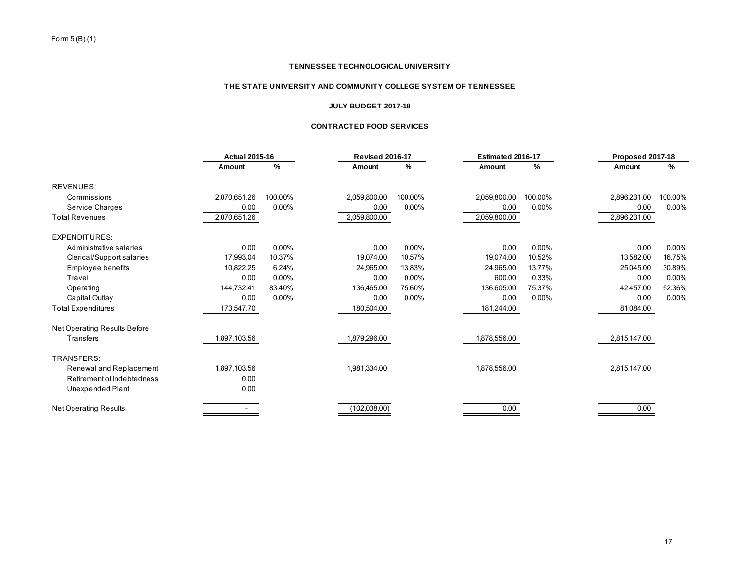Form 5 (B) (1)

**TENNESSEE TECHNOLOGICAL UNIVERSITY**

**THE STATE UNIVERSITY AND COMMUNITY COLLEGE SYSTEM OF TENNESSEE**

**JULY BUDGET 2017-18**

**CONTRACTED FOOD SERVICES**

| | Actual 2015-16 | | Revised 2016-17 | | Estimated 2016-17 | | Proposed 2017-18 | |
|---|---|---|---|---|---|---|---|---|
| | Amount | % | Amount | % | Amount | % | Amount | % |
| REVENUES: | | | | | | | | |
| Commissions | 2,070,651.26 | 100.00% | 2,059,800.00 | 100.00% | 2,059,800.00 | 100.00% | 2,896,231.00 | 100.00% |
| Service Charges | 0.00 | 0.00% | 0.00 | 0.00% | 0.00 | 0.00% | 0.00 | 0.00% |
| Total Revenues | 2,070,651.26 | | 2,059,800.00 | | 2,059,800.00 | | 2,896,231.00 | |
| EXPENDITURES: | | | | | | | | |
| Administrative salaries | 0.00 | 0.00% | 0.00 | 0.00% | 0.00 | 0.00% | 0.00 | 0.00% |
| Clerical/Support salaries | 17,993.04 | 10.37% | 19,074.00 | 10.57% | 19,074.00 | 10.52% | 13,582.00 | 16.75% |
| Employee benefits | 10,822.25 | 6.24% | 24,965.00 | 13.83% | 24,965.00 | 13.77% | 25,045.00 | 30.89% |
| Travel | 0.00 | 0.00% | 0.00 | 0.00% | 600.00 | 0.33% | 0.00 | 0.00% |
| Operating | 144,732.41 | 83.40% | 136,465.00 | 75.60% | 136,605.00 | 75.37% | 42,457.00 | 52.36% |
| Capital Outlay | 0.00 | 0.00% | 0.00 | 0.00% | 0.00 | 0.00% | 0.00 | 0.00% |
| Total Expenditures | 173,547.70 | | 180,504.00 | | 181,244.00 | | 81,084.00 | |
| Net Operating Results Before Transfers | 1,897,103.56 | | 1,879,296.00 | | 1,878,556.00 | | 2,815,147.00 | |
| TRANSFERS: | | | | | | | | |
| Renewal and Replacement | 1,897,103.56 | | 1,981,334.00 | | 1,878,556.00 | | 2,815,147.00 | |
| Retirement of Indebtedness | 0.00 | | | | | | | |
| Unexpended Plant | 0.00 | | | | | | | |
| Net Operating Results | - | | (102,038.00) | | 0.00 | | 0.00 | |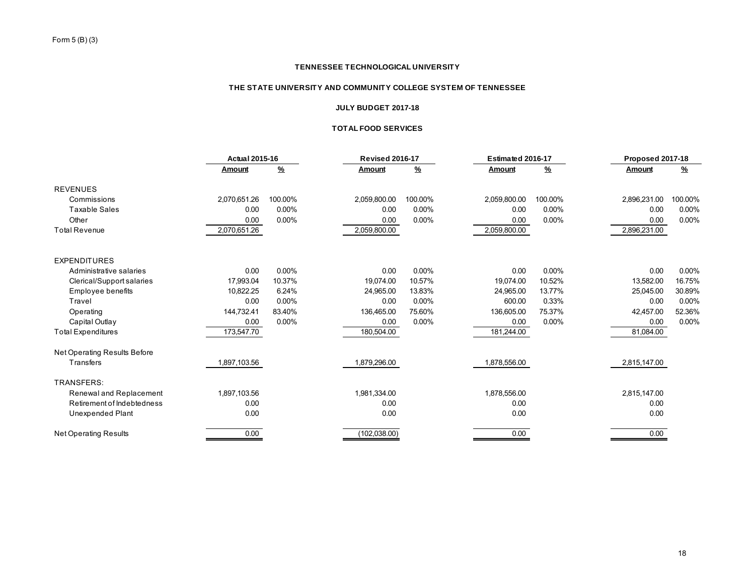Form 5 (B) (3)

**TENNESSEE TECHNOLOGICAL UNIVERSITY**

**THE STATE UNIVERSITY AND COMMUNITY COLLEGE SYSTEM OF TENNESSEE**

**JULY BUDGET 2017-18**

**TOTAL FOOD SERVICES**

| | Actual 2015-16 | | Revised 2016-17 | | Estimated 2016-17 | | Proposed 2017-18 | |
|---|---|---|---|---|---|---|---|---|
| | Amount | % | Amount | % | Amount | % | Amount | % |
| REVENUES | | | | | | | | |
| Commissions | 2,070,651.26 | 100.00% | 2,059,800.00 | 100.00% | 2,059,800.00 | 100.00% | 2,896,231.00 | 100.00% |
| Taxable Sales | 0.00 | 0.00% | 0.00 | 0.00% | 0.00 | 0.00% | 0.00 | 0.00% |
| Other | 0.00 | 0.00% | 0.00 | 0.00% | 0.00 | 0.00% | 0.00 | 0.00% |
| Total Revenue | 2,070,651.26 | | 2,059,800.00 | | 2,059,800.00 | | 2,896,231.00 | |
| EXPENDITURES | | | | | | | | |
| Administrative salaries | 0.00 | 0.00% | 0.00 | 0.00% | 0.00 | 0.00% | 0.00 | 0.00% |
| Clerical/Support salaries | 17,993.04 | 10.37% | 19,074.00 | 10.57% | 19,074.00 | 10.52% | 13,582.00 | 16.75% |
| Employee benefits | 10,822.25 | 6.24% | 24,965.00 | 13.83% | 24,965.00 | 13.77% | 25,045.00 | 30.89% |
| Travel | 0.00 | 0.00% | 0.00 | 0.00% | 600.00 | 0.33% | 0.00 | 0.00% |
| Operating | 144,732.41 | 83.40% | 136,465.00 | 75.60% | 136,605.00 | 75.37% | 42,457.00 | 52.36% |
| Capital Outlay | 0.00 | 0.00% | 0.00 | 0.00% | 0.00 | 0.00% | 0.00 | 0.00% |
| Total Expenditures | 173,547.70 | | 180,504.00 | | 181,244.00 | | 81,084.00 | |
| Net Operating Results Before Transfers | 1,897,103.56 | | 1,879,296.00 | | 1,878,556.00 | | 2,815,147.00 | |
| TRANSFERS: | | | | | | | | |
| Renewal and Replacement | 1,897,103.56 | | 1,981,334.00 | | 1,878,556.00 | | 2,815,147.00 | |
| Retirement of Indebtedness | 0.00 | | 0.00 | | 0.00 | | 0.00 | |
| Unexpended Plant | 0.00 | | 0.00 | | 0.00 | | 0.00 | |
| Net Operating Results | 0.00 | | (102,038.00) | | 0.00 | | 0.00 | |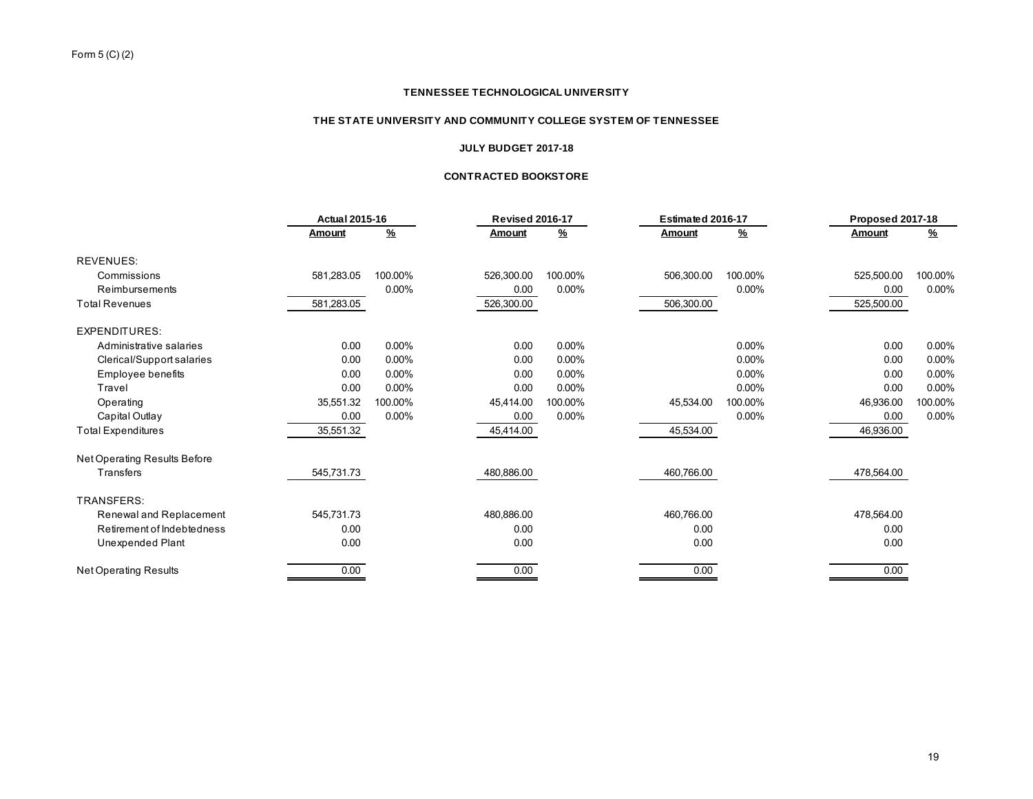Form 5 (C) (2)

**TENNESSEE TECHNOLOGICAL UNIVERSITY**

**THE STATE UNIVERSITY AND COMMUNITY COLLEGE SYSTEM OF TENNESSEE**

**JULY BUDGET 2017-18**

**CONTRACTED BOOKSTORE**

| | Actual 2015-16 | | Revised 2016-17 | | Estimated 2016-17 | | Proposed 2017-18 | |
|---|---|---|---|---|---|---|---|---|
| | Amount | % | Amount | % | Amount | % | Amount | % |
| REVENUES: | | | | | | | | |
| Commissions | 581,283.05 | 100.00% | 526,300.00 | 100.00% | 506,300.00 | 100.00% | 525,500.00 | 100.00% |
| Reimbursements | | 0.00% | 0.00 | 0.00% | | 0.00% | 0.00 | 0.00% |
| Total Revenues | 581,283.05 | | 526,300.00 | | 506,300.00 | | 525,500.00 | |
| EXPENDITURES: | | | | | | | | |
| Administrative salaries | 0.00 | 0.00% | 0.00 | 0.00% | | 0.00% | 0.00 | 0.00% |
| Clerical/Support salaries | 0.00 | 0.00% | 0.00 | 0.00% | | 0.00% | 0.00 | 0.00% |
| Employee benefits | 0.00 | 0.00% | 0.00 | 0.00% | | 0.00% | 0.00 | 0.00% |
| Travel | 0.00 | 0.00% | 0.00 | 0.00% | | 0.00% | 0.00 | 0.00% |
| Operating | 35,551.32 | 100.00% | 45,414.00 | 100.00% | 45,534.00 | 100.00% | 46,936.00 | 100.00% |
| Capital Outlay | 0.00 | 0.00% | 0.00 | 0.00% | | 0.00% | 0.00 | 0.00% |
| Total Expenditures | 35,551.32 | | 45,414.00 | | 45,534.00 | | 46,936.00 | |
| Net Operating Results Before Transfers | 545,731.73 | | 480,886.00 | | 460,766.00 | | 478,564.00 | |
| TRANSFERS: | | | | | | | | |
| Renewal and Replacement | 545,731.73 | | 480,886.00 | | 460,766.00 | | 478,564.00 | |
| Retirement of Indebtedness | 0.00 | | 0.00 | | 0.00 | | 0.00 | |
| Unexpended Plant | 0.00 | | 0.00 | | 0.00 | | 0.00 | |
| Net Operating Results | 0.00 | | 0.00 | | 0.00 | | 0.00 | |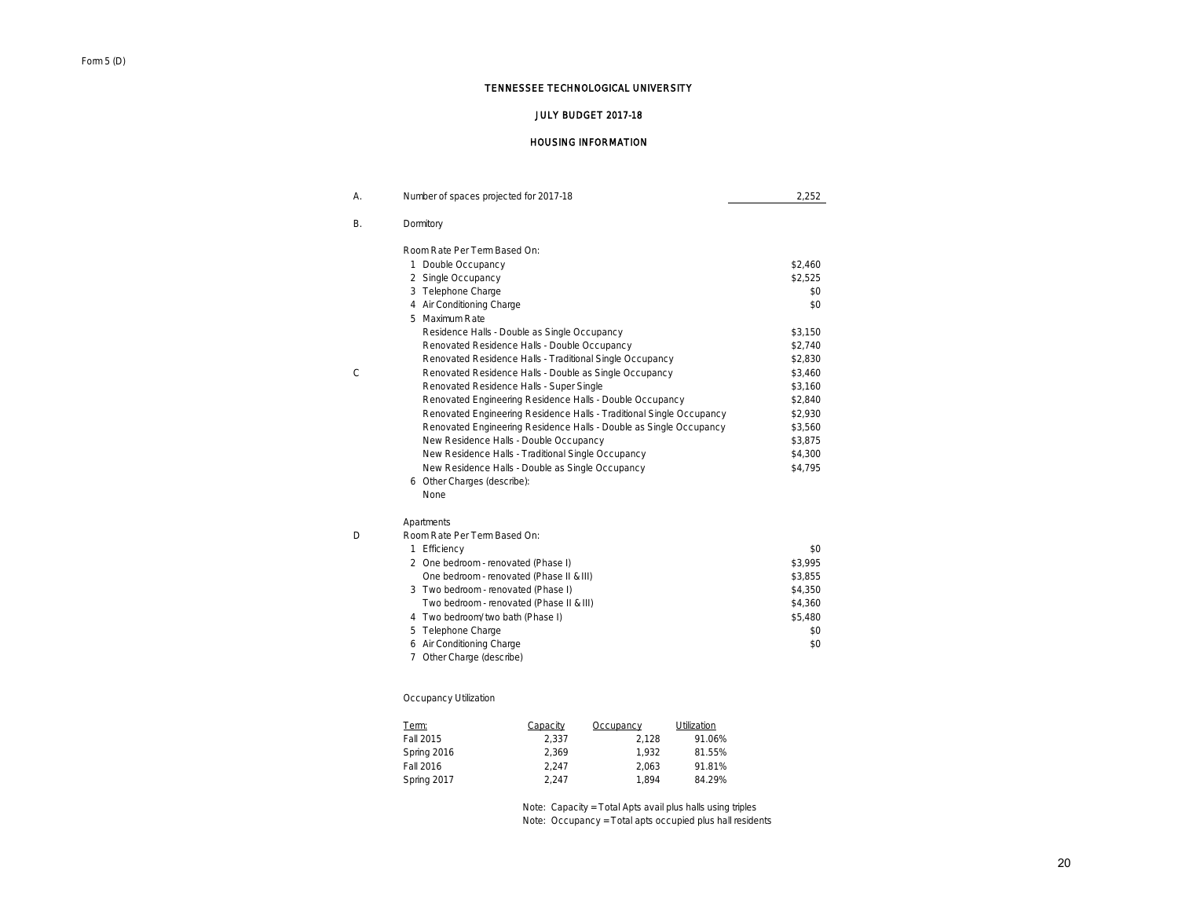Form 5 (D)

# TENNESSEE TECHNOLOGICAL UNIVERSITY

## JULY BUDGET 2017-18

## HOUSING INFORMATION

| | | |
|---|---|---|
| A. | Number of spaces projected for 2017-18 | 2,252 |
| B. | Dormitory | |
| | Room Rate Per Term Based On: | |
| | 1 Double Occupancy | $2,460 |
| | 2 Single Occupancy | $2,525 |
| | 3 Telephone Charge | $0 |
| | 4 Air Conditioning Charge | $0 |
| | 5 Maximum Rate | |
| | Residence Halls - Double as Single Occupancy | $3,150 |
| | Renovated Residence Halls - Double Occupancy | $2,740 |
| | Renovated Residence Halls - Traditional Single Occupancy | $2,830 |
| C | Renovated Residence Halls - Double as Single Occupancy | $3,460 |
| | Renovated Residence Halls - Super Single | $3,160 |
| | Renovated Engineering Residence Halls - Double Occupancy | $2,840 |
| | Renovated Engineering Residence Halls - Traditional Single Occupancy | $2,930 |
| | Renovated Engineering Residence Halls - Double as Single Occupancy | $3,560 |
| | New Residence Halls - Double Occupancy | $3,875 |
| | New Residence Halls - Traditional Single Occupancy | $4,300 |
| | New Residence Halls - Double as Single Occupancy | $4,795 |
| | 6 Other Charges (describe): | |
| | None | |
| | Apartments | |
| D | Room Rate Per Term Based On: | |
| | 1 Efficiency | $0 |
| | 2 One bedroom - renovated (Phase I) | $3,995 |
| | One bedroom - renovated (Phase II & III) | $3,855 |
| | 3 Two bedroom - renovated (Phase I) | $4,350 |
| | Two bedroom - renovated (Phase II & III) | $4,360 |
| | 4 Two bedroom/two bath (Phase I) | $5,480 |
| | 5 Telephone Charge | $0 |
| | 6 Air Conditioning Charge | $0 |
| | 7 Other Charge (describe) | |

Occupancy Utilization

| Term: | Capacity | Occupancy | Utilization |
|---|---|---|---|
| Fall 2015 | 2,337 | 2,128 | 91.06% |
| Spring 2016 | 2,369 | 1,932 | 81.55% |
| Fall 2016 | 2,247 | 2,063 | 91.81% |
| Spring 2017 | 2,247 | 1,894 | 84.29% |

Note: Capacity = Total Apts avail plus halls using triples

Note: Occupancy = Total apts occupied plus hall residents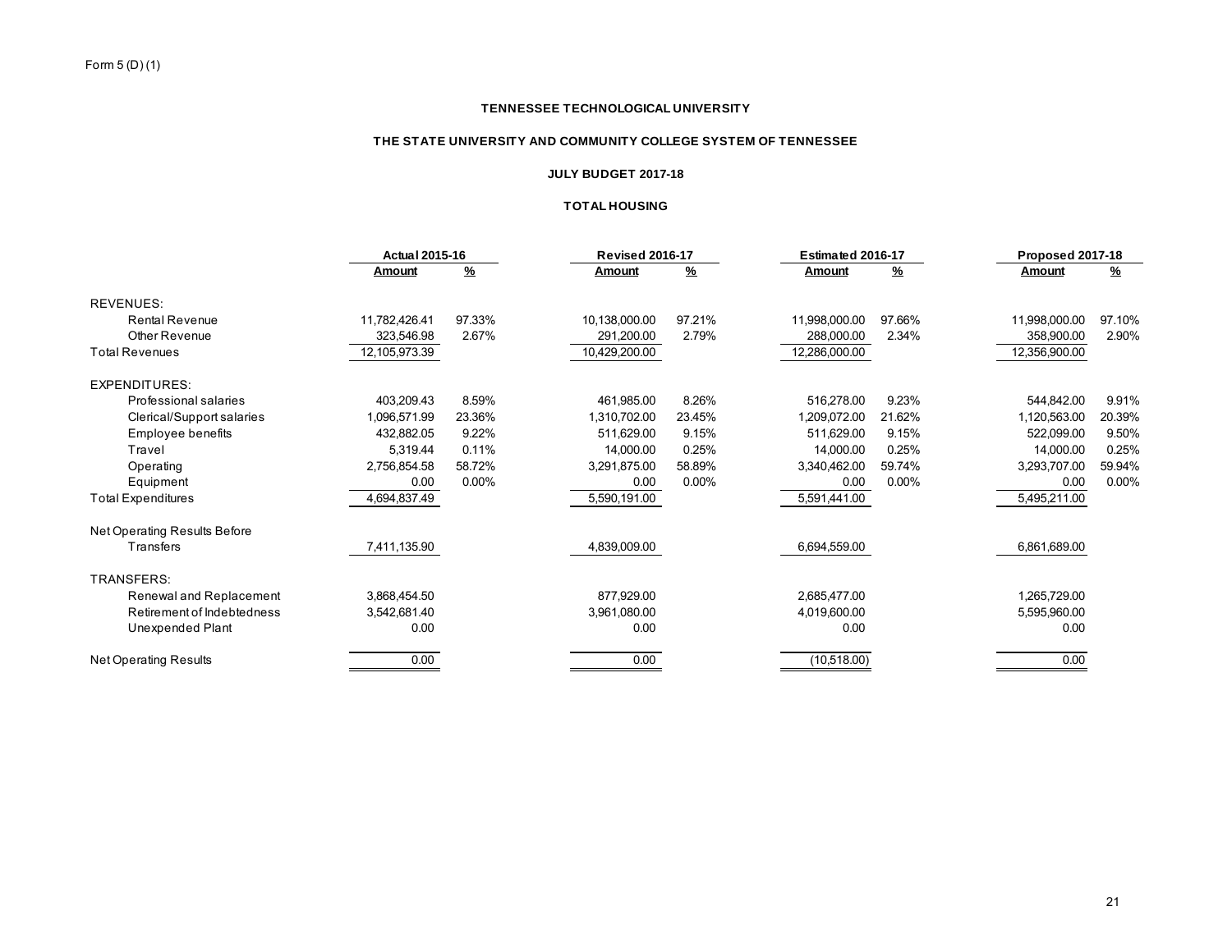Form 5 (D) (1)

**TENNESSEE TECHNOLOGICAL UNIVERSITY**

**THE STATE UNIVERSITY AND COMMUNITY COLLEGE SYSTEM OF TENNESSEE**

**JULY BUDGET 2017-18**

**TOTAL HOUSING**

| | Actual 2015-16 | | Revised 2016-17 | | Estimated 2016-17 | | Proposed 2017-18 | |
|---|---|---|---|---|---|---|---|---|
| | **Amount** | **%** | **Amount** | **%** | **Amount** | **%** | **Amount** | **%** |
| REVENUES: | | | | | | | | |
| Rental Revenue | 11,782,426.41 | 97.33% | 10,138,000.00 | 97.21% | 11,998,000.00 | 97.66% | 11,998,000.00 | 97.10% |
| Other Revenue | 323,546.98 | 2.67% | 291,200.00 | 2.79% | 288,000.00 | 2.34% | 358,900.00 | 2.90% |
| Total Revenues | 12,105,973.39 | | 10,429,200.00 | | 12,286,000.00 | | 12,356,900.00 | |
| EXPENDITURES: | | | | | | | | |
| Professional salaries | 403,209.43 | 8.59% | 461,985.00 | 8.26% | 516,278.00 | 9.23% | 544,842.00 | 9.91% |
| Clerical/Support salaries | 1,096,571.99 | 23.36% | 1,310,702.00 | 23.45% | 1,209,072.00 | 21.62% | 1,120,563.00 | 20.39% |
| Employee benefits | 432,882.05 | 9.22% | 511,629.00 | 9.15% | 511,629.00 | 9.15% | 522,099.00 | 9.50% |
| Travel | 5,319.44 | 0.11% | 14,000.00 | 0.25% | 14,000.00 | 0.25% | 14,000.00 | 0.25% |
| Operating | 2,756,854.58 | 58.72% | 3,291,875.00 | 58.89% | 3,340,462.00 | 59.74% | 3,293,707.00 | 59.94% |
| Equipment | 0.00 | 0.00% | 0.00 | 0.00% | 0.00 | 0.00% | 0.00 | 0.00% |
| Total Expenditures | 4,694,837.49 | | 5,590,191.00 | | 5,591,441.00 | | 5,495,211.00 | |
| Net Operating Results Before Transfers | 7,411,135.90 | | 4,839,009.00 | | 6,694,559.00 | | 6,861,689.00 | |
| TRANSFERS: | | | | | | | | |
| Renewal and Replacement | 3,868,454.50 | | 877,929.00 | | 2,685,477.00 | | 1,265,729.00 | |
| Retirement of Indebtedness | 3,542,681.40 | | 3,961,080.00 | | 4,019,600.00 | | 5,595,960.00 | |
| Unexpended Plant | 0.00 | | 0.00 | | 0.00 | | 0.00 | |
| Net Operating Results | 0.00 | | 0.00 | | (10,518.00) | | 0.00 | |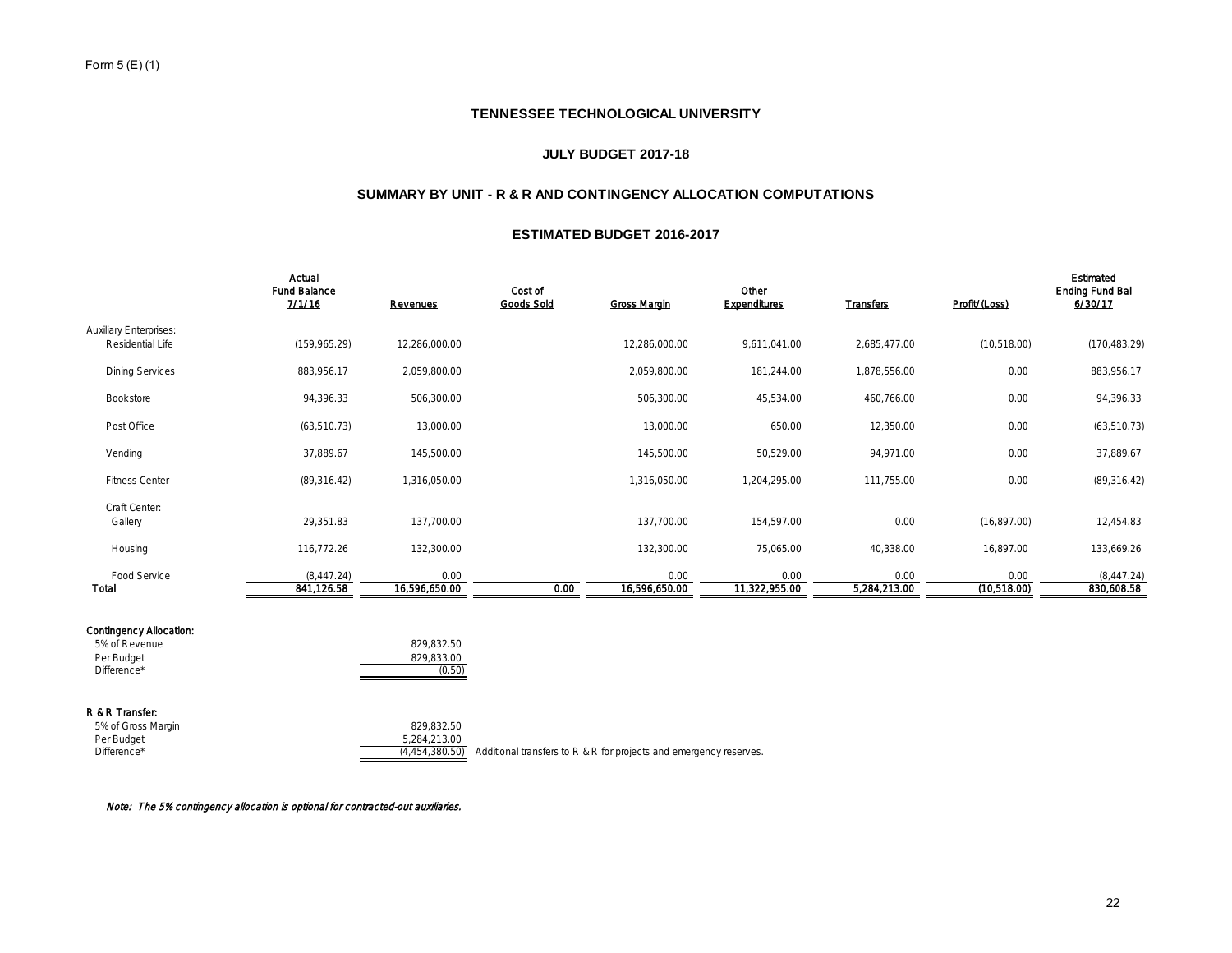Form 5 (E) (1)

# TENNESSEE TECHNOLOGICAL UNIVERSITY

## JULY BUDGET 2017-18

## SUMMARY BY UNIT - R & R AND CONTINGENCY ALLOCATION COMPUTATIONS

## ESTIMATED BUDGET 2016-2017

| | Actual Fund Balance 7/1/16 | Revenues | Cost of Goods Sold | Gross Margin | Other Expenditures | Transfers | Profit/(Loss) | Estimated Ending Fund Bal 6/30/17 |
|---|---|---|---|---|---|---|---|---|
| Auxiliary Enterprises: | | | | | | | | |
| Residential Life | (159,965.29) | 12,286,000.00 | | 12,286,000.00 | 9,611,041.00 | 2,685,477.00 | (10,518.00) | (170,483.29) |
| Dining Services | 883,956.17 | 2,059,800.00 | | 2,059,800.00 | 181,244.00 | 1,878,556.00 | 0.00 | 883,956.17 |
| Bookstore | 94,396.33 | 506,300.00 | | 506,300.00 | 45,534.00 | 460,766.00 | 0.00 | 94,396.33 |
| Post Office | (63,510.73) | 13,000.00 | | 13,000.00 | 650.00 | 12,350.00 | 0.00 | (63,510.73) |
| Vending | 37,889.67 | 145,500.00 | | 145,500.00 | 50,529.00 | 94,971.00 | 0.00 | 37,889.67 |
| Fitness Center | (89,316.42) | 1,316,050.00 | | 1,316,050.00 | 1,204,295.00 | 111,755.00 | 0.00 | (89,316.42) |
| Craft Center: | | | | | | | | |
| Gallery | 29,351.83 | 137,700.00 | | 137,700.00 | 154,597.00 | 0.00 | (16,897.00) | 12,454.83 |
| Housing | 116,772.26 | 132,300.00 | | 132,300.00 | 75,065.00 | 40,338.00 | 16,897.00 | 133,669.26 |
| Food Service | (8,447.24) | 0.00 | | 0.00 | 0.00 | 0.00 | 0.00 | (8,447.24) |
| **Total** | **841,126.58** | **16,596,650.00** | **0.00** | **16,596,650.00** | **11,322,955.00** | **5,284,213.00** | **(10,518.00)** | **830,608.58** |

**Contingency Allocation:**

| | | |
|---|---|---|
| 5% of Revenue | 829,832.50 | |
| Per Budget | 829,833.00 | |
| Difference* | (0.50) | |

**R & R Transfer:**

| | | |
|---|---|---|
| 5% of Gross Margin | 829,832.50 | |
| Per Budget | 5,284,213.00 | |
| Difference* | (4,454,380.50) | Additional transfers to R & R for projects and emergency reserves. |

*Note: The 5% contingency allocation is optional for contracted-out auxiliaries.*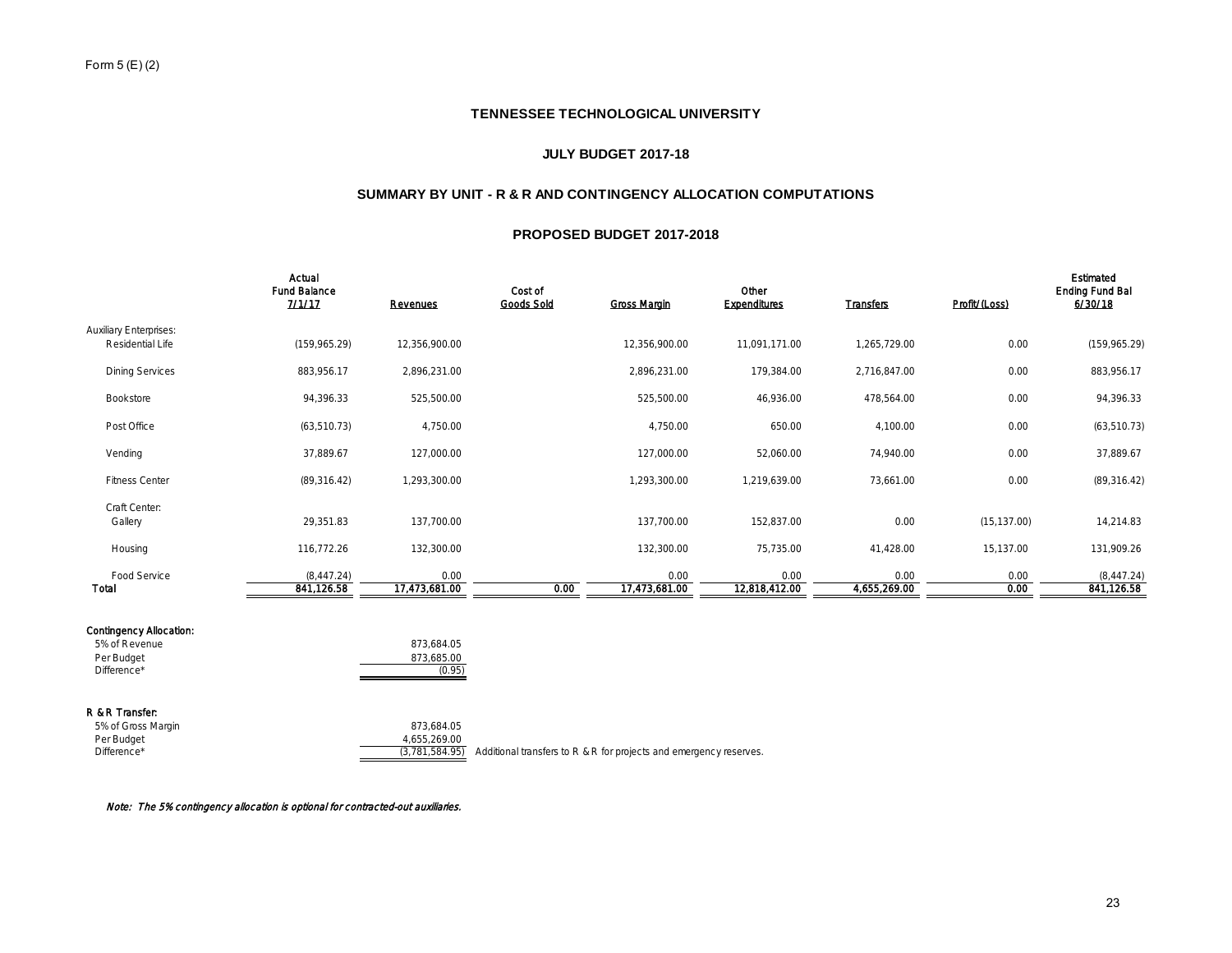Form 5 (E) (2)

# TENNESSEE TECHNOLOGICAL UNIVERSITY

## JULY BUDGET 2017-18

## SUMMARY BY UNIT - R & R AND CONTINGENCY ALLOCATION COMPUTATIONS

## PROPOSED BUDGET 2017-2018

| | Actual Fund Balance 7/1/17 | Revenues | Cost of Goods Sold | Gross Margin | Other Expenditures | Transfers | Profit/(Loss) | Estimated Ending Fund Bal 6/30/18 |
|---|---|---|---|---|---|---|---|---|
| Auxiliary Enterprises: | | | | | | | | |
| Residential Life | (159,965.29) | 12,356,900.00 | | 12,356,900.00 | 11,091,171.00 | 1,265,729.00 | 0.00 | (159,965.29) |
| Dining Services | 883,956.17 | 2,896,231.00 | | 2,896,231.00 | 179,384.00 | 2,716,847.00 | 0.00 | 883,956.17 |
| Bookstore | 94,396.33 | 525,500.00 | | 525,500.00 | 46,936.00 | 478,564.00 | 0.00 | 94,396.33 |
| Post Office | (63,510.73) | 4,750.00 | | 4,750.00 | 650.00 | 4,100.00 | 0.00 | (63,510.73) |
| Vending | 37,889.67 | 127,000.00 | | 127,000.00 | 52,060.00 | 74,940.00 | 0.00 | 37,889.67 |
| Fitness Center | (89,316.42) | 1,293,300.00 | | 1,293,300.00 | 1,219,639.00 | 73,661.00 | 0.00 | (89,316.42) |
| Craft Center: | | | | | | | | |
| Gallery | 29,351.83 | 137,700.00 | | 137,700.00 | 152,837.00 | 0.00 | (15,137.00) | 14,214.83 |
| Housing | 116,772.26 | 132,300.00 | | 132,300.00 | 75,735.00 | 41,428.00 | 15,137.00 | 131,909.26 |
| Food Service | (8,447.24) | 0.00 | | 0.00 | 0.00 | 0.00 | 0.00 | (8,447.24) |
| **Total** | **841,126.58** | **17,473,681.00** | **0.00** | **17,473,681.00** | **12,818,412.00** | **4,655,269.00** | **0.00** | **841,126.58** |

**Contingency Allocation:**

| | | |
|---|---|---|
| 5% of Revenue | 873,684.05 | |
| Per Budget | 873,685.00 | |
| Difference* | (0.95) | |

**R & R Transfer:**

| | | |
|---|---|---|
| 5% of Gross Margin | 873,684.05 | |
| Per Budget | 4,655,269.00 | |
| Difference* | (3,781,584.95) | Additional transfers to R & R for projects and emergency reserves. |

*Note: The 5% contingency allocation is optional for contracted-out auxiliaries.*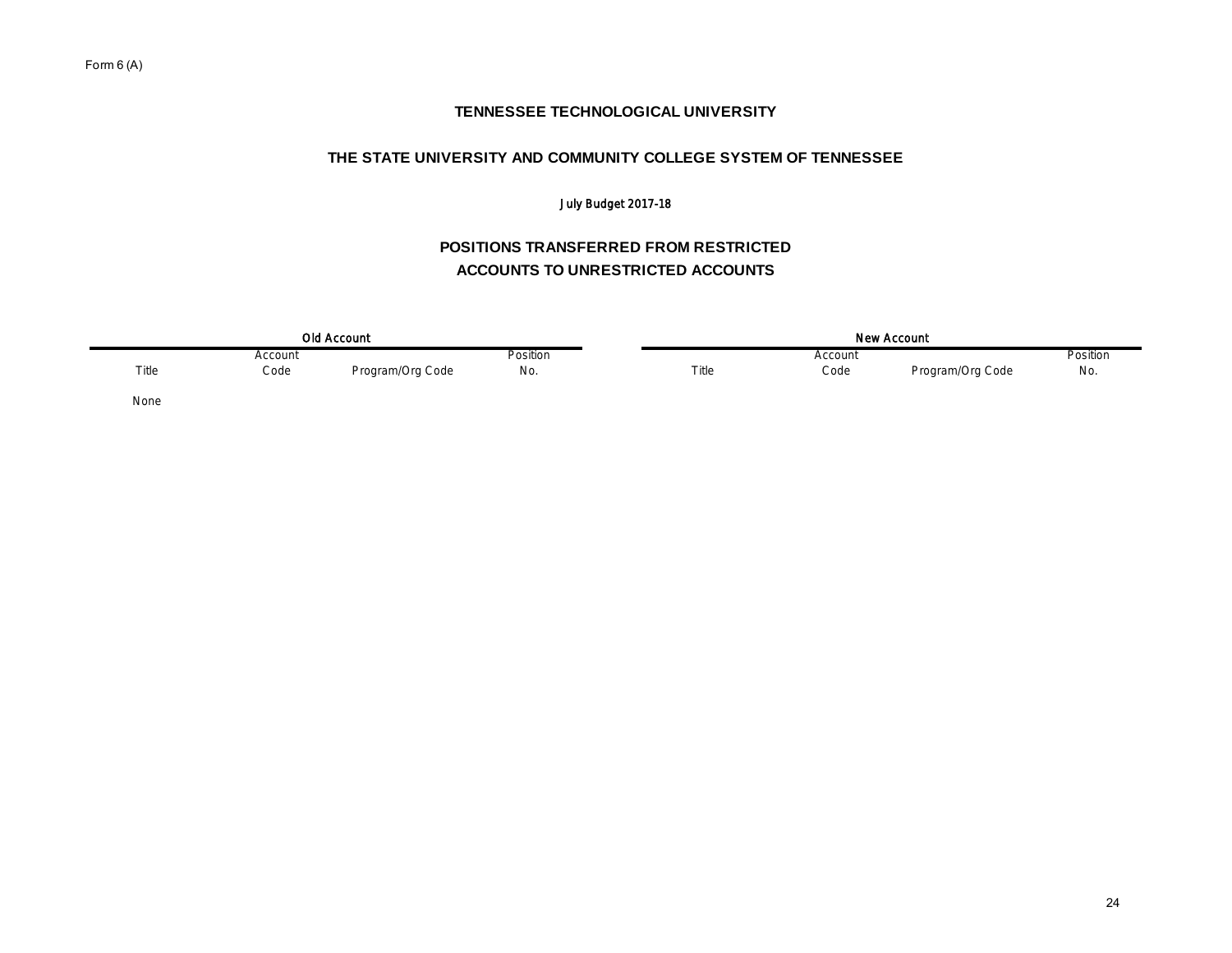Form 6 (A)

# TENNESSEE TECHNOLOGICAL UNIVERSITY

## THE STATE UNIVERSITY AND COMMUNITY COLLEGE SYSTEM OF TENNESSEE

July Budget 2017-18

## POSITIONS TRANSFERRED FROM RESTRICTED ACCOUNTS TO UNRESTRICTED ACCOUNTS

| Old Account | | | | New Account | | | |
|---|---|---|---|---|---|---|---|
| Title | Account Code | Program/Org Code | Position No. | Title | Account Code | Program/Org Code | Position No. |
| None | | | | | | | |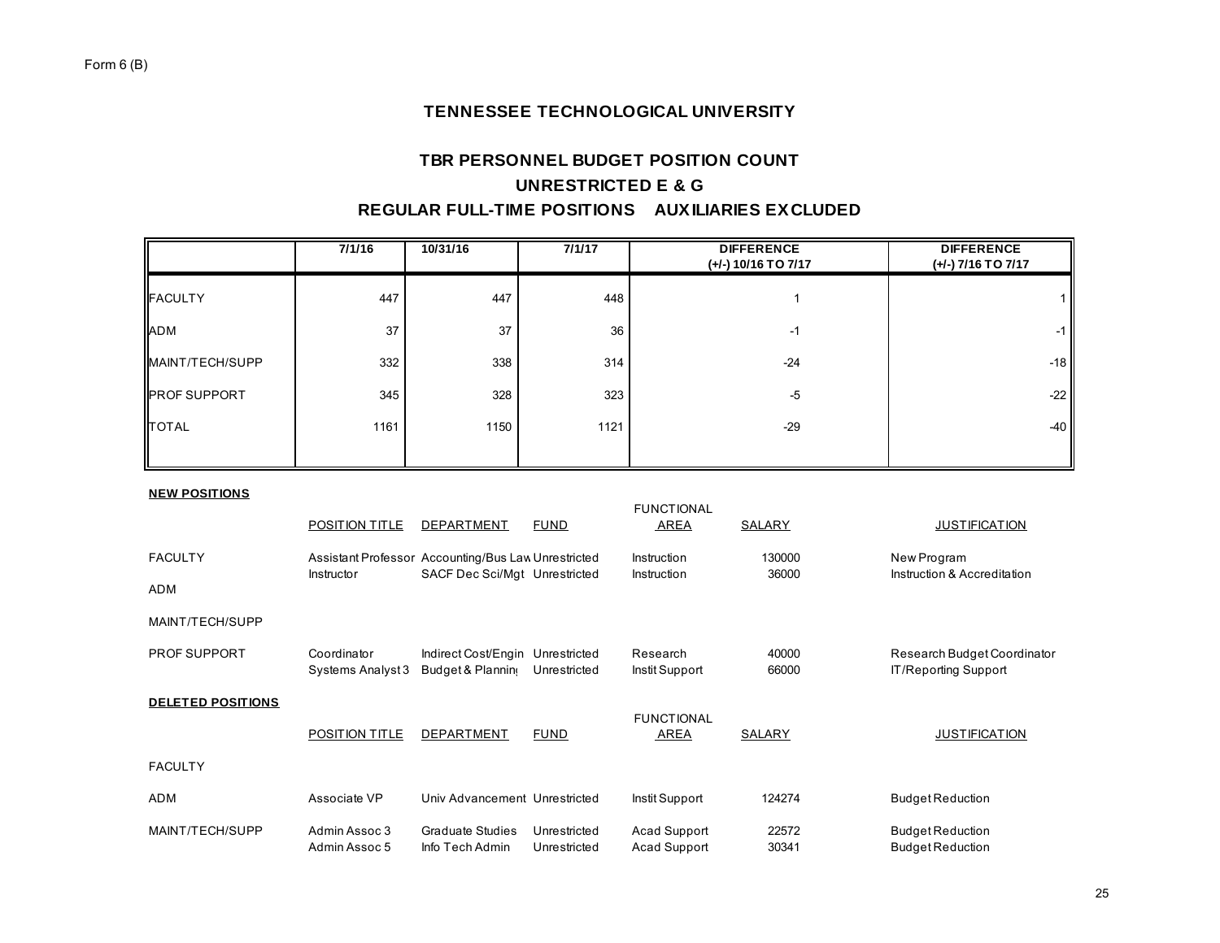Form 6 (B)

# TENNESSEE TECHNOLOGICAL UNIVERSITY

## TBR PERSONNEL BUDGET POSITION COUNT

## UNRESTRICTED E & G

## REGULAR FULL-TIME POSITIONS AUXILIARIES EXCLUDED

| | 7/1/16 | 10/31/16 | 7/1/17 | DIFFERENCE (+/-) 10/16 TO 7/17 | DIFFERENCE (+/-) 7/16 TO 7/17 |
|---|---|---|---|---|---|
| FACULTY | 447 | 447 | 448 | 1 | 1 |
| ADM | 37 | 37 | 36 | -1 | -1 |
| MAINT/TECH/SUPP | 332 | 338 | 314 | -24 | -18 |
| PROF SUPPORT | 345 | 328 | 323 | -5 | -22 |
| TOTAL | 1161 | 1150 | 1121 | -29 | -40 |

**NEW POSITIONS**

| | POSITION TITLE | DEPARTMENT | FUND | FUNCTIONAL AREA | SALARY | JUSTIFICATION |
|---|---|---|---|---|---|---|
| FACULTY | Assistant Professor | Accounting/Bus Law | Unrestricted | Instruction | 130000 | New Program |
| | Instructor | SACF Dec Sci/Mgt | Unrestricted | Instruction | 36000 | Instruction & Accreditation |
| ADM | | | | | | |
| MAINT/TECH/SUPP | | | | | | |
| PROF SUPPORT | Coordinator | Indirect Cost/Engin | Unrestricted | Research | 40000 | Research Budget Coordinator |
| | Systems Analyst 3 | Budget & Planning | Unrestricted | Instit Support | 66000 | IT/Reporting Support |

**DELETED POSITIONS**

| | POSITION TITLE | DEPARTMENT | FUND | FUNCTIONAL AREA | SALARY | JUSTIFICATION |
|---|---|---|---|---|---|---|
| FACULTY | | | | | | |
| ADM | Associate VP | Univ Advancement | Unrestricted | Instit Support | 124274 | Budget Reduction |
| MAINT/TECH/SUPP | Admin Assoc 3 | Graduate Studies | Unrestricted | Acad Support | 22572 | Budget Reduction |
| | Admin Assoc 5 | Info Tech Admin | Unrestricted | Acad Support | 30341 | Budget Reduction |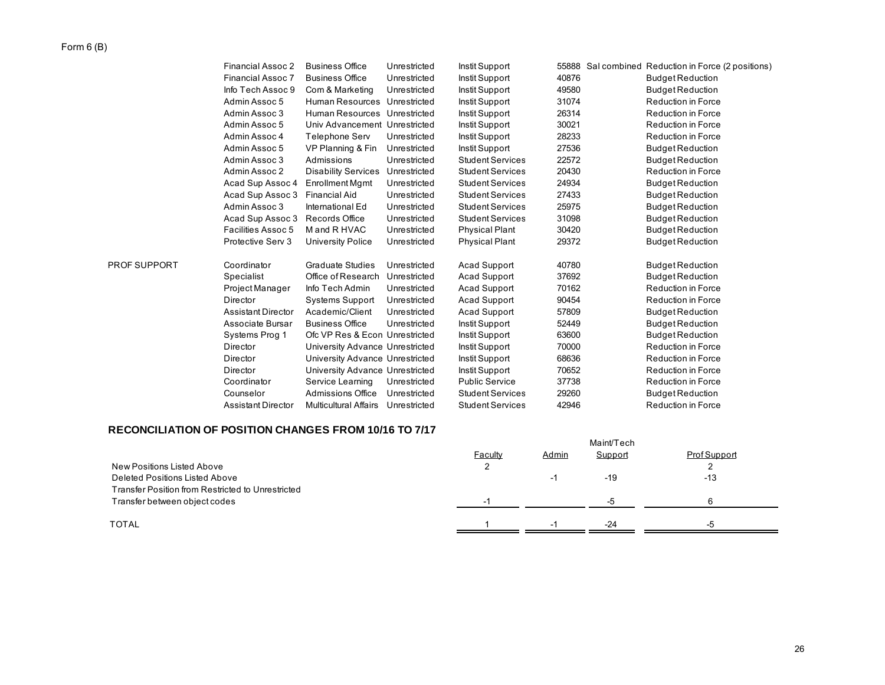Form 6 (B)

| | | | | | | | |
|---|---|---|---|---|---|---|---|
| | Financial Assoc 2 | Business Office | Unrestricted | Instit Support | 55888 | Sal combined | Reduction in Force (2 positions) |
| | Financial Assoc 7 | Business Office | Unrestricted | Instit Support | 40876 | | Budget Reduction |
| | Info Tech Assoc 9 | Com & Marketing | Unrestricted | Instit Support | 49580 | | Budget Reduction |
| | Admin Assoc 5 | Human Resources | Unrestricted | Instit Support | 31074 | | Reduction in Force |
| | Admin Assoc 3 | Human Resources | Unrestricted | Instit Support | 26314 | | Reduction in Force |
| | Admin Assoc 5 | Univ Advancement | Unrestricted | Instit Support | 30021 | | Reduction in Force |
| | Admin Assoc 4 | Telephone Serv | Unrestricted | Instit Support | 28233 | | Reduction in Force |
| | Admin Assoc 5 | VP Planning & Fin | Unrestricted | Instit Support | 27536 | | Budget Reduction |
| | Admin Assoc 3 | Admissions | Unrestricted | Student Services | 22572 | | Budget Reduction |
| | Admin Assoc 2 | Disability Services | Unrestricted | Student Services | 20430 | | Reduction in Force |
| | Acad Sup Assoc 4 | Enrollment Mgmt | Unrestricted | Student Services | 24934 | | Budget Reduction |
| | Acad Sup Assoc 3 | Financial Aid | Unrestricted | Student Services | 27433 | | Budget Reduction |
| | Admin Assoc 3 | International Ed | Unrestricted | Student Services | 25975 | | Budget Reduction |
| | Acad Sup Assoc 3 | Records Office | Unrestricted | Student Services | 31098 | | Budget Reduction |
| | Facilities Assoc 5 | M and R HVAC | Unrestricted | Physical Plant | 30420 | | Budget Reduction |
| | Protective Serv 3 | University Police | Unrestricted | Physical Plant | 29372 | | Budget Reduction |
| PROF SUPPORT | Coordinator | Graduate Studies | Unrestricted | Acad Support | 40780 | | Budget Reduction |
| | Specialist | Office of Research | Unrestricted | Acad Support | 37692 | | Budget Reduction |
| | Project Manager | Info Tech Admin | Unrestricted | Acad Support | 70162 | | Reduction in Force |
| | Director | Systems Support | Unrestricted | Acad Support | 90454 | | Reduction in Force |
| | Assistant Director | Academic/Client | Unrestricted | Acad Support | 57809 | | Budget Reduction |
| | Associate Bursar | Business Office | Unrestricted | Instit Support | 52449 | | Budget Reduction |
| | Systems Prog 1 | Ofc VP Res & Econ | Unrestricted | Instit Support | 63600 | | Budget Reduction |
| | Director | University Advance | Unrestricted | Instit Support | 70000 | | Reduction in Force |
| | Director | University Advance | Unrestricted | Instit Support | 68636 | | Reduction in Force |
| | Director | University Advance | Unrestricted | Instit Support | 70652 | | Reduction in Force |
| | Coordinator | Service Learning | Unrestricted | Public Service | 37738 | | Reduction in Force |
| | Counselor | Admissions Office | Unrestricted | Student Services | 29260 | | Budget Reduction |
| | Assistant Director | Multicultural Affairs | Unrestricted | Student Services | 42946 | | Reduction in Force |

## RECONCILIATION OF POSITION CHANGES FROM 10/16 TO 7/17

| | Faculty | Admin | Maint/Tech Support | Prof Support |
|---|---|---|---|---|
| New Positions Listed Above | 2 | | | 2 |
| Deleted Positions Listed Above | | -1 | -19 | -13 |
| Transfer Position from Restricted to Unrestricted | | | | |
| Transfer between object codes | -1 | | -5 | 6 |
| TOTAL | 1 | -1 | -24 | -5 |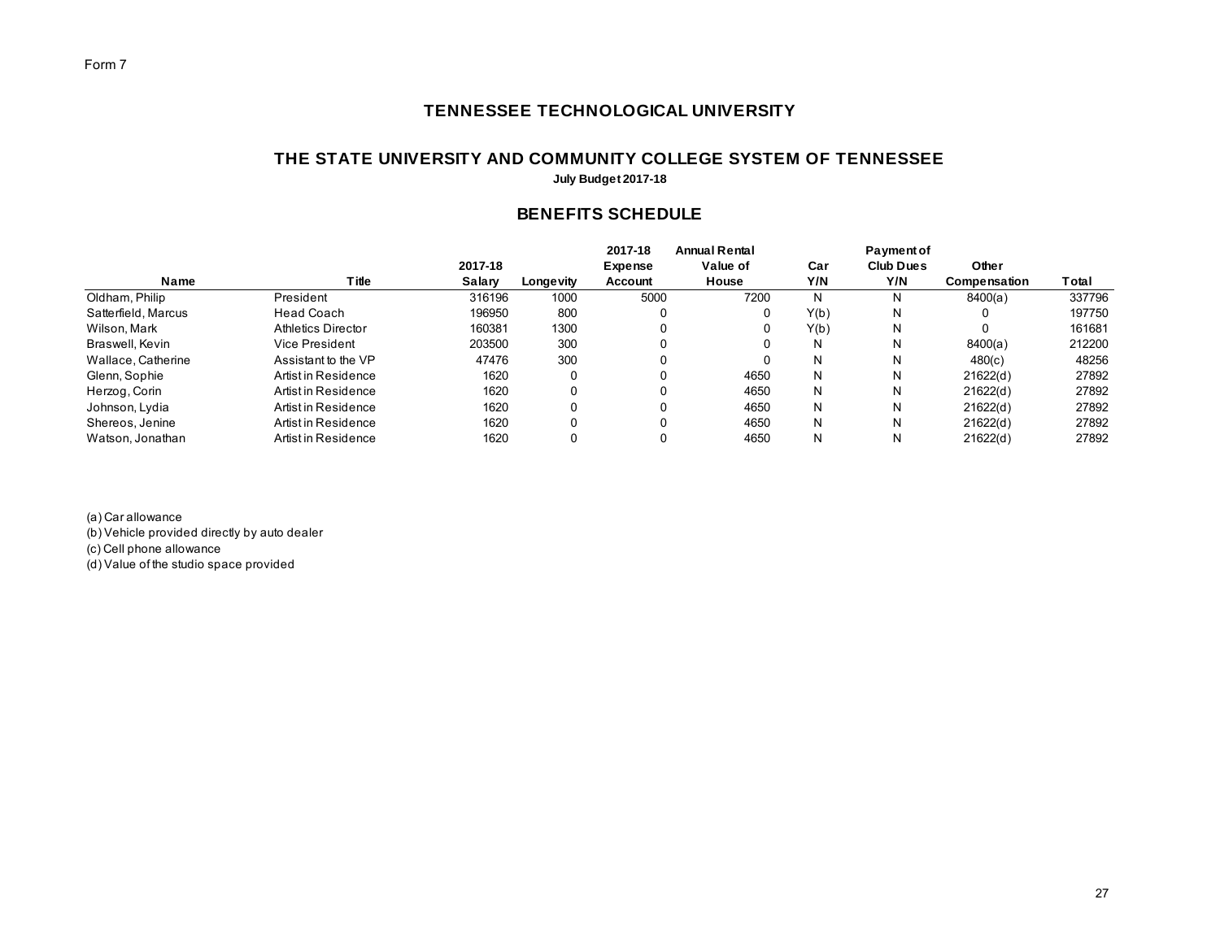Form 7

## TENNESSEE TECHNOLOGICAL UNIVERSITY

## THE STATE UNIVERSITY AND COMMUNITY COLLEGE SYSTEM OF TENNESSEE

**July Budget 2017-18**

## BENEFITS SCHEDULE

| Name | Title | 2017-18 Salary | Longevity | 2017-18 Expense Account | Annual Rental Value of House | Car Y/N | Payment of Club Dues Y/N | Other Compensation | Total |
|---|---|---|---|---|---|---|---|---|---|
| Oldham, Philip | President | 316196 | 1000 | 5000 | 7200 | N | N | 8400(a) | 337796 |
| Satterfield, Marcus | Head Coach | 196950 | 800 | 0 | 0 | Y(b) | N | 0 | 197750 |
| Wilson, Mark | Athletics Director | 160381 | 1300 | 0 | 0 | Y(b) | N | 0 | 161681 |
| Braswell, Kevin | Vice President | 203500 | 300 | 0 | 0 | N | N | 8400(a) | 212200 |
| Wallace, Catherine | Assistant to the VP | 47476 | 300 | 0 | 0 | N | N | 480(c) | 48256 |
| Glenn, Sophie | Artist in Residence | 1620 | 0 | 0 | 4650 | N | N | 21622(d) | 27892 |
| Herzog, Corin | Artist in Residence | 1620 | 0 | 0 | 4650 | N | N | 21622(d) | 27892 |
| Johnson, Lydia | Artist in Residence | 1620 | 0 | 0 | 4650 | N | N | 21622(d) | 27892 |
| Shereos, Jenine | Artist in Residence | 1620 | 0 | 0 | 4650 | N | N | 21622(d) | 27892 |
| Watson, Jonathan | Artist in Residence | 1620 | 0 | 0 | 4650 | N | N | 21622(d) | 27892 |

(a) Car allowance
(b) Vehicle provided directly by auto dealer
(c) Cell phone allowance
(d) Value of the studio space provided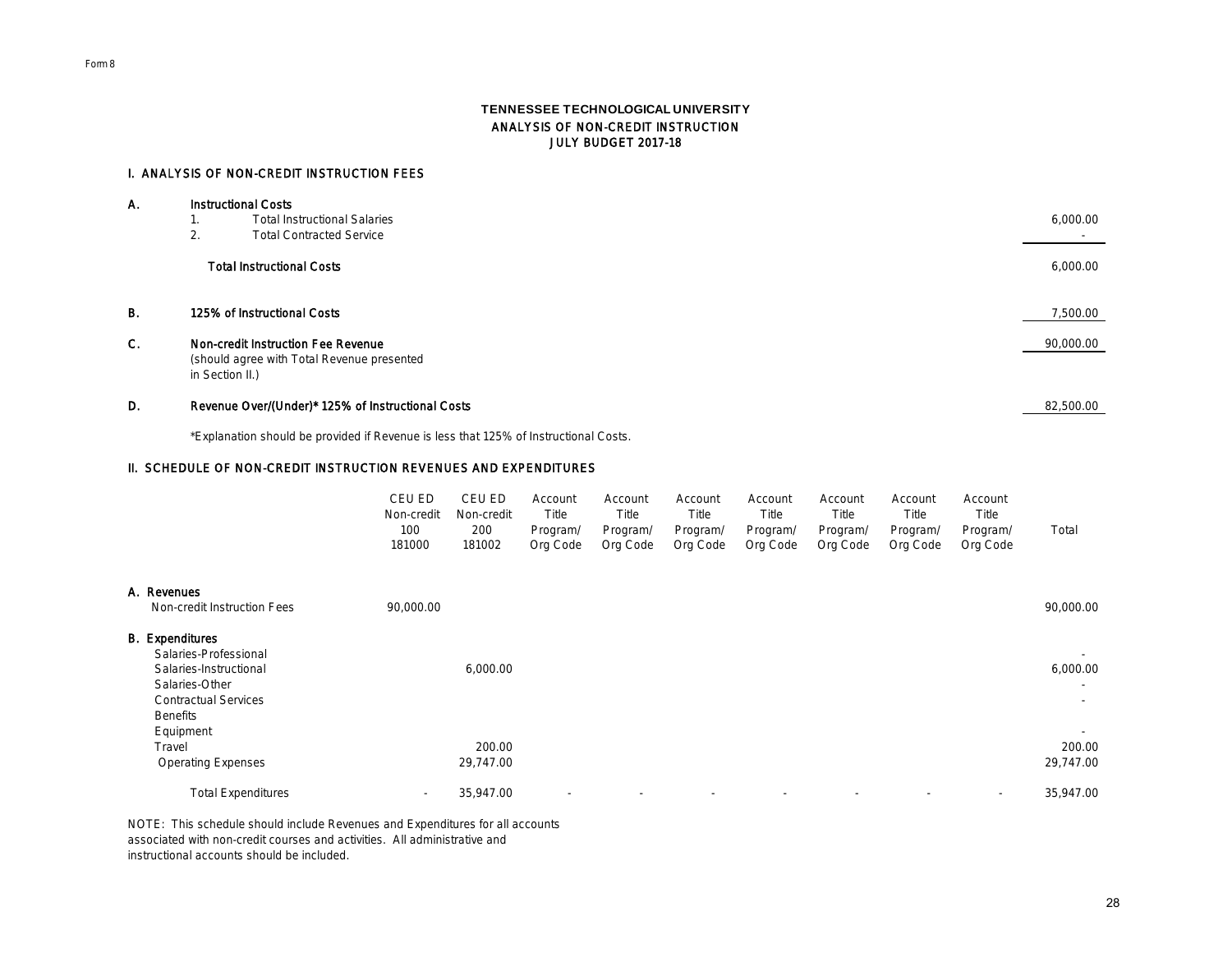Form 8

**TENNESSEE TECHNOLOGICAL UNIVERSITY**
**ANALYSIS OF NON-CREDIT INSTRUCTION**
**JULY BUDGET 2017-18**

## I. ANALYSIS OF NON-CREDIT INSTRUCTION FEES

| | | |
|---|---|---|
| **A.** | **Instructional Costs** | |
| | 1. Total Instructional Salaries | 6,000.00 |
| | 2. Total Contracted Service | - |
| | **Total Instructional Costs** | 6,000.00 |
| **B.** | **125% of Instructional Costs** | 7,500.00 |
| **C.** | **Non-credit Instruction Fee Revenue** (should agree with Total Revenue presented in Section II.) | 90,000.00 |
| **D.** | **Revenue Over/(Under)* 125% of Instructional Costs** | 82,500.00 |

*Explanation should be provided if Revenue is less that 125% of Instructional Costs.

## II. SCHEDULE OF NON-CREDIT INSTRUCTION REVENUES AND EXPENDITURES

| | CEU ED Non-credit 100 181000 | CEU ED Non-credit 200 181002 | Account Title Program/ Org Code | Account Title Program/ Org Code | Account Title Program/ Org Code | Account Title Program/ Org Code | Account Title Program/ Org Code | Account Title Program/ Org Code | Account Title Program/ Org Code | Total |
|---|---|---|---|---|---|---|---|---|---|---|
| **A. Revenues** | | | | | | | | | | |
| Non-credit Instruction Fees | 90,000.00 | | | | | | | | | 90,000.00 |
| **B. Expenditures** | | | | | | | | | | |
| Salaries-Professional | | | | | | | | | | - |
| Salaries-Instructional | | 6,000.00 | | | | | | | | 6,000.00 |
| Salaries-Other | | | | | | | | | | - |
| Contractual Services | | | | | | | | | | - |
| Benefits | | | | | | | | | | |
| Equipment | | | | | | | | | | - |
| Travel | | 200.00 | | | | | | | | 200.00 |
| Operating Expenses | | 29,747.00 | | | | | | | | 29,747.00 |
| Total Expenditures | - | 35,947.00 | - | - | - | - | - | - | - | 35,947.00 |

NOTE: This schedule should include Revenues and Expenditures for all accounts associated with non-credit courses and activities. All administrative and instructional accounts should be included.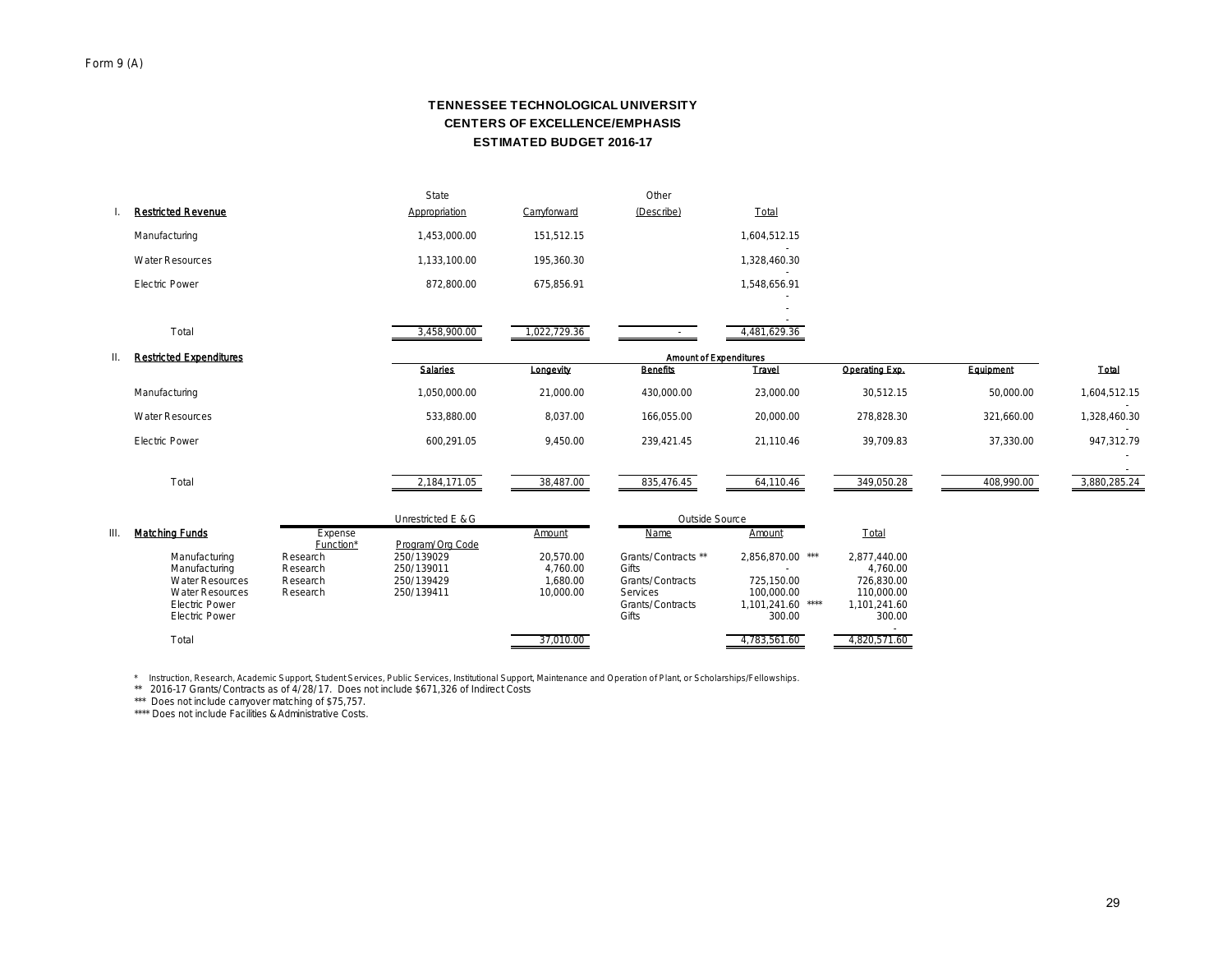Form 9 (A)

# TENNESSEE TECHNOLOGICAL UNIVERSITY
## CENTERS OF EXCELLENCE/EMPHASIS
### ESTIMATED BUDGET 2016-17

**I. Restricted Revenue**

| | State Appropriation | Carryforward | Other (Describe) | Total |
|---|---|---|---|---|
| Manufacturing | 1,453,000.00 | 151,512.15 | | 1,604,512.15 |
| Water Resources | 1,133,100.00 | 195,360.30 | | 1,328,460.30 |
| Electric Power | 872,800.00 | 675,856.91 | | 1,548,656.91 |
| Total | 3,458,900.00 | 1,022,729.36 | - | 4,481,629.36 |

**II. Restricted Expenditures**

| | Amount of Expenditures | | | | | | |
|---|---|---|---|---|---|---|---|
| | Salaries | Longevity | Benefits | Travel | Operating Exp. | Equipment | Total |
| Manufacturing | 1,050,000.00 | 21,000.00 | 430,000.00 | 23,000.00 | 30,512.15 | 50,000.00 | 1,604,512.15 |
| Water Resources | 533,880.00 | 8,037.00 | 166,055.00 | 20,000.00 | 278,828.30 | 321,660.00 | 1,328,460.30 |
| Electric Power | 600,291.05 | 9,450.00 | 239,421.45 | 21,110.46 | 39,709.83 | 37,330.00 | 947,312.79 |
| Total | 2,184,171.05 | 38,487.00 | 835,476.45 | 64,110.46 | 349,050.28 | 408,990.00 | 3,880,285.24 |

**III. Matching Funds**

| | Unrestricted E & G | | | Outside Source | | |
|---|---|---|---|---|---|---|
| | Expense Function* | Program/Org Code | Amount | Name | Amount | Total |
| Manufacturing | Research | 250/139029 | 20,570.00 | Grants/Contracts ** | 2,856,870.00 *** | 2,877,440.00 |
| Manufacturing | Research | 250/139011 | 4,760.00 | Gifts | - | 4,760.00 |
| Water Resources | Research | 250/139429 | 1,680.00 | Grants/Contracts | 725,150.00 | 726,830.00 |
| Water Resources | Research | 250/139411 | 10,000.00 | Services | 100,000.00 | 110,000.00 |
| Electric Power | | | | Grants/Contracts | 1,101,241.60 **** | 1,101,241.60 |
| Electric Power | | | | Gifts | 300.00 | 300.00 |
| Total | | | 37,010.00 | | 4,783,561.60 | 4,820,571.60 |

\* Instruction, Research, Academic Support, Student Services, Public Services, Institutional Support, Maintenance and Operation of Plant, or Scholarships/Fellowships.

\** 2016-17 Grants/Contracts as of 4/28/17. Does not include $671,326 of Indirect Costs

\*** Does not include carryover matching of $75,757.

\**** Does not include Facilities & Administrative Costs.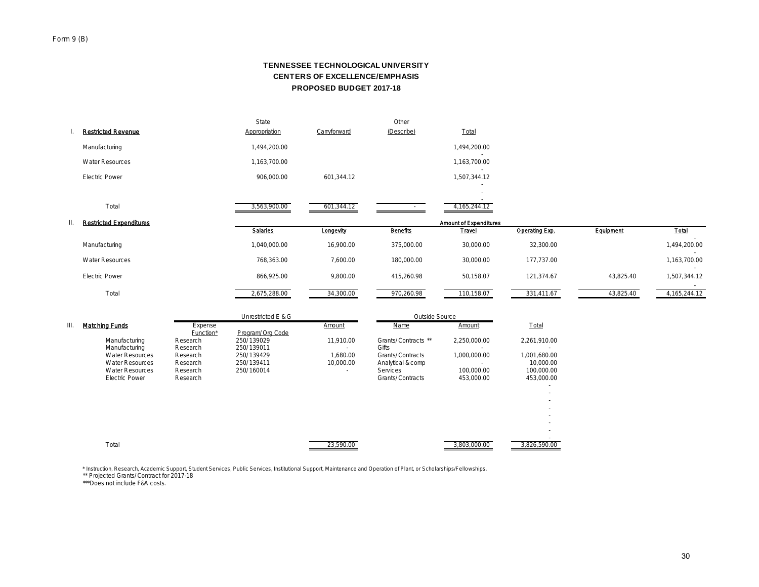Form 9 (B)

# TENNESSEE TECHNOLOGICAL UNIVERSITY
## CENTERS OF EXCELLENCE/EMPHASIS
### PROPOSED BUDGET 2017-18

| I. Restricted Revenue | State Appropriation | Carryforward | Other (Describe) | Total |
|---|---|---|---|---|
| Manufacturing | 1,494,200.00 | | | 1,494,200.00 |
| Water Resources | 1,163,700.00 | | | 1,163,700.00 |
| Electric Power | 906,000.00 | 601,344.12 | | 1,507,344.12 |
| Total | 3,563,900.00 | 601,344.12 | - | 4,165,244.12 |

| II. Restricted Expenditures | Amount of Expenditures | | | | | | |
|---|---|---|---|---|---|---|---|
| | Salaries | Longevity | Benefits | Travel | Operating Exp. | Equipment | Total |
| Manufacturing | 1,040,000.00 | 16,900.00 | 375,000.00 | 30,000.00 | 32,300.00 | | 1,494,200.00 |
| Water Resources | 768,363.00 | 7,600.00 | 180,000.00 | 30,000.00 | 177,737.00 | | 1,163,700.00 |
| Electric Power | 866,925.00 | 9,800.00 | 415,260.98 | 50,158.07 | 121,374.67 | 43,825.40 | 1,507,344.12 |
| Total | 2,675,288.00 | 34,300.00 | 970,260.98 | 110,158.07 | 331,411.67 | 43,825.40 | 4,165,244.12 |

| III. Matching Funds | Unrestricted E & G | | | Outside Source | | |
|---|---|---|---|---|---|---|
| | Expense Function* | Program/Org Code | Amount | Name | Amount | Total |
| Manufacturing | Research | 250/139029 | 11,910.00 | Grants/Contracts ** | 2,250,000.00 | 2,261,910.00 |
| Manufacturing | Research | 250/139011 | - | Gifts | - | - |
| Water Resources | Research | 250/139429 | 1,680.00 | Grants/Contracts | 1,000,000.00 | 1,001,680.00 |
| Water Resources | Research | 250/139411 | 10,000.00 | Analytical & comp | - | 10,000.00 |
| Water Resources | Research | 250/160014 | - | Services | 100,000.00 | 100,000.00 |
| Electric Power | Research | | | Grants/Contracts | 453,000.00 | 453,000.00 |
| Total | | | 23,590.00 | | 3,803,000.00 | 3,826,590.00 |

* Instruction, Research, Academic Support, Student Services, Public Services, Institutional Support, Maintenance and Operation of Plant, or Scholarships/Fellowships.
** Projected Grants/Contract for 2017-18
***Does not include F&A costs.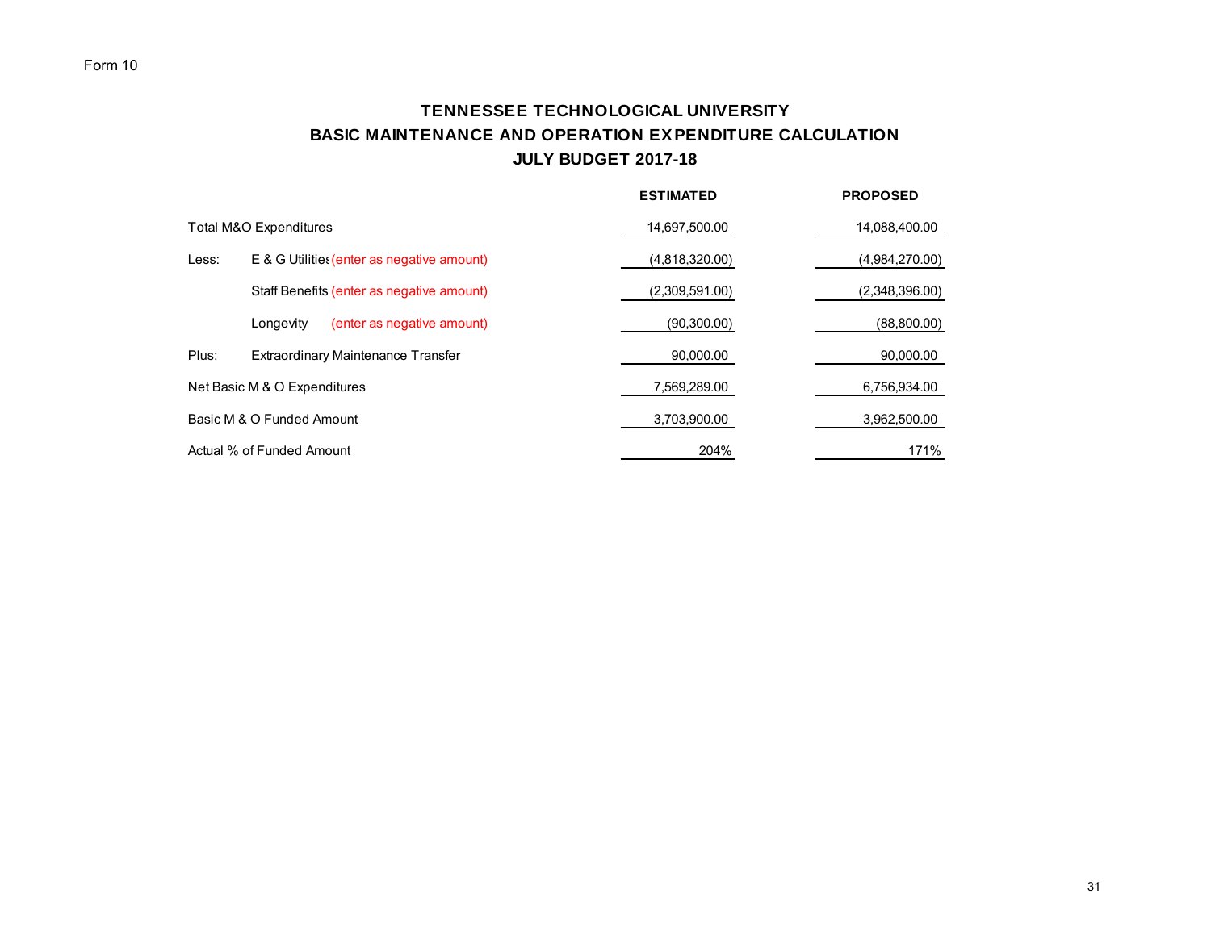Form 10

# TENNESSEE TECHNOLOGICAL UNIVERSITY
## BASIC MAINTENANCE AND OPERATION EXPENDITURE CALCULATION
### JULY BUDGET 2017-18

| | | ESTIMATED | PROPOSED |
|---|---|---|---|
| Total M&O Expenditures | | 14,697,500.00 | 14,088,400.00 |
| Less: | E & G Utilities (enter as negative amount) | (4,818,320.00) | (4,984,270.00) |
| | Staff Benefits (enter as negative amount) | (2,309,591.00) | (2,348,396.00) |
| | Longevity (enter as negative amount) | (90,300.00) | (88,800.00) |
| Plus: | Extraordinary Maintenance Transfer | 90,000.00 | 90,000.00 |
| Net Basic M & O Expenditures | | 7,569,289.00 | 6,756,934.00 |
| Basic M & O Funded Amount | | 3,703,900.00 | 3,962,500.00 |
| Actual % of Funded Amount | | 204% | 171% |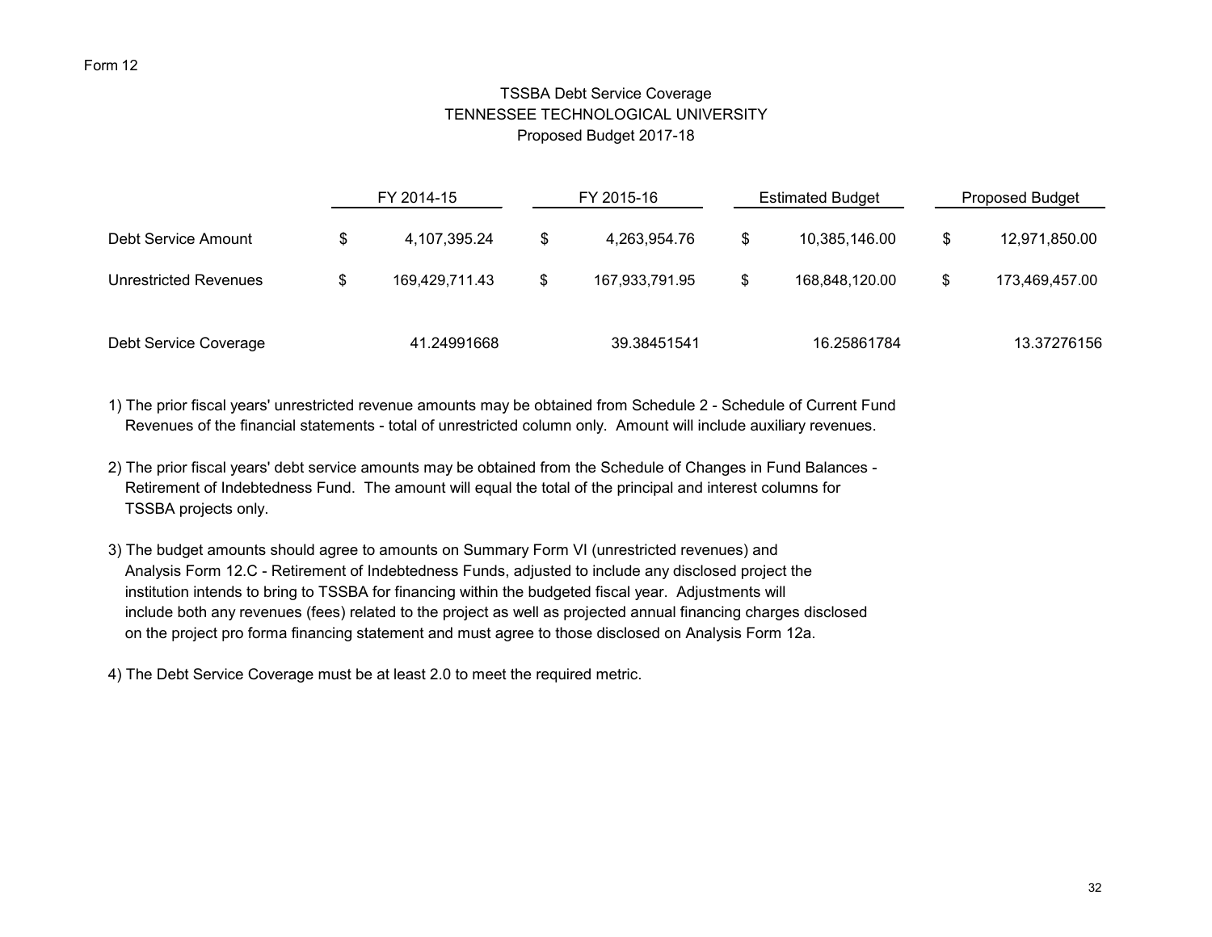Form 12

# TSSBA Debt Service Coverage
## TENNESSEE TECHNOLOGICAL UNIVERSITY
### Proposed Budget 2017-18

| | FY 2014-15 | FY 2015-16 | Estimated Budget | Proposed Budget |
|---|---|---|---|---|
| Debt Service Amount | $ 4,107,395.24 | $ 4,263,954.76 | $ 10,385,146.00 | $ 12,971,850.00 |
| Unrestricted Revenues | $ 169,429,711.43 | $ 167,933,791.95 | $ 168,848,120.00 | $ 173,469,457.00 |
| Debt Service Coverage | 41.24991668 | 39.38451541 | 16.25861784 | 13.37276156 |

1) The prior fiscal years' unrestricted revenue amounts may be obtained from Schedule 2 - Schedule of Current Fund Revenues of the financial statements - total of unrestricted column only. Amount will include auxiliary revenues.

2) The prior fiscal years' debt service amounts may be obtained from the Schedule of Changes in Fund Balances - Retirement of Indebtedness Fund. The amount will equal the total of the principal and interest columns for TSSBA projects only.

3) The budget amounts should agree to amounts on Summary Form VI (unrestricted revenues) and Analysis Form 12.C - Retirement of Indebtedness Funds, adjusted to include any disclosed project the institution intends to bring to TSSBA for financing within the budgeted fiscal year. Adjustments will include both any revenues (fees) related to the project as well as projected annual financing charges disclosed on the project pro forma financing statement and must agree to those disclosed on Analysis Form 12a.

4) The Debt Service Coverage must be at least 2.0 to meet the required metric.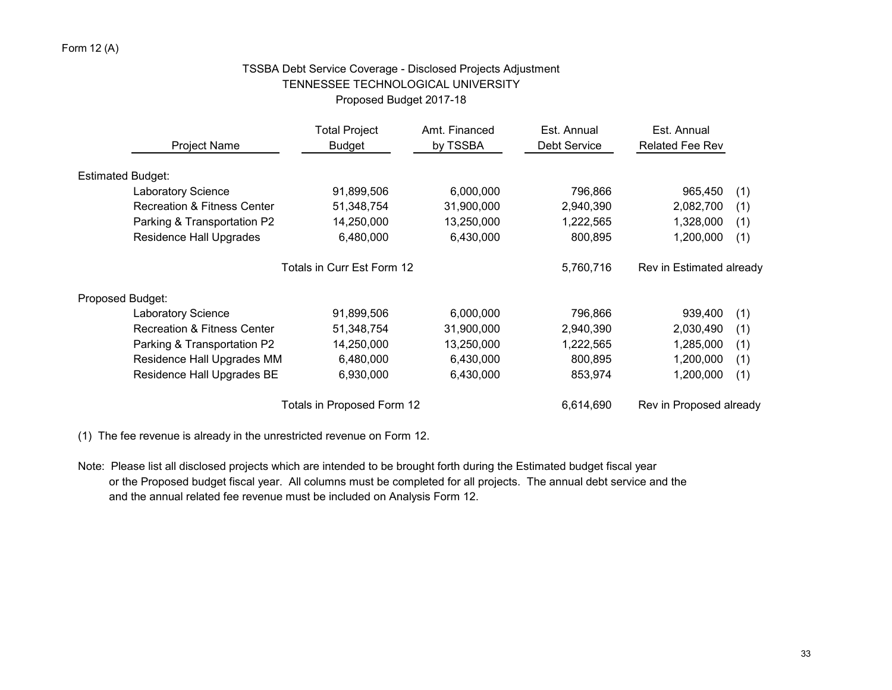Form 12 (A)

## TSSBA Debt Service Coverage - Disclosed Projects Adjustment
## TENNESSEE TECHNOLOGICAL UNIVERSITY
## Proposed Budget 2017-18

| Project Name | Total Project Budget | Amt. Financed by TSSBA | Est. Annual Debt Service | Est. Annual Related Fee Rev | |
|---|---|---|---|---|---|
| Estimated Budget: | | | | | |
| Laboratory Science | 91,899,506 | 6,000,000 | 796,866 | 965,450 | (1) |
| Recreation & Fitness Center | 51,348,754 | 31,900,000 | 2,940,390 | 2,082,700 | (1) |
| Parking & Transportation P2 | 14,250,000 | 13,250,000 | 1,222,565 | 1,328,000 | (1) |
| Residence Hall Upgrades | 6,480,000 | 6,430,000 | 800,895 | 1,200,000 | (1) |
| | Totals in Curr Est Form 12 | | 5,760,716 | Rev in Estimated already | |
| Proposed Budget: | | | | | |
| Laboratory Science | 91,899,506 | 6,000,000 | 796,866 | 939,400 | (1) |
| Recreation & Fitness Center | 51,348,754 | 31,900,000 | 2,940,390 | 2,030,490 | (1) |
| Parking & Transportation P2 | 14,250,000 | 13,250,000 | 1,222,565 | 1,285,000 | (1) |
| Residence Hall Upgrades MM | 6,480,000 | 6,430,000 | 800,895 | 1,200,000 | (1) |
| Residence Hall Upgrades BE | 6,930,000 | 6,430,000 | 853,974 | 1,200,000 | (1) |
| | Totals in Proposed Form 12 | | 6,614,690 | Rev in Proposed already | |

(1) The fee revenue is already in the unrestricted revenue on Form 12.

Note: Please list all disclosed projects which are intended to be brought forth during the Estimated budget fiscal year or the Proposed budget fiscal year. All columns must be completed for all projects. The annual debt service and the and the annual related fee revenue must be included on Analysis Form 12.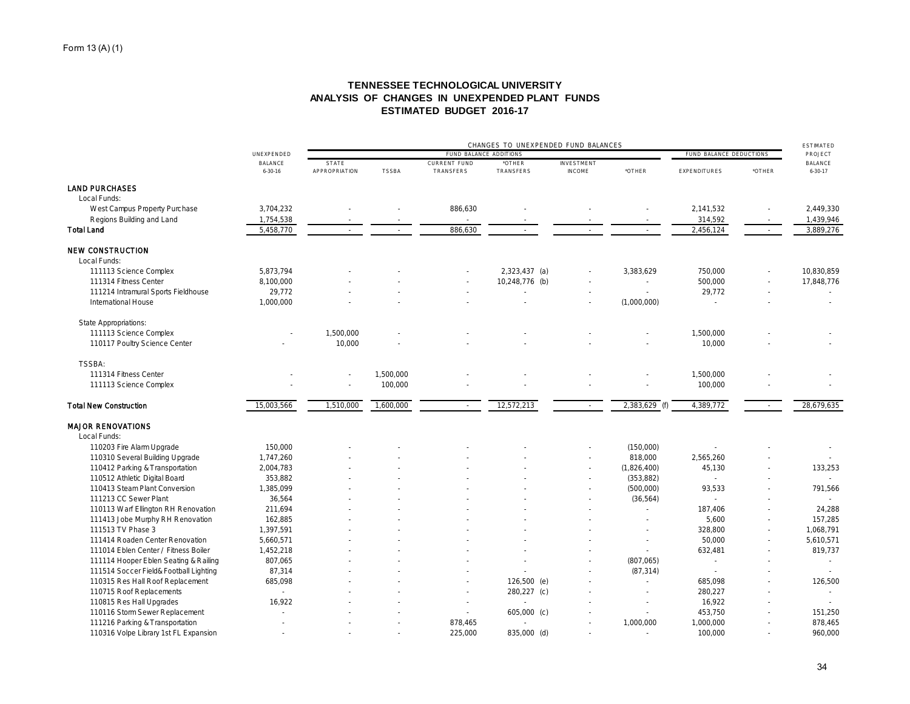Form 13 (A) (1)

# TENNESSEE TECHNOLOGICAL UNIVERSITY
## ANALYSIS OF CHANGES IN UNEXPENDED PLANT FUNDS
## ESTIMATED BUDGET 2016-17

| | UNEXPENDED | CHANGES TO UNEXPENDED FUND BALANCES | | | | | | | | ESTIMATED |
|---|---|---|---|---|---|---|---|---|---|---|
| | | FUND BALANCE ADDITIONS | | | | | | FUND BALANCE DEDUCTIONS | | PROJECT |
| | BALANCE 6-30-16 | STATE APPROPRIATION | TSSBA | CURRENT FUND TRANSFERS | *OTHER TRANSFERS | INVESTMENT INCOME | *OTHER | EXPENDITURES | *OTHER | BALANCE 6-30-17 |
| **LAND PURCHASES** | | | | | | | | | | |
| Local Funds: | | | | | | | | | | |
| West Campus Property Purchase | 3,704,232 | - | - | 886,630 | - | - | - | 2,141,532 | - | 2,449,330 |
| Regions Building and Land | 1,754,538 | - | - | - | - | - | - | 314,592 | - | 1,439,946 |
| **Total Land** | 5,458,770 | - | - | 886,630 | - | - | - | 2,456,124 | - | 3,889,276 |
| **NEW CONSTRUCTION** | | | | | | | | | | |
| Local Funds: | | | | | | | | | | |
| 111113 Science Complex | 5,873,794 | - | - | - | 2,323,437 (a) | - | 3,383,629 | 750,000 | - | 10,830,859 |
| 111314 Fitness Center | 8,100,000 | - | - | - | 10,248,776 (b) | - | - | 500,000 | - | 17,848,776 |
| 111214 Intramural Sports Fieldhouse | 29,772 | - | - | - | - | - | - | 29,772 | - | - |
| International House | 1,000,000 | - | - | - | - | - | (1,000,000) | - | - | - |
| State Appropriations: | | | | | | | | | | |
| 111113 Science Complex | - | 1,500,000 | - | - | - | - | - | 1,500,000 | - | - |
| 110117 Poultry Science Center | - | 10,000 | - | - | - | - | - | 10,000 | - | - |
| TSSBA: | | | | | | | | | | |
| 111314 Fitness Center | - | - | 1,500,000 | - | - | - | - | 1,500,000 | - | - |
| 111113 Science Complex | - | - | 100,000 | - | - | - | - | 100,000 | - | - |
| **Total New Construction** | 15,003,566 | 1,510,000 | 1,600,000 | - | 12,572,213 | - | 2,383,629 (f) | 4,389,772 | - | 28,679,635 |
| **MAJOR RENOVATIONS** | | | | | | | | | | |
| Local Funds: | | | | | | | | | | |
| 110203 Fire Alarm Upgrade | 150,000 | - | - | - | - | - | (150,000) | - | - | - |
| 110310 Several Building Upgrade | 1,747,260 | - | - | - | - | - | 818,000 | 2,565,260 | - | - |
| 110412 Parking & Transportation | 2,004,783 | - | - | - | - | - | (1,826,400) | 45,130 | - | 133,253 |
| 110512 Athletic Digital Board | 353,882 | - | - | - | - | - | (353,882) | - | - | - |
| 110413 Steam Plant Conversion | 1,385,099 | - | - | - | - | - | (500,000) | 93,533 | - | 791,566 |
| 111213 CC Sewer Plant | 36,564 | - | - | - | - | - | (36,564) | - | - | - |
| 110113 Warf Ellington RH Renovation | 211,694 | - | - | - | - | - | - | 187,406 | - | 24,288 |
| 111413 Jobe Murphy RH Renovation | 162,885 | - | - | - | - | - | - | 5,600 | - | 157,285 |
| 111513 TV Phase 3 | 1,397,591 | - | - | - | - | - | - | 328,800 | - | 1,068,791 |
| 111414 Roaden Center Renovation | 5,660,571 | - | - | - | - | - | - | 50,000 | - | 5,610,571 |
| 111014 Eblen Center / Fitness Boiler | 1,452,218 | - | - | - | - | - | - | 632,481 | - | 819,737 |
| 111114 Hooper Eblen Seating & Railing | 807,065 | - | - | - | - | - | (807,065) | - | - | - |
| 111514 Soccer Field& Football Lighting | 87,314 | - | - | - | - | - | (87,314) | - | - | - |
| 110315 Res Hall Roof Replacement | 685,098 | - | - | - | 126,500 (e) | - | - | 685,098 | - | 126,500 |
| 110715 Roof Replacements | - | - | - | - | 280,227 (c) | - | - | 280,227 | - | - |
| 110815 Res Hall Upgrades | 16,922 | - | - | - | - | - | - | 16,922 | - | - |
| 110116 Storm Sewer Replacement | - | - | - | - | 605,000 (c) | - | - | 453,750 | - | 151,250 |
| 111216 Parking & Transportation | - | - | - | 878,465 | - | - | 1,000,000 | 1,000,000 | - | 878,465 |
| 110316 Volpe Library 1st FL Expansion | - | - | - | 225,000 | 835,000 (d) | - | - | 100,000 | - | 960,000 |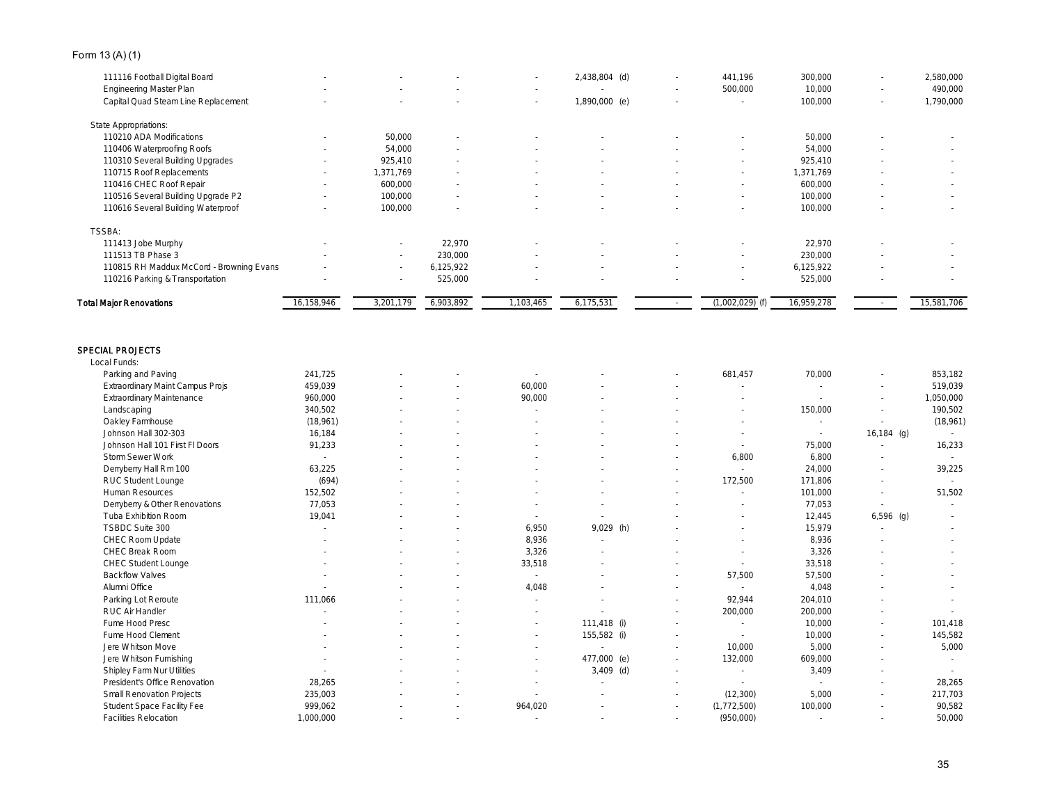Form 13 (A) (1)

| | | | | | | | | | | |
|---|---|---|---|---|---|---|---|---|---|---|
| 111116 Football Digital Board | - | - | - | - | 2,438,804 (d) | - | 441,196 | 300,000 | - | 2,580,000 |
| Engineering Master Plan | - | - | - | - | - | - | 500,000 | 10,000 | - | 490,000 |
| Capital Quad Steam Line Replacement | - | - | - | - | 1,890,000 (e) | - | - | 100,000 | - | 1,790,000 |
| State Appropriations: | | | | | | | | | | |
| 110210 ADA Modifications | - | 50,000 | - | - | - | - | - | 50,000 | - | - |
| 110406 Waterproofing Roofs | - | 54,000 | - | - | - | - | - | 54,000 | - | - |
| 110310 Several Building Upgrades | - | 925,410 | - | - | - | - | - | 925,410 | - | - |
| 110715 Roof Replacements | - | 1,371,769 | - | - | - | - | - | 1,371,769 | - | - |
| 110416 CHEC Roof Repair | - | 600,000 | - | - | - | - | - | 600,000 | - | - |
| 110516 Several Building Upgrade P2 | - | 100,000 | - | - | - | - | - | 100,000 | - | - |
| 110616 Several Building Waterproof | - | 100,000 | - | - | - | - | - | 100,000 | - | - |
| TSSBA: | | | | | | | | | | |
| 111413 Jobe Murphy | - | - | 22,970 | - | - | - | - | 22,970 | - | - |
| 111513 TB Phase 3 | - | - | 230,000 | - | - | - | - | 230,000 | - | - |
| 110815 RH Maddux McCord - Browning Evans | - | - | 6,125,922 | - | - | - | - | 6,125,922 | - | - |
| 110216 Parking & Transportation | - | - | 525,000 | - | - | - | - | 525,000 | - | - |
| **Total Major Renovations** | 16,158,946 | 3,201,179 | 6,903,892 | 1,103,465 | 6,175,531 | - | (1,002,029) (f) | 16,959,278 | - | 15,581,706 |
| **SPECIAL PROJECTS** | | | | | | | | | | |
| Local Funds: | | | | | | | | | | |
| Parking and Paving | 241,725 | - | - | - | - | - | 681,457 | 70,000 | - | 853,182 |
| Extraordinary Maint Campus Projs | 459,039 | - | - | 60,000 | - | - | - | - | - | 519,039 |
| Extraordinary Maintenance | 960,000 | - | - | 90,000 | - | - | - | - | - | 1,050,000 |
| Landscaping | 340,502 | - | - | - | - | - | - | 150,000 | - | 190,502 |
| Oakley Farmhouse | (18,961) | - | - | - | - | - | - | - | - | (18,961) |
| Johnson Hall 302-303 | 16,184 | - | - | - | - | - | - | - | 16,184 (g) | - |
| Johnson Hall 101 First Fl Doors | 91,233 | - | - | - | - | - | - | 75,000 | - | 16,233 |
| Storm Sewer Work | - | - | - | - | - | - | 6,800 | 6,800 | - | - |
| Derryberry Hall Rm 100 | 63,225 | - | - | - | - | - | - | 24,000 | - | 39,225 |
| RUC Student Lounge | (694) | - | - | - | - | - | 172,500 | 171,806 | - | - |
| Human Resources | 152,502 | - | - | - | - | - | - | 101,000 | - | 51,502 |
| Derryberry & Other Renovations | 77,053 | - | - | - | - | - | - | 77,053 | - | - |
| Tuba Exhibition Room | 19,041 | - | - | - | - | - | - | 12,445 | 6,596 (g) | - |
| TSBDC Suite 300 | - | - | - | 6,950 | 9,029 (h) | - | - | 15,979 | - | - |
| CHEC Room Update | - | - | - | 8,936 | - | - | - | 8,936 | - | - |
| CHEC Break Room | - | - | - | 3,326 | - | - | - | 3,326 | - | - |
| CHEC Student Lounge | - | - | - | 33,518 | - | - | - | 33,518 | - | - |
| Backflow Valves | - | - | - | - | - | - | 57,500 | 57,500 | - | - |
| Alumni Office | - | - | - | 4,048 | - | - | - | 4,048 | - | - |
| Parking Lot Reroute | 111,066 | - | - | - | - | - | 92,944 | 204,010 | - | - |
| RUC Air Handler | - | - | - | - | - | - | 200,000 | 200,000 | - | - |
| Fume Hood Presc | - | - | - | - | 111,418 (i) | - | - | 10,000 | - | 101,418 |
| Fume Hood Clement | - | - | - | - | 155,582 (i) | - | - | 10,000 | - | 145,582 |
| Jere Whitson Move | - | - | - | - | - | - | 10,000 | 5,000 | - | 5,000 |
| Jere Whitson Furnishing | - | - | - | - | 477,000 (e) | - | 132,000 | 609,000 | - | - |
| Shipley Farm Nur Utilities | - | - | - | - | 3,409 (d) | - | - | 3,409 | - | - |
| President's Office Renovation | 28,265 | - | - | - | - | - | - | - | - | 28,265 |
| Small Renovation Projects | 235,003 | - | - | - | - | - | (12,300) | 5,000 | - | 217,703 |
| Student Space Facility Fee | 999,062 | - | - | 964,020 | - | - | (1,772,500) | 100,000 | - | 90,582 |
| Facilities Relocation | 1,000,000 | - | - | - | - | - | (950,000) | - | - | 50,000 |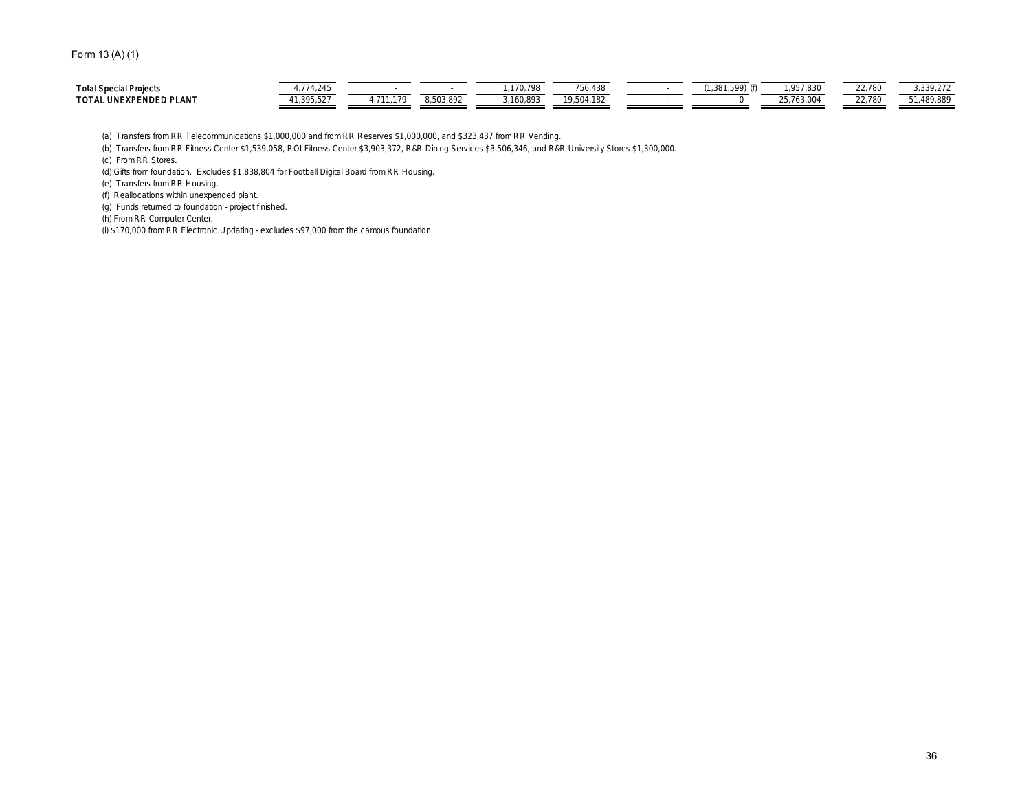Form 13 (A) (1)

| | | | | | | | | | | |
|---|---|---|---|---|---|---|---|---|---|---|
| **Total Special Projects** | 4,774,245 | - | - | 1,170,798 | 756,438 | - | (1,381,599) (f) | 1,957,830 | 22,780 | 3,339,272 |
| **TOTAL UNEXPENDED PLANT** | 41,395,527 | 4,711,179 | 8,503,892 | 3,160,893 | 19,504,182 | - | 0 | 25,763,004 | 22,780 | 51,489,889 |

(a) Transfers from RR Telecommunications $1,000,000 and from RR Reserves $1,000,000, and $323,437 from RR Vending.

(b) Transfers from RR Fitness Center $1,539,058, ROI Fitness Center $3,903,372, R&R Dining Services $3,506,346, and R&R University Stores $1,300,000.

(c) From RR Stores.

(d) Gifts from foundation. Excludes $1,838,804 for Football Digital Board from RR Housing.

(e) Transfers from RR Housing.

(f) Reallocations within unexpended plant.

(g) Funds returned to foundation - project finished.

(h) From RR Computer Center.

(i) $170,000 from RR Electronic Updating - excludes $97,000 from the campus foundation.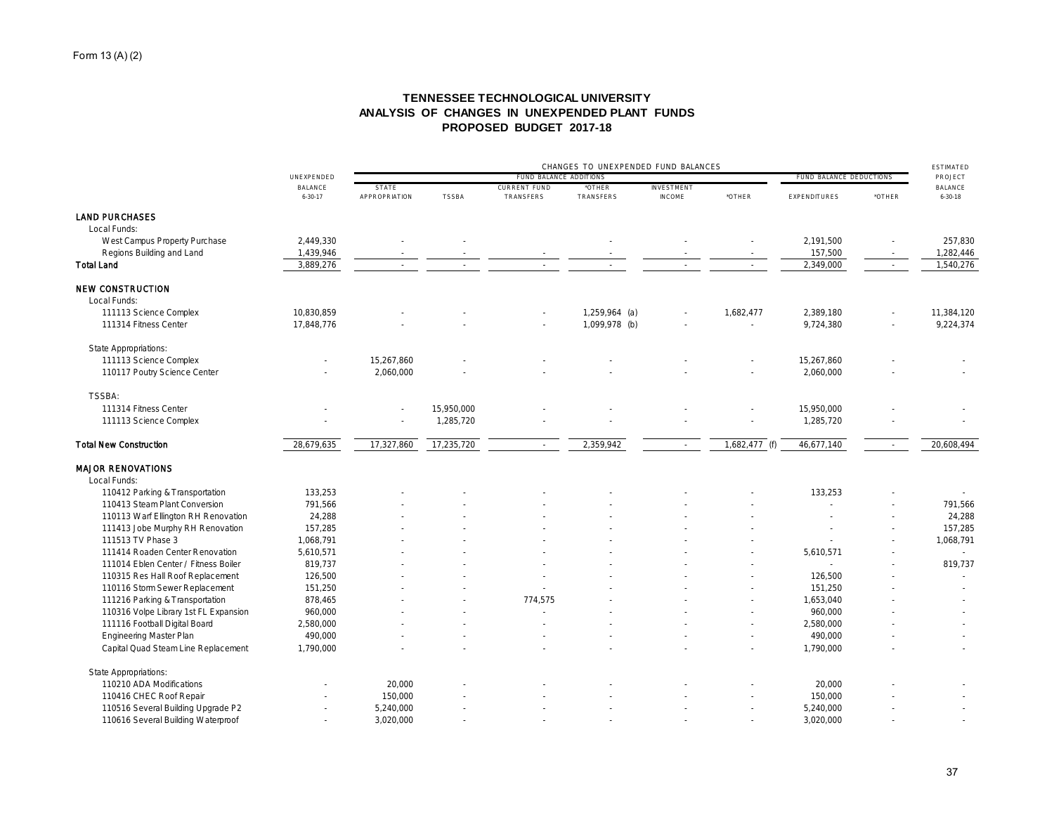Form 13 (A) (2)

# TENNESSEE TECHNOLOGICAL UNIVERSITY
## ANALYSIS OF CHANGES IN UNEXPENDED PLANT FUNDS
## PROPOSED BUDGET 2017-18

| | UNEXPENDED BALANCE 6-30-17 | CHANGES TO UNEXPENDED FUND BALANCES — FUND BALANCE ADDITIONS | | | | | | FUND BALANCE DEDUCTIONS | | ESTIMATED PROJECT BALANCE 6-30-18 |
|---|---|---|---|---|---|---|---|---|---|---|
| | | STATE APPROPRIATION | TSSBA | CURRENT FUND TRANSFERS | *OTHER TRANSFERS | INVESTMENT INCOME | *OTHER | EXPENDITURES | *OTHER | |
| **LAND PURCHASES** | | | | | | | | | | |
| Local Funds: | | | | | | | | | | |
| West Campus Property Purchase | 2,449,330 | - | - | | - | - | - | 2,191,500 | - | 257,830 |
| Regions Building and Land | 1,439,946 | - | - | - | - | - | - | 157,500 | - | 1,282,446 |
| **Total Land** | 3,889,276 | - | - | - | - | - | - | 2,349,000 | - | 1,540,276 |
| **NEW CONSTRUCTION** | | | | | | | | | | |
| Local Funds: | | | | | | | | | | |
| 111113 Science Complex | 10,830,859 | - | - | - | 1,259,964 (a) | - | 1,682,477 | 2,389,180 | - | 11,384,120 |
| 111314 Fitness Center | 17,848,776 | - | - | - | 1,099,978 (b) | - | - | 9,724,380 | - | 9,224,374 |
| State Appropriations: | | | | | | | | | | |
| 111113 Science Complex | - | 15,267,860 | - | - | - | - | - | 15,267,860 | - | - |
| 110117 Poutry Science Center | - | 2,060,000 | - | - | - | - | - | 2,060,000 | - | - |
| TSSBA: | | | | | | | | | | |
| 111314 Fitness Center | - | - | 15,950,000 | - | - | - | - | 15,950,000 | - | - |
| 111113 Science Complex | - | - | 1,285,720 | - | - | - | - | 1,285,720 | - | - |
| **Total New Construction** | 28,679,635 | 17,327,860 | 17,235,720 | - | 2,359,942 | - | 1,682,477 (f) | 46,677,140 | - | 20,608,494 |
| **MAJOR RENOVATIONS** | | | | | | | | | | |
| Local Funds: | | | | | | | | | | |
| 110412 Parking & Transportation | 133,253 | - | - | - | - | - | - | 133,253 | - | - |
| 110413 Steam Plant Conversion | 791,566 | - | - | - | - | - | - | - | - | 791,566 |
| 110113 Warf Ellington RH Renovation | 24,288 | - | - | - | - | - | - | - | - | 24,288 |
| 111413 Jobe Murphy RH Renovation | 157,285 | - | - | - | - | - | - | - | - | 157,285 |
| 111513 TV Phase 3 | 1,068,791 | - | - | - | - | - | - | - | - | 1,068,791 |
| 111414 Roaden Center Renovation | 5,610,571 | - | - | - | - | - | - | 5,610,571 | - | - |
| 111014 Eblen Center / Fitness Boiler | 819,737 | - | - | - | - | - | - | - | - | 819,737 |
| 110315 Res Hall Roof Replacement | 126,500 | - | - | - | - | - | - | 126,500 | - | - |
| 110116 Storm Sewer Replacement | 151,250 | - | - | - | - | - | - | 151,250 | - | - |
| 111216 Parking & Transportation | 878,465 | - | - | 774,575 | - | - | - | 1,653,040 | - | - |
| 110316 Volpe Library 1st FL Expansion | 960,000 | - | - | - | - | - | - | 960,000 | - | - |
| 111116 Football Digital Board | 2,580,000 | - | - | - | - | - | - | 2,580,000 | - | - |
| Engineering Master Plan | 490,000 | - | - | - | - | - | - | 490,000 | - | - |
| Capital Quad Steam Line Replacement | 1,790,000 | - | - | - | - | - | - | 1,790,000 | - | - |
| State Appropriations: | | | | | | | | | | |
| 110210 ADA Modifications | - | 20,000 | - | - | - | - | - | 20,000 | - | - |
| 110416 CHEC Roof Repair | - | 150,000 | - | - | - | - | - | 150,000 | - | - |
| 110516 Several Building Upgrade P2 | - | 5,240,000 | - | - | - | - | - | 5,240,000 | - | - |
| 110616 Several Building Waterproof | - | 3,020,000 | - | - | - | - | - | 3,020,000 | - | - |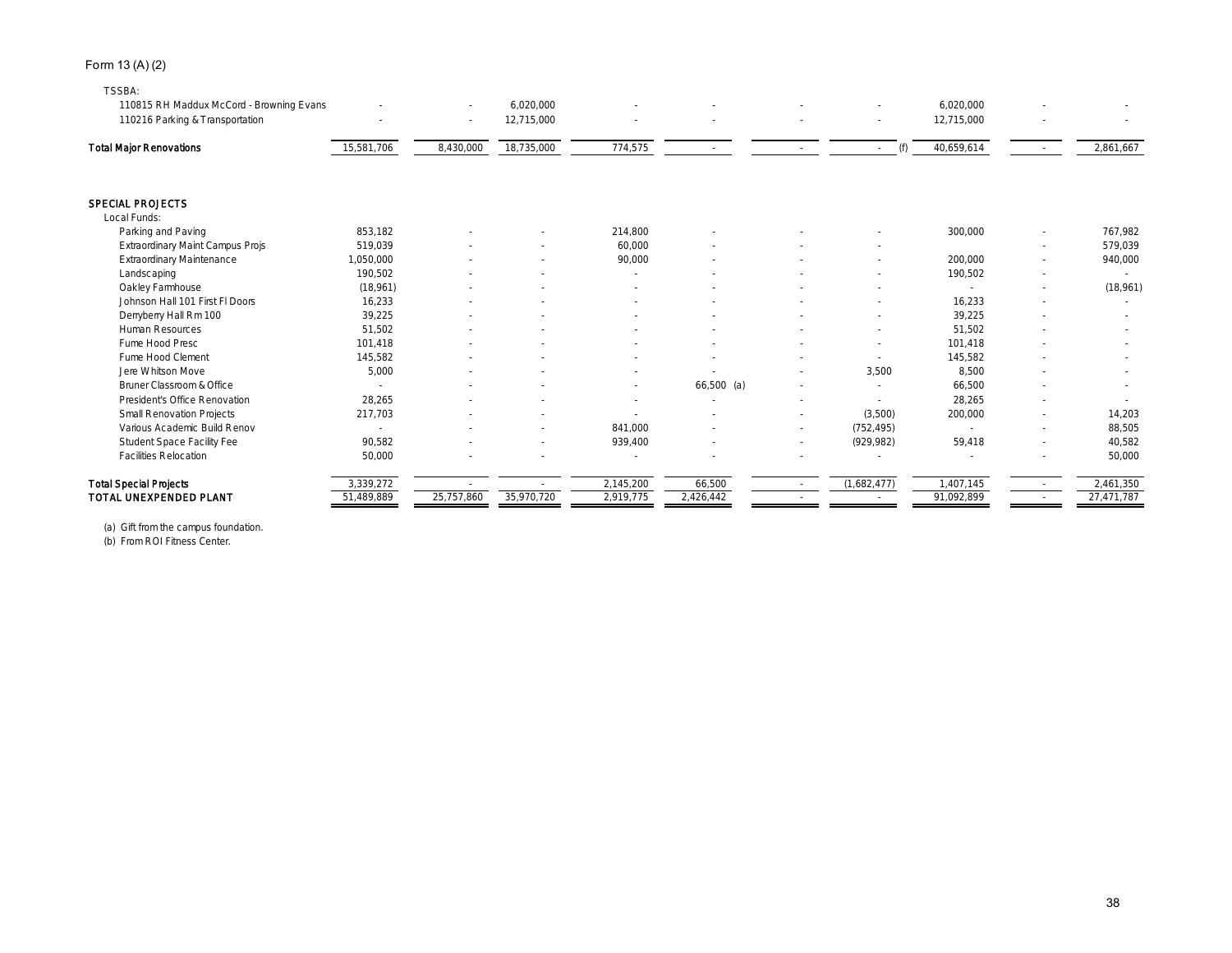Form 13 (A) (2)

| | | | | | | | | | | |
|---|---|---|---|---|---|---|---|---|---|---|
| TSSBA: | | | | | | | | | | |
| 110815 RH Maddux McCord - Browning Evans | - | - | 6,020,000 | - | - | - | - | 6,020,000 | - | - |
| 110216 Parking & Transportation | - | - | 12,715,000 | - | - | - | - | 12,715,000 | - | - |
| **Total Major Renovations** | 15,581,706 | 8,430,000 | 18,735,000 | 774,575 | - | - | - (f) | 40,659,614 | - | 2,861,667 |
| | | | | | | | | | | |
| **SPECIAL PROJECTS** | | | | | | | | | | |
| Local Funds: | | | | | | | | | | |
| Parking and Paving | 853,182 | - | - | 214,800 | - | - | - | 300,000 | - | 767,982 |
| Extraordinary Maint Campus Projs | 519,039 | - | - | 60,000 | - | - | - | | - | 579,039 |
| Extraordinary Maintenance | 1,050,000 | - | - | 90,000 | - | - | - | 200,000 | - | 940,000 |
| Landscaping | 190,502 | - | - | - | - | - | - | 190,502 | - | - |
| Oakley Farmhouse | (18,961) | - | - | - | - | - | - | - | - | (18,961) |
| Johnson Hall 101 First Fl Doors | 16,233 | - | - | - | - | - | - | 16,233 | - | - |
| Derryberry Hall Rm 100 | 39,225 | - | - | - | - | - | - | 39,225 | - | - |
| Human Resources | 51,502 | - | - | - | - | - | - | 51,502 | - | - |
| Fume Hood Presc | 101,418 | - | - | - | - | - | - | 101,418 | - | - |
| Fume Hood Clement | 145,582 | - | - | - | - | - | - | 145,582 | - | - |
| Jere Whitson Move | 5,000 | - | - | - | - | - | 3,500 | 8,500 | - | - |
| Bruner Classroom & Office | - | - | - | - | 66,500 (a) | - | - | 66,500 | - | - |
| President's Office Renovation | 28,265 | - | - | - | - | - | - | 28,265 | - | - |
| Small Renovation Projects | 217,703 | - | - | - | - | - | (3,500) | 200,000 | - | 14,203 |
| Various Academic Build Renov | - | - | - | 841,000 | - | - | (752,495) | - | - | 88,505 |
| Student Space Facility Fee | 90,582 | - | - | 939,400 | - | - | (929,982) | 59,418 | - | 40,582 |
| Facilities Relocation | 50,000 | - | - | - | - | - | - | - | - | 50,000 |
| **Total Special Projects** | 3,339,272 | - | - | 2,145,200 | 66,500 | - | (1,682,477) | 1,407,145 | - | 2,461,350 |
| **TOTAL UNEXPENDED PLANT** | 51,489,889 | 25,757,860 | 35,970,720 | 2,919,775 | 2,426,442 | - | - | 91,092,899 | - | 27,471,787 |

(a) Gift from the campus foundation.
(b) From ROI Fitness Center.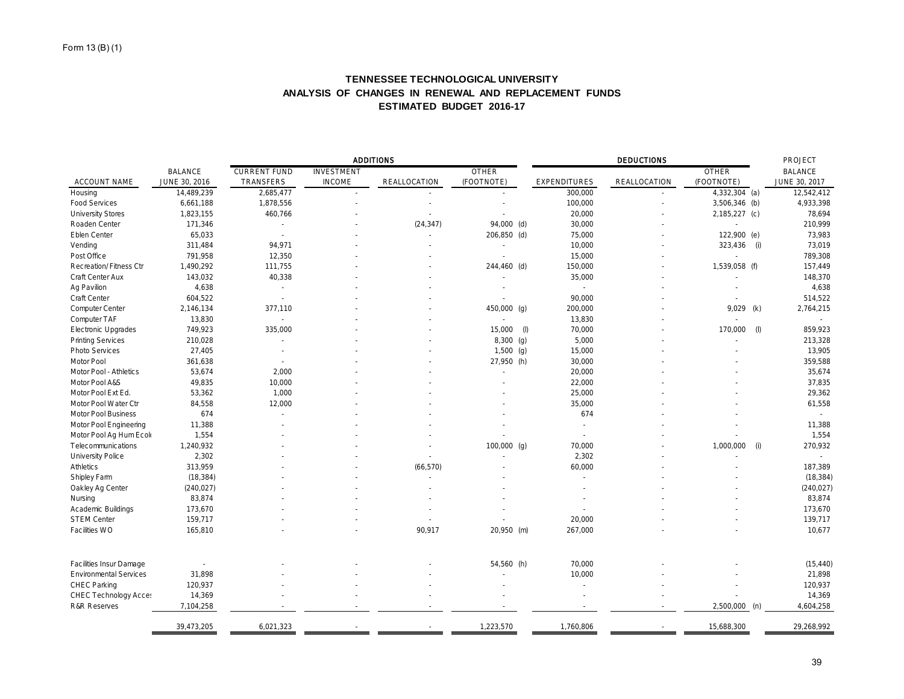Form 13 (B) (1)

# TENNESSEE TECHNOLOGICAL UNIVERSITY
## ANALYSIS OF CHANGES IN RENEWAL AND REPLACEMENT FUNDS
### ESTIMATED BUDGET 2016-17

| | | ADDITIONS | | | | | DEDUCTIONS | | | | PROJECT |
|---|---|---|---|---|---|---|---|---|---|---|---|
| ACCOUNT NAME | BALANCE JUNE 30, 2016 | CURRENT FUND TRANSFERS | INVESTMENT INCOME | REALLOCATION | OTHER (FOOTNOTE) | | EXPENDITURES | REALLOCATION | OTHER (FOOTNOTE) | | BALANCE JUNE 30, 2017 |
| Housing | 14,489,239 | 2,685,477 | - | - | - | | 300,000 | - | 4,332,304 | (a) | 12,542,412 |
| Food Services | 6,661,188 | 1,878,556 | - | - | - | | 100,000 | - | 3,506,346 | (b) | 4,933,398 |
| University Stores | 1,823,155 | 460,766 | - | - | - | | 20,000 | - | 2,185,227 | (c) | 78,694 |
| Roaden Center | 171,346 | - | - | (24,347) | 94,000 | (d) | 30,000 | - | - | | 210,999 |
| Eblen Center | 65,033 | - | - | - | 206,850 | (d) | 75,000 | - | 122,900 | (e) | 73,983 |
| Vending | 311,484 | 94,971 | - | - | - | | 10,000 | - | 323,436 | (i) | 73,019 |
| Post Office | 791,958 | 12,350 | - | - | - | | 15,000 | - | - | | 789,308 |
| Recreation/Fitness Ctr | 1,490,292 | 111,755 | - | - | 244,460 | (d) | 150,000 | - | 1,539,058 | (f) | 157,449 |
| Craft Center Aux | 143,032 | 40,338 | - | - | - | | 35,000 | - | - | | 148,370 |
| Ag Pavilion | 4,638 | - | - | - | - | | - | - | - | | 4,638 |
| Craft Center | 604,522 | - | - | - | - | | 90,000 | - | - | | 514,522 |
| Computer Center | 2,146,134 | 377,110 | - | - | 450,000 | (g) | 200,000 | - | 9,029 | (k) | 2,764,215 |
| Computer TAF | 13,830 | - | - | - | - | | 13,830 | - | - | | - |
| Electronic Upgrades | 749,923 | 335,000 | - | - | 15,000 | (l) | 70,000 | - | 170,000 | (l) | 859,923 |
| Printing Services | 210,028 | - | - | - | 8,300 | (g) | 5,000 | - | - | | 213,328 |
| Photo Services | 27,405 | - | - | - | 1,500 | (g) | 15,000 | - | - | | 13,905 |
| Motor Pool | 361,638 | - | - | - | 27,950 | (h) | 30,000 | - | - | | 359,588 |
| Motor Pool - Athletics | 53,674 | 2,000 | - | - | - | | 20,000 | - | - | | 35,674 |
| Motor Pool A&S | 49,835 | 10,000 | - | - | - | | 22,000 | - | - | | 37,835 |
| Motor Pool Ext Ed. | 53,362 | 1,000 | - | - | - | | 25,000 | - | - | | 29,362 |
| Motor Pool Water Ctr | 84,558 | 12,000 | - | - | - | | 35,000 | - | - | | 61,558 |
| Motor Pool Business | 674 | - | - | - | - | | 674 | - | - | | - |
| Motor Pool Engineering | 11,388 | - | - | - | - | | - | - | - | | 11,388 |
| Motor Pool Ag Hum Ecol | 1,554 | - | - | - | - | | - | - | - | | 1,554 |
| Telecommunications | 1,240,932 | - | - | - | 100,000 | (g) | 70,000 | - | 1,000,000 | (i) | 270,932 |
| University Police | 2,302 | - | - | - | - | | 2,302 | - | - | | - |
| Athletics | 313,959 | - | - | (66,570) | - | | 60,000 | - | - | | 187,389 |
| Shipley Farm | (18,384) | - | - | - | - | | - | - | - | | (18,384) |
| Oakley Ag Center | (240,027) | - | - | - | - | | - | - | - | | (240,027) |
| Nursing | 83,874 | - | - | - | - | | - | - | - | | 83,874 |
| Academic Buildings | 173,670 | - | - | - | - | | - | - | - | | 173,670 |
| STEM Center | 159,717 | - | - | - | - | | 20,000 | - | - | | 139,717 |
| Facilities WO | 165,810 | - | - | 90,917 | 20,950 | (m) | 267,000 | - | - | | 10,677 |
| Facilities Insur Damage | - | - | - | - | 54,560 | (h) | 70,000 | - | - | | (15,440) |
| Environmental Services | 31,898 | - | - | - | - | | 10,000 | - | - | | 21,898 |
| CHEC Parking | 120,937 | - | - | - | - | | - | - | - | | 120,937 |
| CHEC Technology Acces | 14,369 | - | - | - | - | | - | - | - | | 14,369 |
| R&R Reserves | 7,104,258 | - | - | - | - | | - | - | 2,500,000 | (n) | 4,604,258 |
| | 39,473,205 | 6,021,323 | - | - | 1,223,570 | | 1,760,806 | - | 15,688,300 | | 29,268,992 |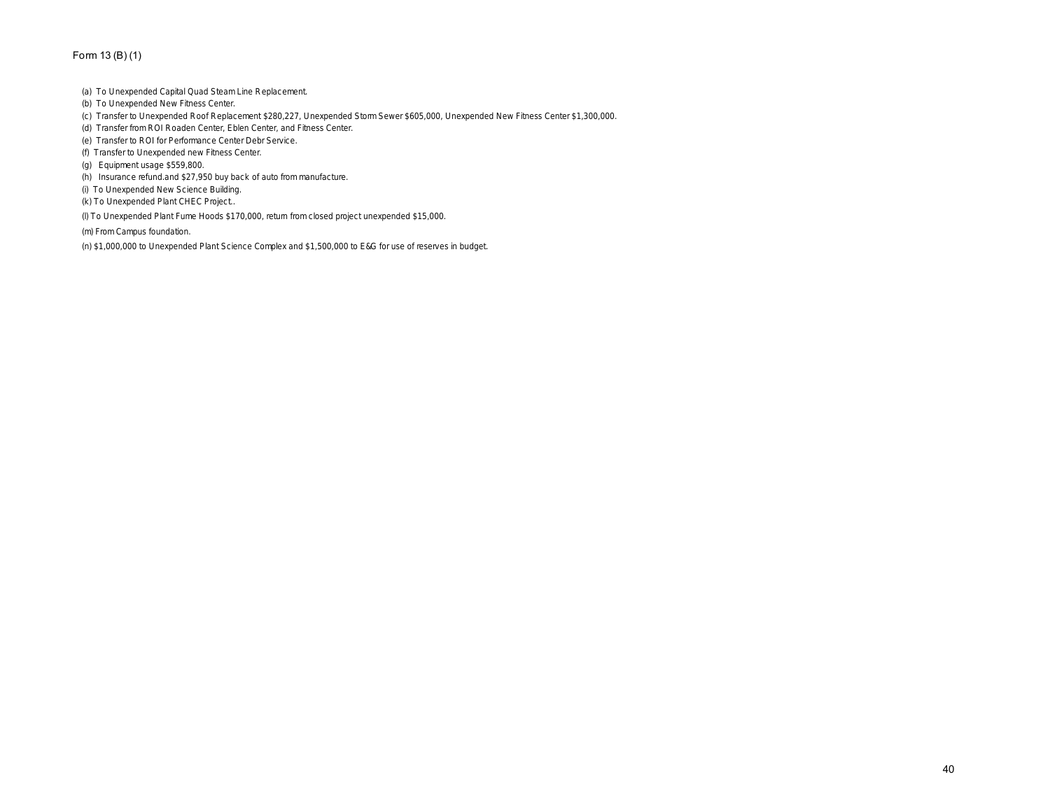Form 13 (B) (1)

(a) To Unexpended Capital Quad Steam Line Replacement.

(b) To Unexpended New Fitness Center.

(c) Transfer to Unexpended Roof Replacement $280,227, Unexpended Storm Sewer $605,000, Unexpended New Fitness Center $1,300,000.

(d) Transfer from ROI Roaden Center, Eblen Center, and Fitness Center.

(e) Transfer to ROI for Performance Center Debr Service.

(f) Transfer to Unexpended new Fitness Center.

(g) Equipment usage $559,800.

(h) Insurance refund.and $27,950 buy back of auto from manufacture.

(i) To Unexpended New Science Building.

(k) To Unexpended Plant CHEC Project..

(l) To Unexpended Plant Fume Hoods $170,000, return from closed project unexpended $15,000.

(m) From Campus foundation.

(n) $1,000,000 to Unexpended Plant Science Complex and $1,500,000 to E&G for use of reserves in budget.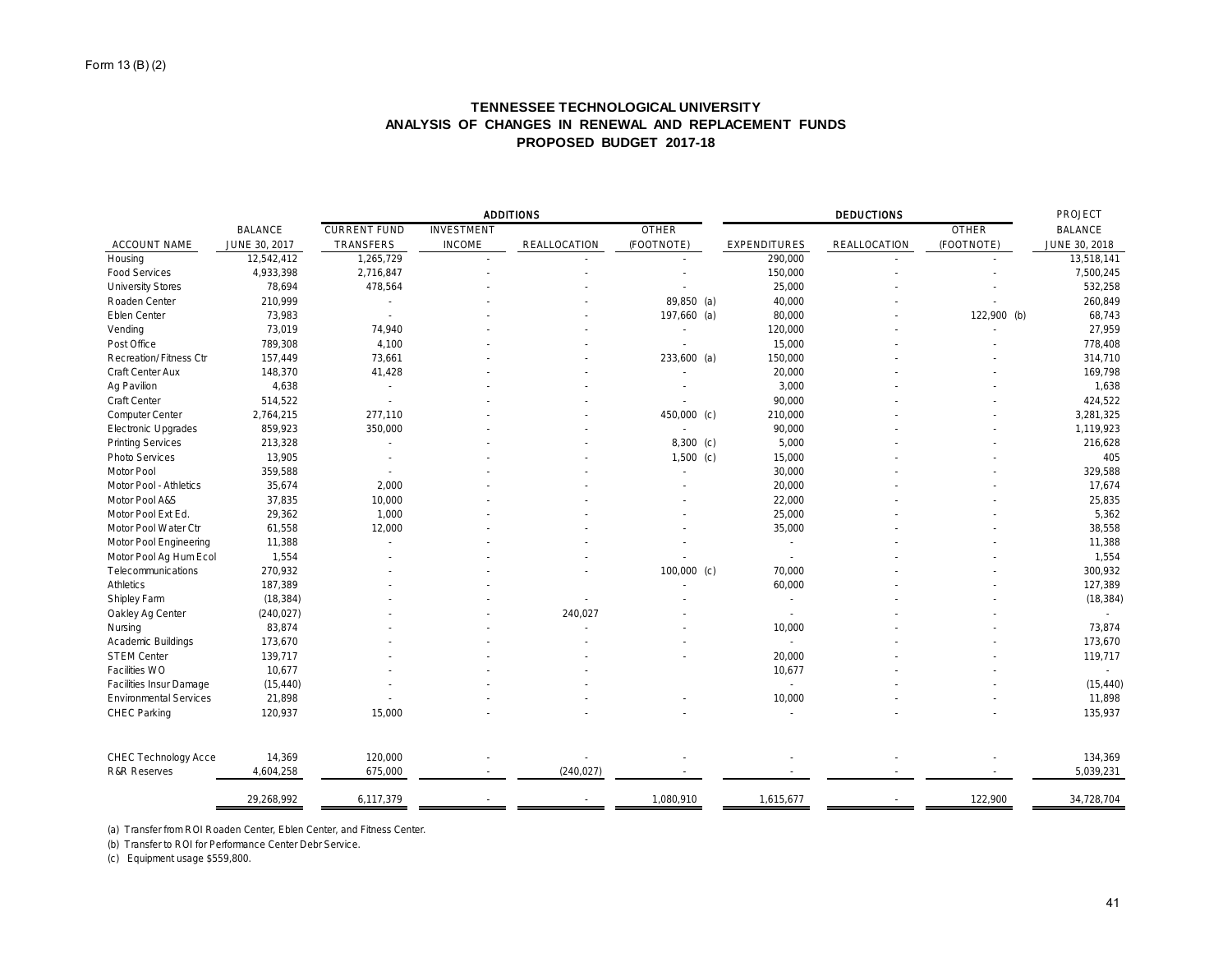Form 13 (B) (2)

# TENNESSEE TECHNOLOGICAL UNIVERSITY
## ANALYSIS OF CHANGES IN RENEWAL AND REPLACEMENT FUNDS
## PROPOSED BUDGET 2017-18

| | | ADDITIONS | | | | DEDUCTIONS | | | PROJECT |
|---|---|---|---|---|---|---|---|---|---|
| ACCOUNT NAME | BALANCE JUNE 30, 2017 | CURRENT FUND TRANSFERS | INVESTMENT INCOME | REALLOCATION | OTHER (FOOTNOTE) | EXPENDITURES | REALLOCATION | OTHER (FOOTNOTE) | BALANCE JUNE 30, 2018 |
| Housing | 12,542,412 | 1,265,729 | - | - | - | 290,000 | - | - | 13,518,141 |
| Food Services | 4,933,398 | 2,716,847 | - | - | - | 150,000 | - | - | 7,500,245 |
| University Stores | 78,694 | 478,564 | - | - | - | 25,000 | - | - | 532,258 |
| Roaden Center | 210,999 | - | - | - | 89,850 (a) | 40,000 | - | - | 260,849 |
| Eblen Center | 73,983 | - | - | - | 197,660 (a) | 80,000 | - | 122,900 (b) | 68,743 |
| Vending | 73,019 | 74,940 | - | - | - | 120,000 | - | - | 27,959 |
| Post Office | 789,308 | 4,100 | - | - | - | 15,000 | - | - | 778,408 |
| Recreation/Fitness Ctr | 157,449 | 73,661 | - | - | 233,600 (a) | 150,000 | - | - | 314,710 |
| Craft Center Aux | 148,370 | 41,428 | - | - | - | 20,000 | - | - | 169,798 |
| Ag Pavilion | 4,638 | - | - | - | - | 3,000 | - | - | 1,638 |
| Craft Center | 514,522 | - | - | - | - | 90,000 | - | - | 424,522 |
| Computer Center | 2,764,215 | 277,110 | - | - | 450,000 (c) | 210,000 | - | - | 3,281,325 |
| Electronic Upgrades | 859,923 | 350,000 | - | - | - | 90,000 | - | - | 1,119,923 |
| Printing Services | 213,328 | - | - | - | 8,300 (c) | 5,000 | - | - | 216,628 |
| Photo Services | 13,905 | - | - | - | 1,500 (c) | 15,000 | - | - | 405 |
| Motor Pool | 359,588 | - | - | - | - | 30,000 | - | - | 329,588 |
| Motor Pool - Athletics | 35,674 | 2,000 | - | - | - | 20,000 | - | - | 17,674 |
| Motor Pool A&S | 37,835 | 10,000 | - | - | - | 22,000 | - | - | 25,835 |
| Motor Pool Ext Ed. | 29,362 | 1,000 | - | - | - | 25,000 | - | - | 5,362 |
| Motor Pool Water Ctr | 61,558 | 12,000 | - | - | - | 35,000 | - | - | 38,558 |
| Motor Pool Engineering | 11,388 | - | - | - | - | - | - | - | 11,388 |
| Motor Pool Ag Hum Ecol | 1,554 | - | - | - | - | - | - | - | 1,554 |
| Telecommunications | 270,932 | - | - | - | 100,000 (c) | 70,000 | - | - | 300,932 |
| Athletics | 187,389 | - | - | - | - | 60,000 | - | - | 127,389 |
| Shipley Farm | (18,384) | - | - | - | - | - | - | - | (18,384) |
| Oakley Ag Center | (240,027) | - | - | 240,027 | - | - | - | - | - |
| Nursing | 83,874 | - | - | - | - | 10,000 | - | - | 73,874 |
| Academic Buildings | 173,670 | - | - | - | - | - | - | - | 173,670 |
| STEM Center | 139,717 | - | - | - | - | 20,000 | - | - | 119,717 |
| Facilities WO | 10,677 | - | - | - | | 10,677 | - | - | - |
| Facilities Insur Damage | (15,440) | - | - | - | | - | - | - | (15,440) |
| Environmental Services | 21,898 | - | - | - | - | 10,000 | - | - | 11,898 |
| CHEC Parking | 120,937 | 15,000 | - | - | - | - | - | - | 135,937 |
| CHEC Technology Acce | 14,369 | 120,000 | - | - | - | - | - | - | 134,369 |
| R&R Reserves | 4,604,258 | 675,000 | - | (240,027) | - | - | - | - | 5,039,231 |
| | 29,268,992 | 6,117,379 | - | - | 1,080,910 | 1,615,677 | - | 122,900 | 34,728,704 |

(a) Transfer from ROI Roaden Center, Eblen Center, and Fitness Center.

(b) Transfer to ROI for Performance Center Debr Service.

(c) Equipment usage $559,800.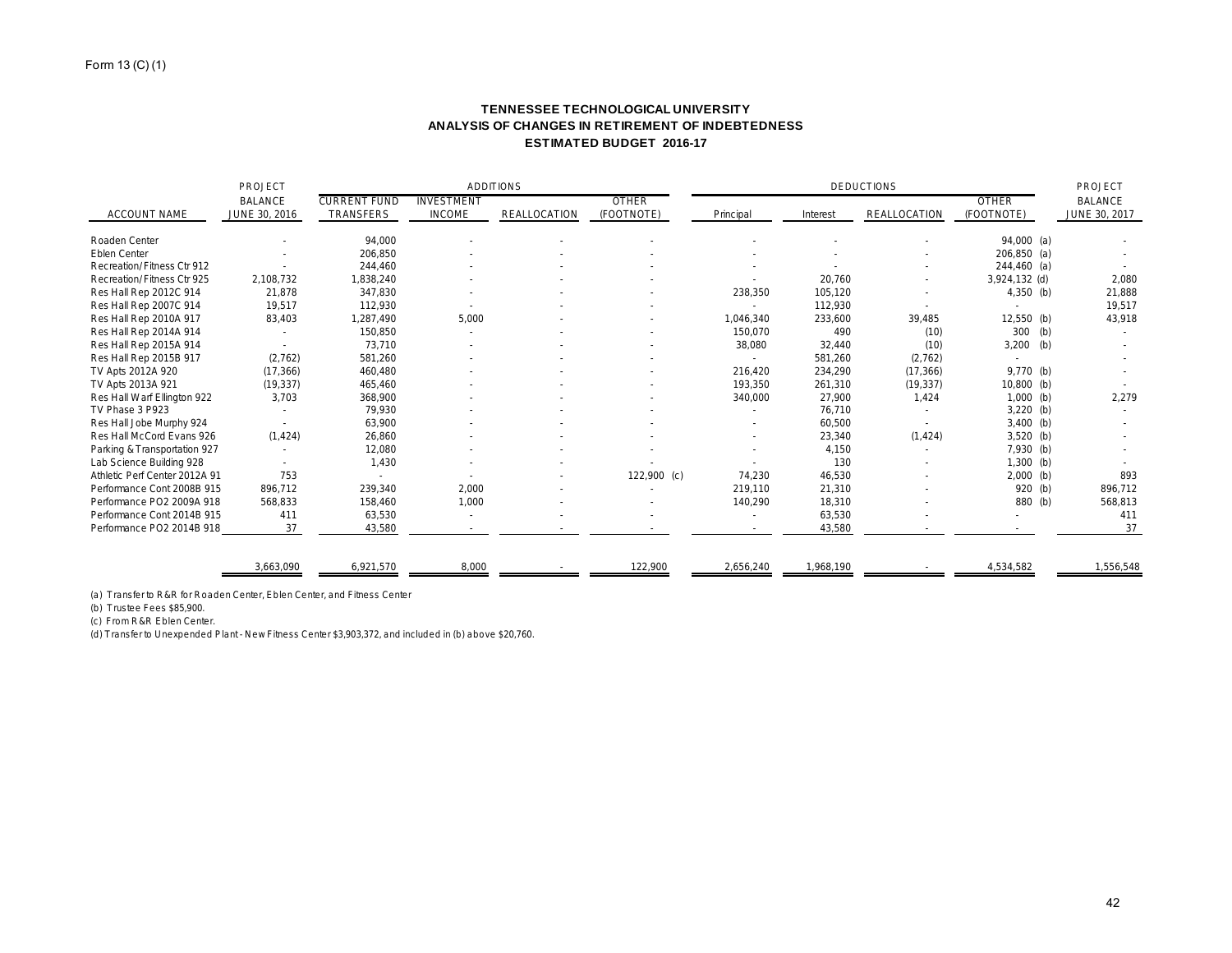Form 13 (C) (1)

## TENNESSEE TECHNOLOGICAL UNIVERSITY
## ANALYSIS OF CHANGES IN RETIREMENT OF INDEBTEDNESS
## ESTIMATED BUDGET 2016-17

| ACCOUNT NAME | PROJECT BALANCE JUNE 30, 2016 | ADDITIONS CURRENT FUND TRANSFERS | INVESTMENT INCOME | REALLOCATION | OTHER (FOOTNOTE) | DEDUCTIONS Principal | Interest | REALLOCATION | OTHER (FOOTNOTE) | PROJECT BALANCE JUNE 30, 2017 |
|---|---|---|---|---|---|---|---|---|---|---|
| Roaden Center | - | 94,000 | - | - | - | - | - | - | 94,000 (a) | - |
| Eblen Center | - | 206,850 | - | - | - | - | - | - | 206,850 (a) | - |
| Recreation/Fitness Ctr 912 | - | 244,460 | - | - | - | - | - | - | 244,460 (a) | - |
| Recreation/Fitness Ctr 925 | 2,108,732 | 1,838,240 | - | - | - | - | 20,760 | - | 3,924,132 (d) | 2,080 |
| Res Hall Rep 2012C 914 | 21,878 | 347,830 | - | - | - | 238,350 | 105,120 | - | 4,350 (b) | 21,888 |
| Res Hall Rep 2007C 914 | 19,517 | 112,930 | - | - | - | - | 112,930 | - | - | 19,517 |
| Res Hall Rep 2010A 917 | 83,403 | 1,287,490 | 5,000 | - | - | 1,046,340 | 233,600 | 39,485 | 12,550 (b) | 43,918 |
| Res Hall Rep 2014A 914 | - | 150,850 | - | - | - | 150,070 | 490 | (10) | 300 (b) | - |
| Res Hall Rep 2015A 914 | - | 73,710 | - | - | - | 38,080 | 32,440 | (10) | 3,200 (b) | - |
| Res Hall Rep 2015B 917 | (2,762) | 581,260 | - | - | - | - | 581,260 | (2,762) | - | - |
| TV Apts 2012A 920 | (17,366) | 460,480 | - | - | - | 216,420 | 234,290 | (17,366) | 9,770 (b) | - |
| TV Apts 2013A 921 | (19,337) | 465,460 | - | - | - | 193,350 | 261,310 | (19,337) | 10,800 (b) | - |
| Res Hall Warf Ellington 922 | 3,703 | 368,900 | - | - | - | 340,000 | 27,900 | 1,424 | 1,000 (b) | 2,279 |
| TV Phase 3 P923 | - | 79,930 | - | - | - | - | 76,710 | - | 3,220 (b) | - |
| Res Hall Jobe Murphy 924 | - | 63,900 | - | - | - | - | 60,500 | - | 3,400 (b) | - |
| Res Hall McCord Evans 926 | (1,424) | 26,860 | - | - | - | - | 23,340 | (1,424) | 3,520 (b) | - |
| Parking & Transportation 927 | - | 12,080 | - | - | - | - | 4,150 | - | 7,930 (b) | - |
| Lab Science Building 928 | - | 1,430 | - | - | - | - | 130 | - | 1,300 (b) | - |
| Athletic Perf Center 2012A 91 | 753 | - | - | - | 122,900 (c) | 74,230 | 46,530 | - | 2,000 (b) | 893 |
| Performance Cont 2008B 915 | 896,712 | 239,340 | 2,000 | - | - | 219,110 | 21,310 | - | 920 (b) | 896,712 |
| Performance PO2 2009A 918 | 568,833 | 158,460 | 1,000 | - | - | 140,290 | 18,310 | - | 880 (b) | 568,813 |
| Performance Cont 2014B 915 | 411 | 63,530 | - | - | - | - | 63,530 | - | - | 411 |
| Performance PO2 2014B 918 | 37 | 43,580 | - | - | - | - | 43,580 | - | - | 37 |
| | 3,663,090 | 6,921,570 | 8,000 | - | 122,900 | 2,656,240 | 1,968,190 | - | 4,534,582 | 1,556,548 |

(a) Transfer to R&R for Roaden Center, Eblen Center, and Fitness Center

(b) Trustee Fees $85,900.

(c) From R&R Eblen Center.

(d) Transfer to Unexpended Plant - New Fitness Center $3,903,372, and included in (b) above $20,760.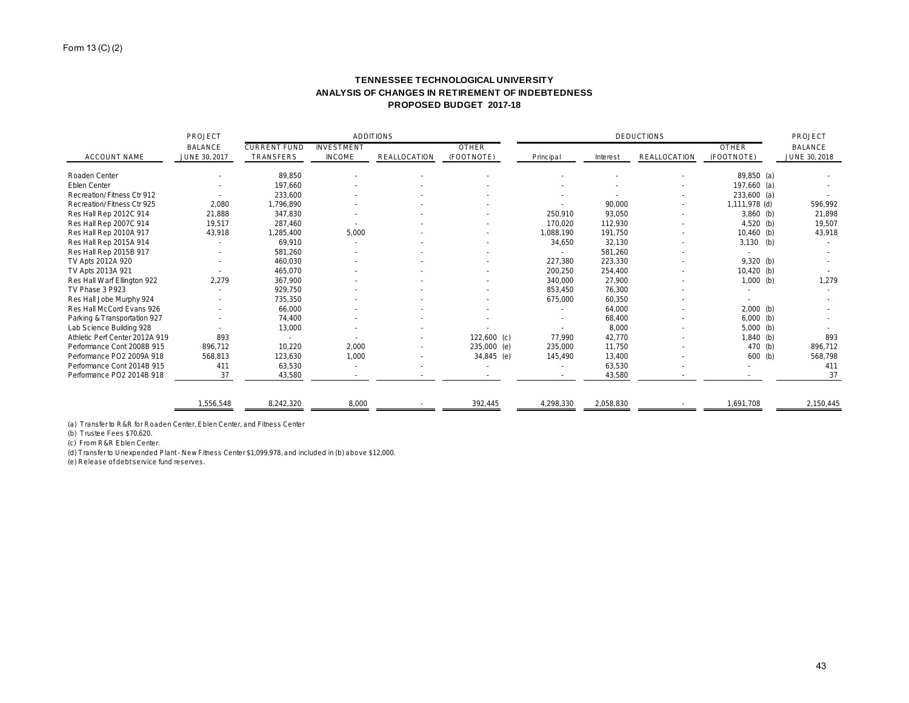Form 13 (C) (2)

# TENNESSEE TECHNOLOGICAL UNIVERSITY
## ANALYSIS OF CHANGES IN RETIREMENT OF INDEBTEDNESS
### PROPOSED BUDGET 2017-18

| ACCOUNT NAME | PROJECT BALANCE JUNE 30, 2017 | ADDITIONS | | | | DEDUCTIONS | | | | PROJECT BALANCE JUNE 30, 2018 |
|---|---|---|---|---|---|---|---|---|---|---|
| | | CURRENT FUND TRANSFERS | INVESTMENT INCOME | REALLOCATION | OTHER (FOOTNOTE) | Principal | Interest | REALLOCATION | OTHER (FOOTNOTE) | |
| Roaden Center | - | 89,850 | - | - | - | - | - | - | 89,850 (a) | - |
| Eblen Center | - | 197,660 | - | - | - | - | - | - | 197,660 (a) | - |
| Recreation/Fitness Ctr 912 | - | 233,600 | - | - | - | - | - | - | 233,600 (a) | - |
| Recreation/Fitness Ctr 925 | 2,080 | 1,796,890 | - | - | - | - | 90,000 | - | 1,111,978 (d) | 596,992 |
| Res Hall Rep 2012C 914 | 21,888 | 347,830 | - | - | - | 250,910 | 93,050 | - | 3,860 (b) | 21,898 |
| Res Hall Rep 2007C 914 | 19,517 | 287,460 | - | - | - | 170,020 | 112,930 | - | 4,520 (b) | 19,507 |
| Res Hall Rep 2010A 917 | 43,918 | 1,285,400 | 5,000 | - | - | 1,088,190 | 191,750 | - | 10,460 (b) | 43,918 |
| Res Hall Rep 2015A 914 | - | 69,910 | - | - | - | 34,650 | 32,130 | - | 3,130 (b) | - |
| Res Hall Rep 2015B 917 | - | 581,260 | - | - | - | - | 581,260 | - | - | - |
| TV Apts 2012A 920 | - | 460,030 | - | - | - | 227,380 | 223,330 | - | 9,320 (b) | - |
| TV Apts 2013A 921 | - | 465,070 | - | - | - | 200,250 | 254,400 | - | 10,420 (b) | - |
| Res Hall Warf Ellington 922 | 2,279 | 367,900 | - | - | - | 340,000 | 27,900 | - | 1,000 (b) | 1,279 |
| TV Phase 3 P923 | - | 929,750 | - | - | - | 853,450 | 76,300 | - | - | - |
| Res Hall Jobe Murphy 924 | - | 735,350 | - | - | - | 675,000 | 60,350 | - | - | - |
| Res Hall McCord Evans 926 | - | 66,000 | - | - | - | - | 64,000 | - | 2,000 (b) | - |
| Parking & Transportation 927 | - | 74,400 | - | - | - | - | 68,400 | - | 6,000 (b) | - |
| Lab Science Building 928 | - | 13,000 | - | - | - | - | 8,000 | - | 5,000 (b) | - |
| Athletic Perf Center 2012A 919 | 893 | - | - | - | 122,600 (c) | 77,990 | 42,770 | - | 1,840 (b) | 893 |
| Performance Cont 2008B 915 | 896,712 | 10,220 | 2,000 | - | 235,000 (e) | 235,000 | 11,750 | - | 470 (b) | 896,712 |
| Performance PO2 2009A 918 | 568,813 | 123,630 | 1,000 | - | 34,845 (e) | 145,490 | 13,400 | - | 600 (b) | 568,798 |
| Performance Cont 2014B 915 | 411 | 63,530 | - | - | - | - | 63,530 | - | - | 411 |
| Performance PO2 2014B 918 | 37 | 43,580 | - | - | - | - | 43,580 | - | - | 37 |
| | 1,556,548 | 8,242,320 | 8,000 | - | 392,445 | 4,298,330 | 2,058,830 | - | 1,691,708 | 2,150,445 |

(a) Transfer to R&R for Roaden Center, Eblen Center, and Fitness Center
(b) Trustee Fees $70,620.
(c) From R&R Eblen Center.
(d) Transfer to Unexpended Plant - New Fitness Center $1,099,978, and included in (b) above $12,000.
(e) Release of debt service fund reserves.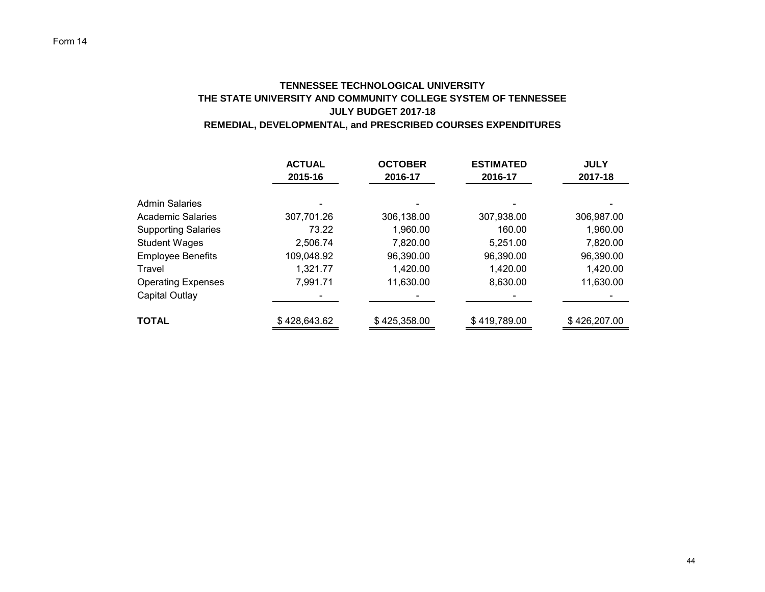Form 14

**TENNESSEE TECHNOLOGICAL UNIVERSITY**
**THE STATE UNIVERSITY AND COMMUNITY COLLEGE SYSTEM OF TENNESSEE**
**JULY BUDGET 2017-18**
**REMEDIAL, DEVELOPMENTAL, and PRESCRIBED COURSES EXPENDITURES**

| | ACTUAL 2015-16 | OCTOBER 2016-17 | ESTIMATED 2016-17 | JULY 2017-18 |
|---|---|---|---|---|
| Admin Salaries | - | - | - | - |
| Academic Salaries | 307,701.26 | 306,138.00 | 307,938.00 | 306,987.00 |
| Supporting Salaries | 73.22 | 1,960.00 | 160.00 | 1,960.00 |
| Student Wages | 2,506.74 | 7,820.00 | 5,251.00 | 7,820.00 |
| Employee Benefits | 109,048.92 | 96,390.00 | 96,390.00 | 96,390.00 |
| Travel | 1,321.77 | 1,420.00 | 1,420.00 | 1,420.00 |
| Operating Expenses | 7,991.71 | 11,630.00 | 8,630.00 | 11,630.00 |
| Capital Outlay | - | - | - | - |
| **TOTAL** | $ 428,643.62 | $ 425,358.00 | $ 419,789.00 | $ 426,207.00 |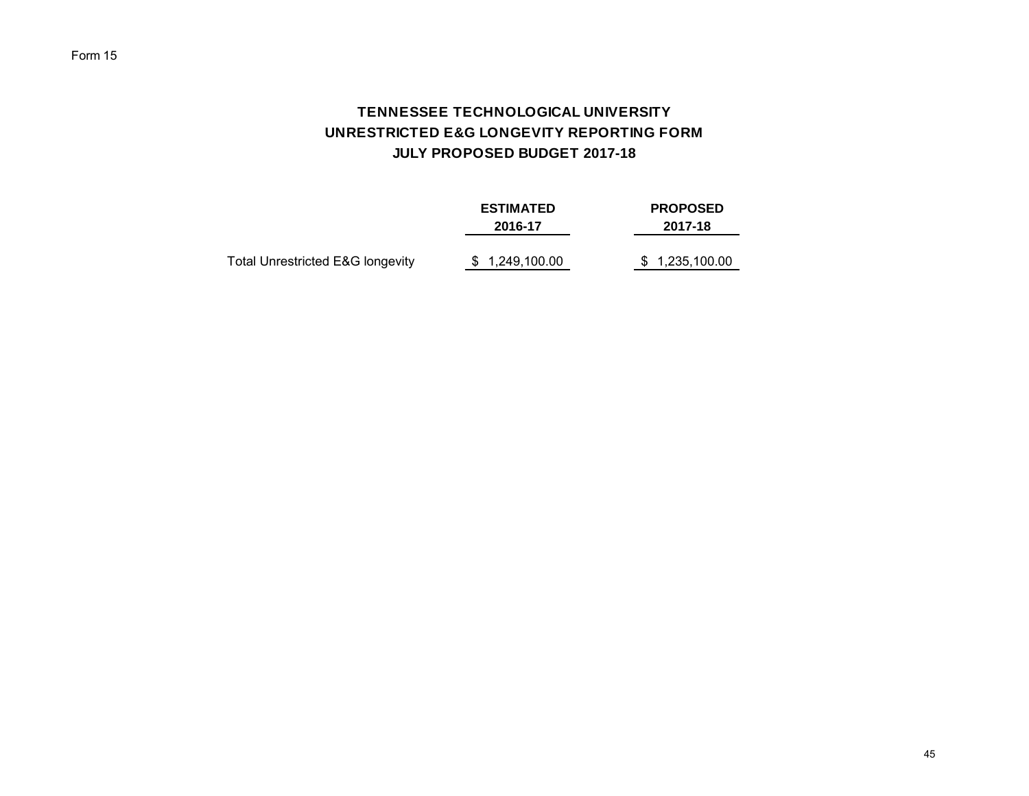Form 15

# TENNESSEE TECHNOLOGICAL UNIVERSITY
## UNRESTRICTED E&G LONGEVITY REPORTING FORM
## JULY PROPOSED BUDGET 2017-18

| | ESTIMATED 2016-17 | PROPOSED 2017-18 |
|---|---|---|
| Total Unrestricted E&G longevity | $ 1,249,100.00 | $ 1,235,100.00 |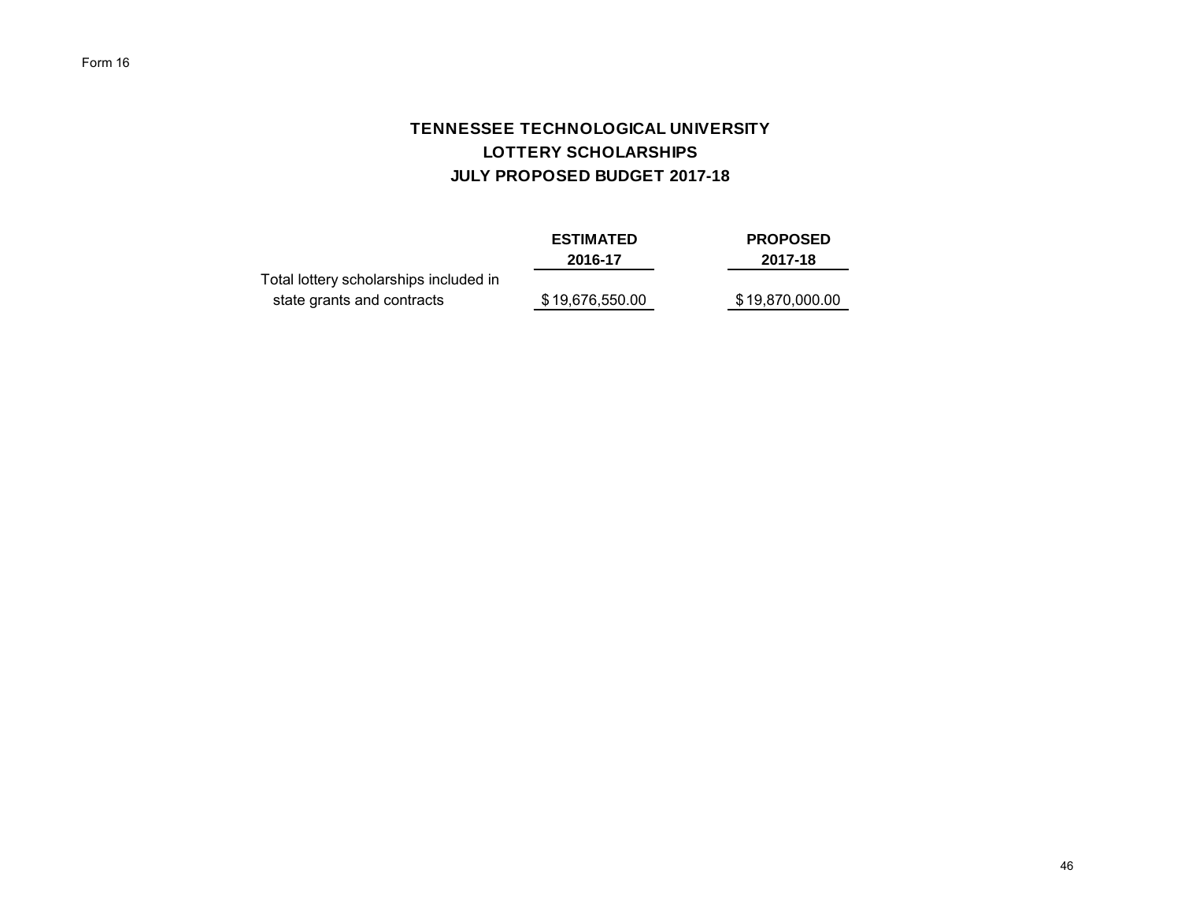Form 16

# TENNESSEE TECHNOLOGICAL UNIVERSITY
## LOTTERY SCHOLARSHIPS
## JULY PROPOSED BUDGET 2017-18

| | ESTIMATED 2016-17 | PROPOSED 2017-18 |
|---|---|---|
| Total lottery scholarships included in state grants and contracts | $ 19,676,550.00 | $ 19,870,000.00 |